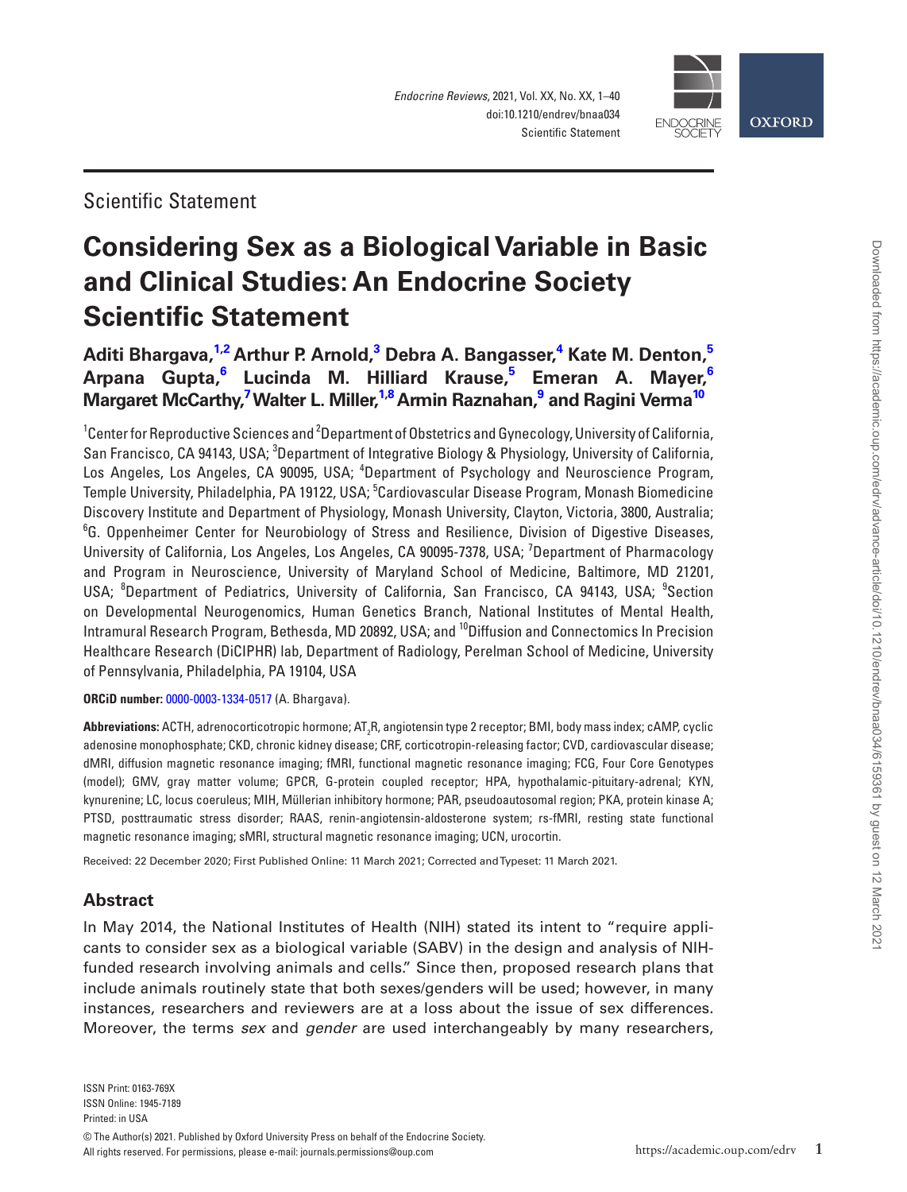Scientific Statement

# Considering Sex as a Biological Variable in Basic and Clinical Studies: An Endocrine Society Scientific Statement

**Aditi Bhargava,[1,2] Arthur P. Arnold,[3] Debra A. Bangasser,[4] Kate M. Denton,[5] Arpana Gupta,[6] Lucinda M. Hilliard Krause,[5] Emeran A. Mayer,[6] Margaret McCarthy,[7] Walter L. Miller,[1,8] Armin Raznahan,[9] and Ragini Verma[10]**

[1]Center for Reproductive Sciences and [2]Department of Obstetrics and Gynecology, University of California, San Francisco, CA 94143, USA; [3]Department of Integrative Biology & Physiology, University of California, Los Angeles, Los Angeles, CA 90095, USA; [4]Department of Psychology and Neuroscience Program, Temple University, Philadelphia, PA 19122, USA; [5]Cardiovascular Disease Program, Monash Biomedicine Discovery Institute and Department of Physiology, Monash University, Clayton, Victoria, 3800, Australia; [6]G. Oppenheimer Center for Neurobiology of Stress and Resilience, Division of Digestive Diseases, University of California, Los Angeles, Los Angeles, CA 90095-7378, USA; [7]Department of Pharmacology and Program in Neuroscience, University of Maryland School of Medicine, Baltimore, MD 21201, USA; [8]Department of Pediatrics, University of California, San Francisco, CA 94143, USA; [9]Section on Developmental Neurogenomics, Human Genetics Branch, National Institutes of Mental Health, Intramural Research Program, Bethesda, MD 20892, USA; and [10]Diffusion and Connectomics In Precision Healthcare Research (DiCIPHR) lab, Department of Radiology, Perelman School of Medicine, University of Pennsylvania, Philadelphia, PA 19104, USA

**ORCiD number:** 0000-0003-1334-0517 (A. Bhargava).

**Abbreviations:** ACTH, adrenocorticotropic hormone; $AT_2R$, angiotensin type 2 receptor; BMI, body mass index; cAMP, cyclic adenosine monophosphate; CKD, chronic kidney disease; CRF, corticotropin-releasing factor; CVD, cardiovascular disease; dMRI, diffusion magnetic resonance imaging; fMRI, functional magnetic resonance imaging; FCG, Four Core Genotypes (model); GMV, gray matter volume; GPCR, G-protein coupled receptor; HPA, hypothalamic-pituitary-adrenal; KYN, kynurenine; LC, locus coeruleus; MIH, Müllerian inhibitory hormone; PAR, pseudoautosomal region; PKA, protein kinase A; PTSD, posttraumatic stress disorder; RAAS, renin-angiotensin-aldosterone system; rs-fMRI, resting state functional magnetic resonance imaging; sMRI, structural magnetic resonance imaging; UCN, urocortin.

Received: 22 December 2020; First Published Online: 11 March 2021; Corrected and Typeset: 11 March 2021.

## Abstract

In May 2014, the National Institutes of Health (NIH) stated its intent to "require applicants to consider sex as a biological variable (SABV) in the design and analysis of NIH-funded research involving animals and cells." Since then, proposed research plans that include animals routinely state that both sexes/genders will be used; however, in many instances, researchers and reviewers are at a loss about the issue of sex differences. Moreover, the terms *sex* and *gender* are used interchangeably by many researchers,

ISSN Print: 0163-769X
ISSN Online: 1945-7189
Printed: in USA

© The Author(s) 2021. Published by Oxford University Press on behalf of the Endocrine Society.
All rights reserved. For permissions, please e-mail: journals.permissions@oup.com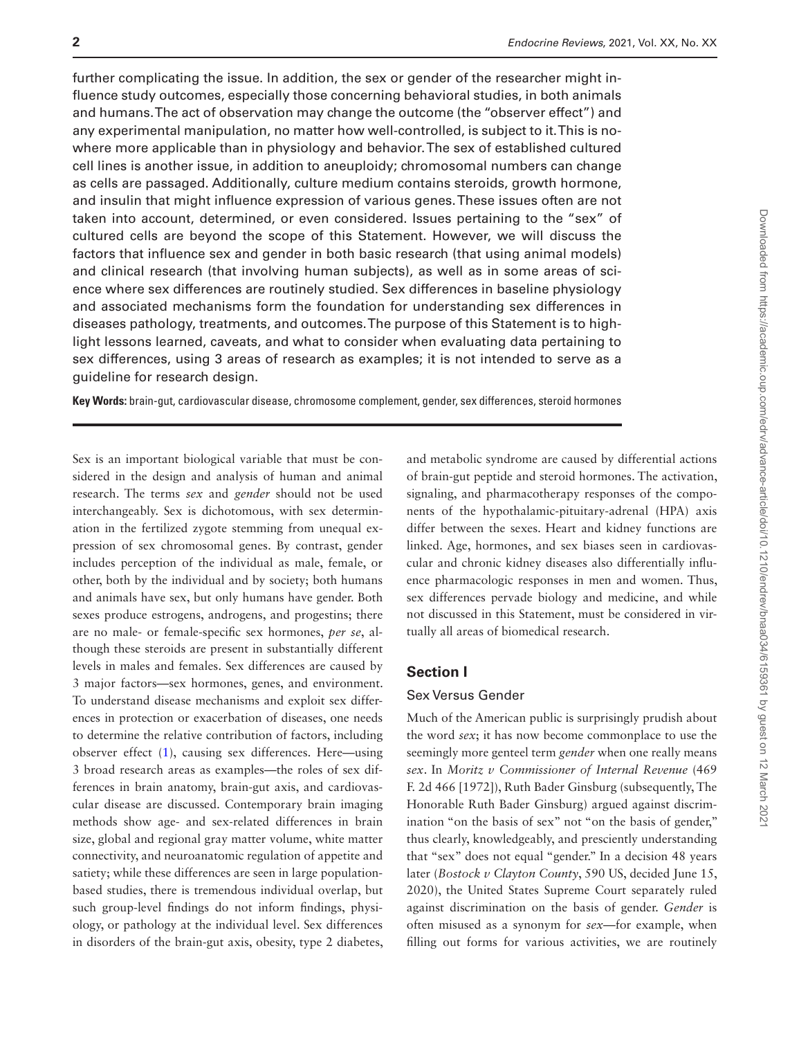further complicating the issue. In addition, the sex or gender of the researcher might influence study outcomes, especially those concerning behavioral studies, in both animals and humans. The act of observation may change the outcome (the "observer effect") and any experimental manipulation, no matter how well-controlled, is subject to it. This is nowhere more applicable than in physiology and behavior. The sex of established cultured cell lines is another issue, in addition to aneuploidy; chromosomal numbers can change as cells are passaged. Additionally, culture medium contains steroids, growth hormone, and insulin that might influence expression of various genes. These issues often are not taken into account, determined, or even considered. Issues pertaining to the "sex" of cultured cells are beyond the scope of this Statement. However, we will discuss the factors that influence sex and gender in both basic research (that using animal models) and clinical research (that involving human subjects), as well as in some areas of science where sex differences are routinely studied. Sex differences in baseline physiology and associated mechanisms form the foundation for understanding sex differences in diseases pathology, treatments, and outcomes. The purpose of this Statement is to highlight lessons learned, caveats, and what to consider when evaluating data pertaining to sex differences, using 3 areas of research as examples; it is not intended to serve as a guideline for research design.

**Key Words:** brain-gut, cardiovascular disease, chromosome complement, gender, sex differences, steroid hormones

Sex is an important biological variable that must be considered in the design and analysis of human and animal research. The terms *sex* and *gender* should not be used interchangeably. Sex is dichotomous, with sex determination in the fertilized zygote stemming from unequal expression of sex chromosomal genes. By contrast, gender includes perception of the individual as male, female, or other, both by the individual and by society; both humans and animals have sex, but only humans have gender. Both sexes produce estrogens, androgens, and progestins; there are no male- or female-specific sex hormones, *per se*, although these steroids are present in substantially different levels in males and females. Sex differences are caused by 3 major factors—sex hormones, genes, and environment. To understand disease mechanisms and exploit sex differences in protection or exacerbation of diseases, one needs to determine the relative contribution of factors, including observer effect (1), causing sex differences. Here—using 3 broad research areas as examples—the roles of sex differences in brain anatomy, brain-gut axis, and cardiovascular disease are discussed. Contemporary brain imaging methods show age- and sex-related differences in brain size, global and regional gray matter volume, white matter connectivity, and neuroanatomic regulation of appetite and satiety; while these differences are seen in large population-based studies, there is tremendous individual overlap, but such group-level findings do not inform findings, physiology, or pathology at the individual level. Sex differences in disorders of the brain-gut axis, obesity, type 2 diabetes, and metabolic syndrome are caused by differential actions of brain-gut peptide and steroid hormones. The activation, signaling, and pharmacotherapy responses of the components of the hypothalamic-pituitary-adrenal (HPA) axis differ between the sexes. Heart and kidney functions are linked. Age, hormones, and sex biases seen in cardiovascular and chronic kidney diseases also differentially influence pharmacologic responses in men and women. Thus, sex differences pervade biology and medicine, and while not discussed in this Statement, must be considered in virtually all areas of biomedical research.

## Section I

### Sex Versus Gender

Much of the American public is surprisingly prudish about the word *sex*; it has now become commonplace to use the seemingly more genteel term *gender* when one really means *sex*. In *Moritz v Commissioner of Internal Revenue* (469 F. 2d 466 [1972]), Ruth Bader Ginsburg (subsequently, The Honorable Ruth Bader Ginsburg) argued against discrimination "on the basis of sex" not "on the basis of gender," thus clearly, knowledgeably, and presciently understanding that "sex" does not equal "gender." In a decision 48 years later (*Bostock v Clayton County*, 590 US, decided June 15, 2020), the United States Supreme Court separately ruled against discrimination on the basis of gender. *Gender* is often misused as a synonym for *sex*—for example, when filling out forms for various activities, we are routinely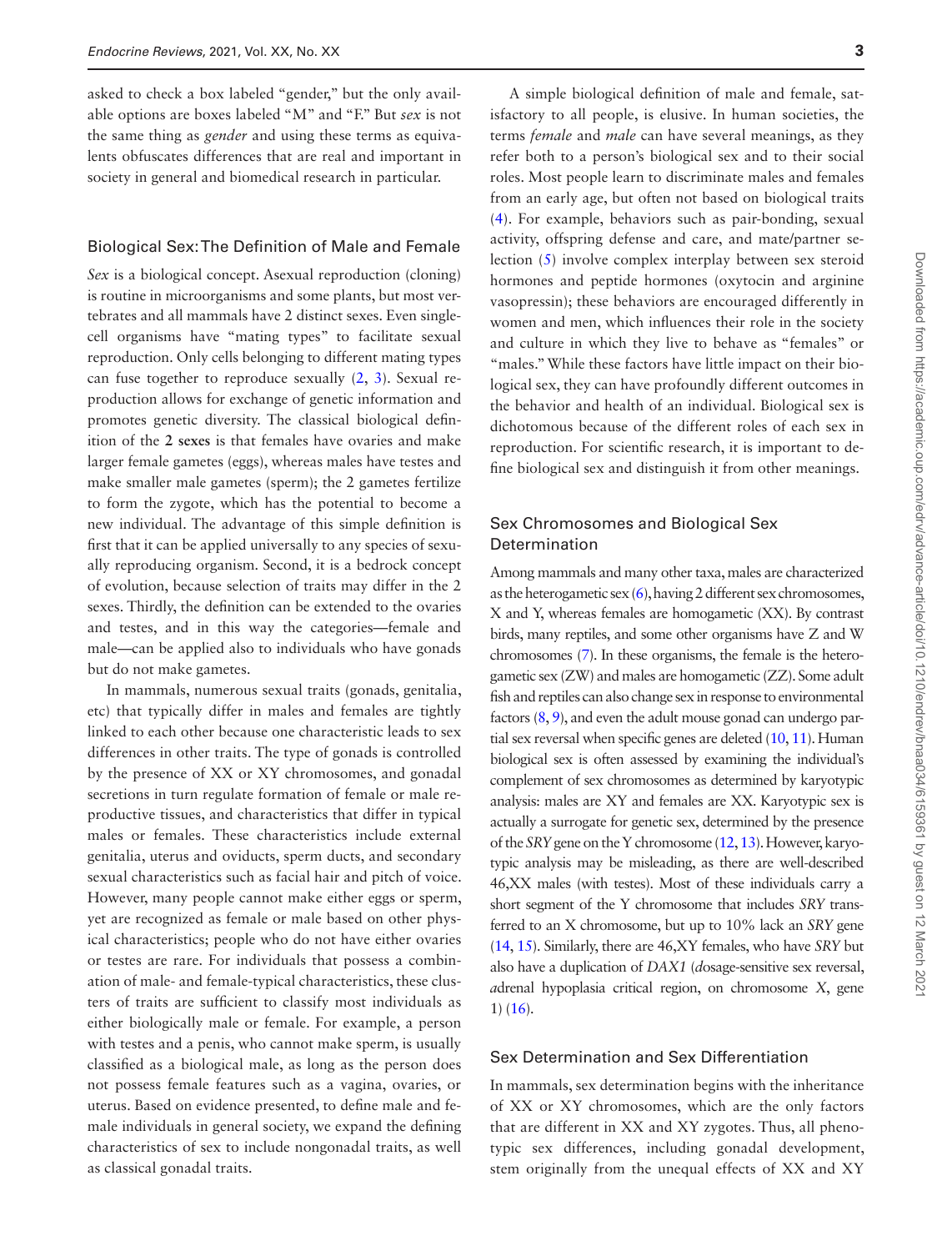asked to check a box labeled "gender," but the only available options are boxes labeled "M" and "F." But *sex* is not the same thing as *gender* and using these terms as equivalents obfuscates differences that are real and important in society in general and biomedical research in particular.

## Biological Sex: The Definition of Male and Female

*Sex* is a biological concept. Asexual reproduction (cloning) is routine in microorganisms and some plants, but most vertebrates and all mammals have 2 distinct sexes. Even single-cell organisms have "mating types" to facilitate sexual reproduction. Only cells belonging to different mating types can fuse together to reproduce sexually (2, 3). Sexual reproduction allows for exchange of genetic information and promotes genetic diversity. The classical biological definition of the **2 sexes** is that females have ovaries and make larger female gametes (eggs), whereas males have testes and make smaller male gametes (sperm); the 2 gametes fertilize to form the zygote, which has the potential to become a new individual. The advantage of this simple definition is first that it can be applied universally to any species of sexually reproducing organism. Second, it is a bedrock concept of evolution, because selection of traits may differ in the 2 sexes. Thirdly, the definition can be extended to the ovaries and testes, and in this way the categories—female and male—can be applied also to individuals who have gonads but do not make gametes.

In mammals, numerous sexual traits (gonads, genitalia, etc) that typically differ in males and females are tightly linked to each other because one characteristic leads to sex differences in other traits. The type of gonads is controlled by the presence of XX or XY chromosomes, and gonadal secretions in turn regulate formation of female or male reproductive tissues, and characteristics that differ in typical males or females. These characteristics include external genitalia, uterus and oviducts, sperm ducts, and secondary sexual characteristics such as facial hair and pitch of voice. However, many people cannot make either eggs or sperm, yet are recognized as female or male based on other physical characteristics; people who do not have either ovaries or testes are rare. For individuals that possess a combination of male- and female-typical characteristics, these clusters of traits are sufficient to classify most individuals as either biologically male or female. For example, a person with testes and a penis, who cannot make sperm, is usually classified as a biological male, as long as the person does not possess female features such as a vagina, ovaries, or uterus. Based on evidence presented, to define male and female individuals in general society, we expand the defining characteristics of sex to include nongonadal traits, as well as classical gonadal traits.

A simple biological definition of male and female, satisfactory to all people, is elusive. In human societies, the terms *female* and *male* can have several meanings, as they refer both to a person's biological sex and to their social roles. Most people learn to discriminate males and females from an early age, but often not based on biological traits (4). For example, behaviors such as pair-bonding, sexual activity, offspring defense and care, and mate/partner selection (5) involve complex interplay between sex steroid hormones and peptide hormones (oxytocin and arginine vasopressin); these behaviors are encouraged differently in women and men, which influences their role in the society and culture in which they live to behave as "females" or "males." While these factors have little impact on their biological sex, they can have profoundly different outcomes in the behavior and health of an individual. Biological sex is dichotomous because of the different roles of each sex in reproduction. For scientific research, it is important to define biological sex and distinguish it from other meanings.

## Sex Chromosomes and Biological Sex Determination

Among mammals and many other taxa, males are characterized as the heterogametic sex (6), having 2 different sex chromosomes, X and Y, whereas females are homogametic (XX). By contrast birds, many reptiles, and some other organisms have Z and W chromosomes (7). In these organisms, the female is the heterogametic sex (ZW) and males are homogametic (ZZ). Some adult fish and reptiles can also change sex in response to environmental factors (8, 9), and even the adult mouse gonad can undergo partial sex reversal when specific genes are deleted (10, 11). Human biological sex is often assessed by examining the individual's complement of sex chromosomes as determined by karyotypic analysis: males are XY and females are XX. Karyotypic sex is actually a surrogate for genetic sex, determined by the presence of the *SRY* gene on the Y chromosome (12, 13). However, karyotypic analysis may be misleading, as there are well-described 46,XX males (with testes). Most of these individuals carry a short segment of the Y chromosome that includes *SRY* transferred to an X chromosome, but up to 10% lack an *SRY* gene (14, 15). Similarly, there are 46,XY females, who have *SRY* but also have a duplication of *DAX1* (*d*osage-sensitive sex reversal, *a*drenal hypoplasia critical region, on chromosome *X*, gene 1) (16).

## Sex Determination and Sex Differentiation

In mammals, sex determination begins with the inheritance of XX or XY chromosomes, which are the only factors that are different in XX and XY zygotes. Thus, all phenotypic sex differences, including gonadal development, stem originally from the unequal effects of XX and XY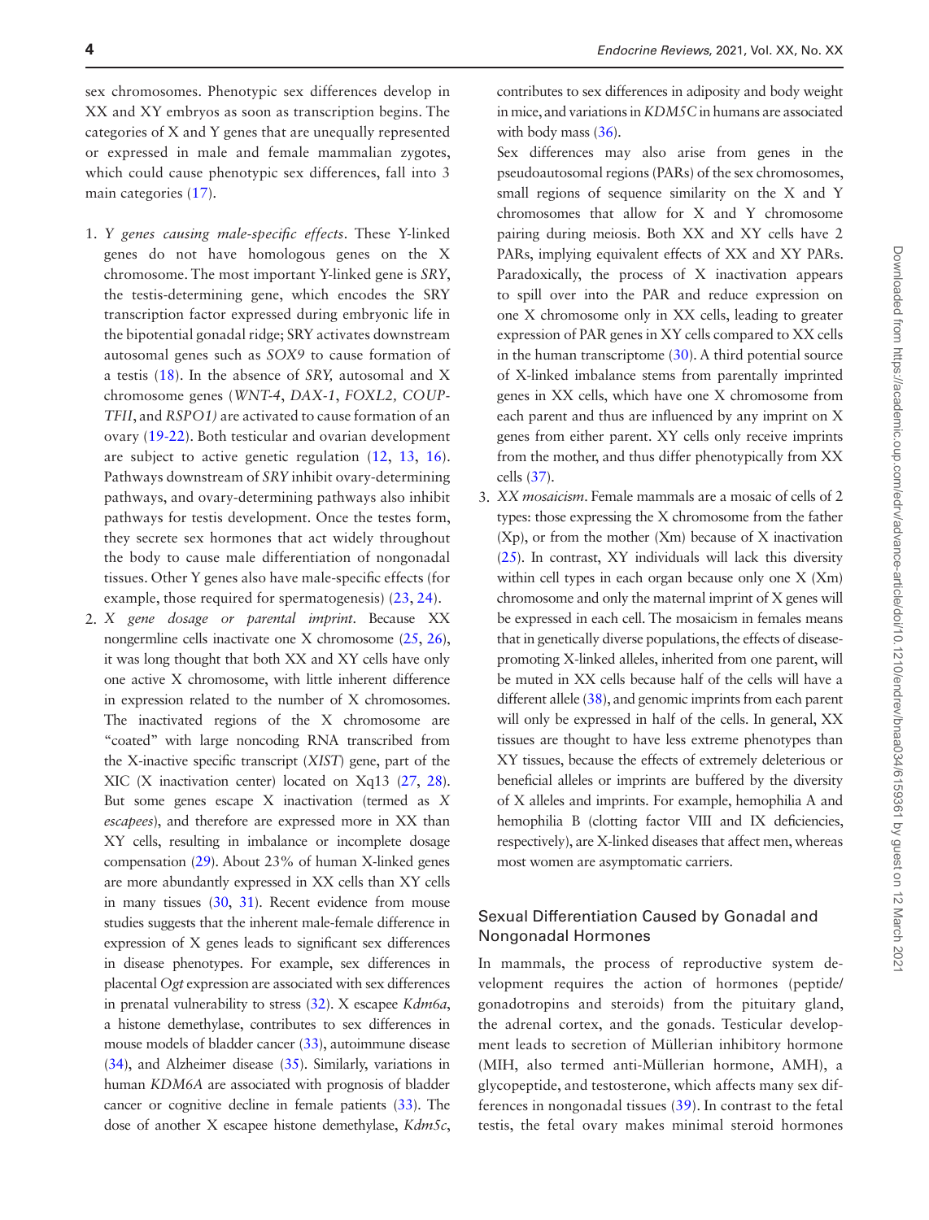sex chromosomes. Phenotypic sex differences develop in XX and XY embryos as soon as transcription begins. The categories of X and Y genes that are unequally represented or expressed in male and female mammalian zygotes, which could cause phenotypic sex differences, fall into 3 main categories (17).

1. *Y genes causing male-specific effects*. These Y-linked genes do not have homologous genes on the X chromosome. The most important Y-linked gene is *SRY*, the testis-determining gene, which encodes the SRY transcription factor expressed during embryonic life in the bipotential gonadal ridge; SRY activates downstream autosomal genes such as *SOX9* to cause formation of a testis (18). In the absence of *SRY,* autosomal and X chromosome genes (*WNT-4*, *DAX-1*, *FOXL2, COUP-TFII*, and *RSPO1)* are activated to cause formation of an ovary (19-22). Both testicular and ovarian development are subject to active genetic regulation (12, 13, 16). Pathways downstream of *SRY* inhibit ovary-determining pathways, and ovary-determining pathways also inhibit pathways for testis development. Once the testes form, they secrete sex hormones that act widely throughout the body to cause male differentiation of nongonadal tissues. Other Y genes also have male-specific effects (for example, those required for spermatogenesis) (23, 24).
2. *X gene dosage or parental imprint*. Because XX nongermline cells inactivate one X chromosome (25, 26), it was long thought that both XX and XY cells have only one active X chromosome, with little inherent difference in expression related to the number of X chromosomes. The inactivated regions of the X chromosome are "coated" with large noncoding RNA transcribed from the X-inactive specific transcript (*XIST*) gene, part of the XIC (X inactivation center) located on Xq13 (27, 28). But some genes escape X inactivation (termed as *X escapees*), and therefore are expressed more in XX than XY cells, resulting in imbalance or incomplete dosage compensation (29). About 23% of human X-linked genes are more abundantly expressed in XX cells than XY cells in many tissues (30, 31). Recent evidence from mouse studies suggests that the inherent male-female difference in expression of X genes leads to significant sex differences in disease phenotypes. For example, sex differences in placental *Ogt* expression are associated with sex differences in prenatal vulnerability to stress (32). X escapee *Kdm6a*, a histone demethylase, contributes to sex differences in mouse models of bladder cancer (33), autoimmune disease (34), and Alzheimer disease (35). Similarly, variations in human *KDM6A* are associated with prognosis of bladder cancer or cognitive decline in female patients (33). The dose of another X escapee histone demethylase, *Kdm5c*, contributes to sex differences in adiposity and body weight in mice, and variations in *KDM5C* in humans are associated with body mass (36).
   Sex differences may also arise from genes in the pseudoautosomal regions (PARs) of the sex chromosomes, small regions of sequence similarity on the X and Y chromosomes that allow for X and Y chromosome pairing during meiosis. Both XX and XY cells have 2 PARs, implying equivalent effects of XX and XY PARs. Paradoxically, the process of X inactivation appears to spill over into the PAR and reduce expression on one X chromosome only in XX cells, leading to greater expression of PAR genes in XY cells compared to XX cells in the human transcriptome (30). A third potential source of X-linked imbalance stems from parentally imprinted genes in XX cells, which have one X chromosome from each parent and thus are influenced by any imprint on X genes from either parent. XY cells only receive imprints from the mother, and thus differ phenotypically from XX cells (37).
3. *XX mosaicism*. Female mammals are a mosaic of cells of 2 types: those expressing the X chromosome from the father (Xp), or from the mother (Xm) because of X inactivation (25). In contrast, XY individuals will lack this diversity within cell types in each organ because only one X (Xm) chromosome and only the maternal imprint of X genes will be expressed in each cell. The mosaicism in females means that in genetically diverse populations, the effects of disease-promoting X-linked alleles, inherited from one parent, will be muted in XX cells because half of the cells will have a different allele (38), and genomic imprints from each parent will only be expressed in half of the cells. In general, XX tissues are thought to have less extreme phenotypes than XY tissues, because the effects of extremely deleterious or beneficial alleles or imprints are buffered by the diversity of X alleles and imprints. For example, hemophilia A and hemophilia B (clotting factor VIII and IX deficiencies, respectively), are X-linked diseases that affect men, whereas most women are asymptomatic carriers.

## Sexual Differentiation Caused by Gonadal and Nongonadal Hormones

In mammals, the process of reproductive system development requires the action of hormones (peptide/gonadotropins and steroids) from the pituitary gland, the adrenal cortex, and the gonads. Testicular development leads to secretion of Müllerian inhibitory hormone (MIH, also termed anti-Müllerian hormone, AMH), a glycopeptide, and testosterone, which affects many sex differences in nongonadal tissues (39). In contrast to the fetal testis, the fetal ovary makes minimal steroid hormones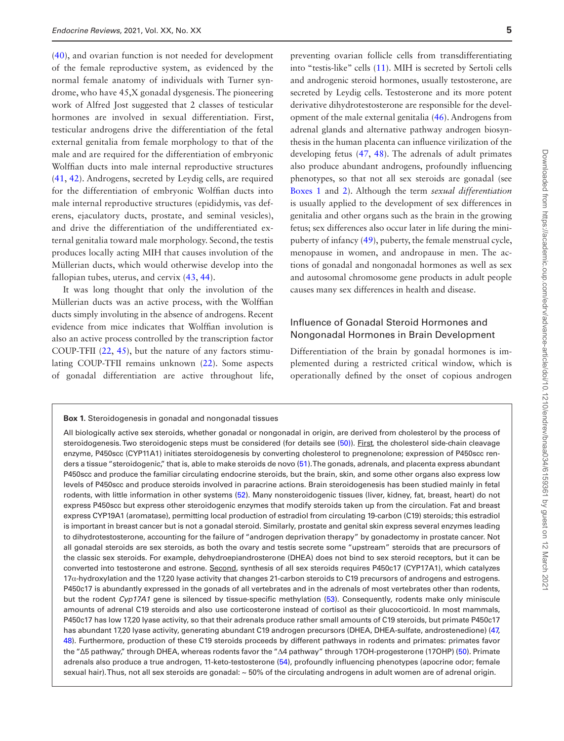(40), and ovarian function is not needed for development of the female reproductive system, as evidenced by the normal female anatomy of individuals with Turner syndrome, who have 45,X gonadal dysgenesis. The pioneering work of Alfred Jost suggested that 2 classes of testicular hormones are involved in sexual differentiation. First, testicular androgens drive the differentiation of the fetal external genitalia from female morphology to that of the male and are required for the differentiation of embryonic Wolffian ducts into male internal reproductive structures (41, 42). Androgens, secreted by Leydig cells, are required for the differentiation of embryonic Wolffian ducts into male internal reproductive structures (epididymis, vas deferens, ejaculatory ducts, prostate, and seminal vesicles), and drive the differentiation of the undifferentiated external genitalia toward male morphology. Second, the testis produces locally acting MIH that causes involution of the Müllerian ducts, which would otherwise develop into the fallopian tubes, uterus, and cervix (43, 44).

It was long thought that only the involution of the Müllerian ducts was an active process, with the Wolffian ducts simply involuting in the absence of androgens. Recent evidence from mice indicates that Wolffian involution is also an active process controlled by the transcription factor COUP-TFII (22, 45), but the nature of any factors stimulating COUP-TFII remains unknown (22). Some aspects of gonadal differentiation are active throughout life, preventing ovarian follicle cells from transdifferentiating into "testis-like" cells (11). MIH is secreted by Sertoli cells and androgenic steroid hormones, usually testosterone, are secreted by Leydig cells. Testosterone and its more potent derivative dihydrotestosterone are responsible for the development of the male external genitalia (46). Androgens from adrenal glands and alternative pathway androgen biosynthesis in the human placenta can influence virilization of the developing fetus (47, 48). The adrenals of adult primates also produce abundant androgens, profoundly influencing phenotypes, so that not all sex steroids are gonadal (see Boxes 1 and 2). Although the term *sexual differentiation* is usually applied to the development of sex differences in genitalia and other organs such as the brain in the growing fetus; sex differences also occur later in life during the minipuberty of infancy (49), puberty, the female menstrual cycle, menopause in women, and andropause in men. The actions of gonadal and nongonadal hormones as well as sex and autosomal chromosome gene products in adult people causes many sex differences in health and disease.

## Influence of Gonadal Steroid Hormones and Nongonadal Hormones in Brain Development

Differentiation of the brain by gonadal hormones is implemented during a restricted critical window, which is operationally defined by the onset of copious androgen

> **Box 1.** Steroidogenesis in gonadal and nongonadal tissues
>
> All biologically active sex steroids, whether gonadal or nongonadal in origin, are derived from cholesterol by the process of steroidogenesis. Two steroidogenic steps must be considered (for details see (50)). First, the cholesterol side-chain cleavage enzyme, P450scc (CYP11A1) initiates steroidogenesis by converting cholesterol to pregnenolone; expression of P450scc renders a tissue "steroidogenic," that is, able to make steroids de novo (51). The gonads, adrenals, and placenta express abundant P450scc and produce the familiar circulating endocrine steroids, but the brain, skin, and some other organs also express low levels of P450scc and produce steroids involved in paracrine actions. Brain steroidogenesis has been studied mainly in fetal rodents, with little information in other systems (52). Many nonsteroidogenic tissues (liver, kidney, fat, breast, heart) do not express P450scc but express other steroidogenic enzymes that modify steroids taken up from the circulation. Fat and breast express CYP19A1 (aromatase), permitting local production of estradiol from circulating 19-carbon (C19) steroids; this estradiol is important in breast cancer but is not a gonadal steroid. Similarly, prostate and genital skin express several enzymes leading to dihydrotestosterone, accounting for the failure of "androgen deprivation therapy" by gonadectomy in prostate cancer. Not all gonadal steroids are sex steroids, as both the ovary and testis secrete some "upstream" steroids that are precursors of the classic sex steroids. For example, dehydroepiandrosterone (DHEA) does not bind to sex steroid receptors, but it can be converted into testosterone and estrone. Second, synthesis of all sex steroids requires P450c17 (CYP17A1), which catalyzes 17α-hydroxylation and the 17,20 lyase activity that changes 21-carbon steroids to C19 precursors of androgens and estrogens. P450c17 is abundantly expressed in the gonads of all vertebrates and in the adrenals of most vertebrates other than rodents, but the rodent *Cyp17A1* gene is silenced by tissue-specific methylation (53). Consequently, rodents make only miniscule amounts of adrenal C19 steroids and also use corticosterone instead of cortisol as their glucocorticoid. In most mammals, P450c17 has low 17,20 lyase activity, so that their adrenals produce rather small amounts of C19 steroids, but primate P450c17 has abundant 17,20 lyase activity, generating abundant C19 androgen precursors (DHEA, DHEA-sulfate, androstenedione) (47, 48). Furthermore, production of these C19 steroids proceeds by different pathways in rodents and primates: primates favor the "Δ5 pathway," through DHEA, whereas rodents favor the "Δ4 pathway" through 17OH-progesterone (17OHP) (50). Primate adrenals also produce a true androgen, 11-keto-testosterone (54), profoundly influencing phenotypes (apocrine odor; female sexual hair). Thus, not all sex steroids are gonadal: ~ 50% of the circulating androgens in adult women are of adrenal origin.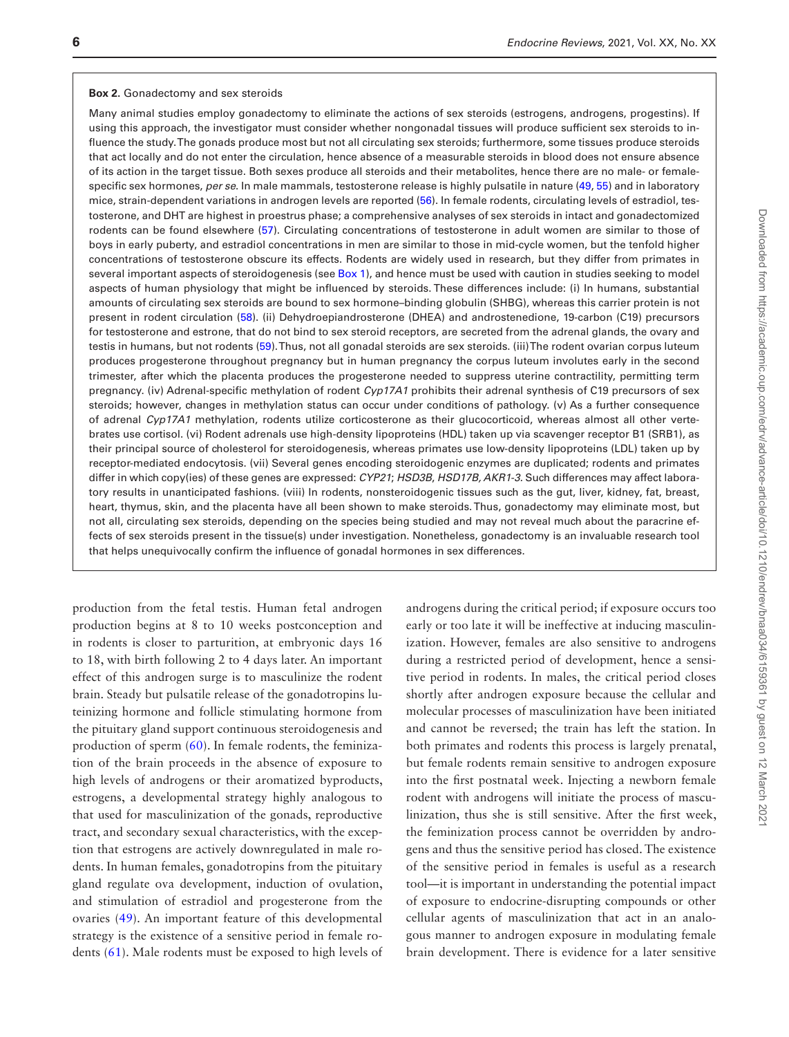**Box 2.** Gonadectomy and sex steroids

Many animal studies employ gonadectomy to eliminate the actions of sex steroids (estrogens, androgens, progestins). If using this approach, the investigator must consider whether nongonadal tissues will produce sufficient sex steroids to influence the study. The gonads produce most but not all circulating sex steroids; furthermore, some tissues produce steroids that act locally and do not enter the circulation, hence absence of a measurable steroids in blood does not ensure absence of its action in the target tissue. Both sexes produce all steroids and their metabolites, hence there are no male- or female-specific sex hormones, *per se*. In male mammals, testosterone release is highly pulsatile in nature (49, 55) and in laboratory mice, strain-dependent variations in androgen levels are reported (56). In female rodents, circulating levels of estradiol, testosterone, and DHT are highest in proestrus phase; a comprehensive analyses of sex steroids in intact and gonadectomized rodents can be found elsewhere (57). Circulating concentrations of testosterone in adult women are similar to those of boys in early puberty, and estradiol concentrations in men are similar to those in mid-cycle women, but the tenfold higher concentrations of testosterone obscure its effects. Rodents are widely used in research, but they differ from primates in several important aspects of steroidogenesis (see Box 1), and hence must be used with caution in studies seeking to model aspects of human physiology that might be influenced by steroids. These differences include: (i) In humans, substantial amounts of circulating sex steroids are bound to sex hormone–binding globulin (SHBG), whereas this carrier protein is not present in rodent circulation (58). (ii) Dehydroepiandrosterone (DHEA) and androstenedione, 19-carbon (C19) precursors for testosterone and estrone, that do not bind to sex steroid receptors, are secreted from the adrenal glands, the ovary and testis in humans, but not rodents (59). Thus, not all gonadal steroids are sex steroids. (iii) The rodent ovarian corpus luteum produces progesterone throughout pregnancy but in human pregnancy the corpus luteum involutes early in the second trimester, after which the placenta produces the progesterone needed to suppress uterine contractility, permitting term pregnancy. (iv) Adrenal-specific methylation of rodent *Cyp17A1* prohibits their adrenal synthesis of C19 precursors of sex steroids; however, changes in methylation status can occur under conditions of pathology. (v) As a further consequence of adrenal *Cyp17A1* methylation, rodents utilize corticosterone as their glucocorticoid, whereas almost all other vertebrates use cortisol. (vi) Rodent adrenals use high-density lipoproteins (HDL) taken up via scavenger receptor B1 (SRB1), as their principal source of cholesterol for steroidogenesis, whereas primates use low-density lipoproteins (LDL) taken up by receptor-mediated endocytosis. (vii) Several genes encoding steroidogenic enzymes are duplicated; rodents and primates differ in which copy(ies) of these genes are expressed: *CYP21*; *HSD3B*, *HSD17B, AKR1-3*. Such differences may affect laboratory results in unanticipated fashions. (viii) In rodents, nonsteroidogenic tissues such as the gut, liver, kidney, fat, breast, heart, thymus, skin, and the placenta have all been shown to make steroids. Thus, gonadectomy may eliminate most, but not all, circulating sex steroids, depending on the species being studied and may not reveal much about the paracrine effects of sex steroids present in the tissue(s) under investigation. Nonetheless, gonadectomy is an invaluable research tool that helps unequivocally confirm the influence of gonadal hormones in sex differences.

production from the fetal testis. Human fetal androgen production begins at 8 to 10 weeks postconception and in rodents is closer to parturition, at embryonic days 16 to 18, with birth following 2 to 4 days later. An important effect of this androgen surge is to masculinize the rodent brain. Steady but pulsatile release of the gonadotropins luteinizing hormone and follicle stimulating hormone from the pituitary gland support continuous steroidogenesis and production of sperm (60). In female rodents, the feminization of the brain proceeds in the absence of exposure to high levels of androgens or their aromatized byproducts, estrogens, a developmental strategy highly analogous to that used for masculinization of the gonads, reproductive tract, and secondary sexual characteristics, with the exception that estrogens are actively downregulated in male rodents. In human females, gonadotropins from the pituitary gland regulate ova development, induction of ovulation, and stimulation of estradiol and progesterone from the ovaries (49). An important feature of this developmental strategy is the existence of a sensitive period in female rodents (61). Male rodents must be exposed to high levels of androgens during the critical period; if exposure occurs too early or too late it will be ineffective at inducing masculinization. However, females are also sensitive to androgens during a restricted period of development, hence a sensitive period in rodents. In males, the critical period closes shortly after androgen exposure because the cellular and molecular processes of masculinization have been initiated and cannot be reversed; the train has left the station. In both primates and rodents this process is largely prenatal, but female rodents remain sensitive to androgen exposure into the first postnatal week. Injecting a newborn female rodent with androgens will initiate the process of masculinization, thus she is still sensitive. After the first week, the feminization process cannot be overridden by androgens and thus the sensitive period has closed. The existence of the sensitive period in females is useful as a research tool—it is important in understanding the potential impact of exposure to endocrine-disrupting compounds or other cellular agents of masculinization that act in an analogous manner to androgen exposure in modulating female brain development. There is evidence for a later sensitive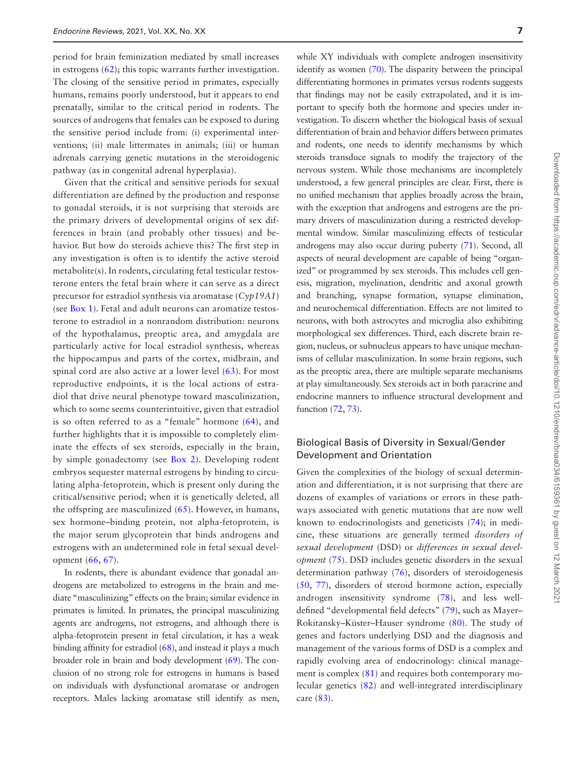period for brain feminization mediated by small increases in estrogens (62); this topic warrants further investigation. The closing of the sensitive period in primates, especially humans, remains poorly understood, but it appears to end prenatally, similar to the critical period in rodents. The sources of androgens that females can be exposed to during the sensitive period include from: (i) experimental interventions; (ii) male littermates in animals; (iii) or human adrenals carrying genetic mutations in the steroidogenic pathway (as in congenital adrenal hyperplasia).

Given that the critical and sensitive periods for sexual differentiation are defined by the production and response to gonadal steroids, it is not surprising that steroids are the primary drivers of developmental origins of sex differences in brain (and probably other tissues) and behavior. But how do steroids achieve this? The first step in any investigation is often is to identify the active steroid metabolite(s). In rodents, circulating fetal testicular testosterone enters the fetal brain where it can serve as a direct precursor for estradiol synthesis via aromatase (*Cyp19A1*) (see Box 1). Fetal and adult neurons can aromatize testosterone to estradiol in a nonrandom distribution: neurons of the hypothalamus, preoptic area, and amygdala are particularly active for local estradiol synthesis, whereas the hippocampus and parts of the cortex, midbrain, and spinal cord are also active at a lower level (63). For most reproductive endpoints, it is the local actions of estradiol that drive neural phenotype toward masculinization, which to some seems counterintuitive, given that estradiol is so often referred to as a "female" hormone (64), and further highlights that it is impossible to completely eliminate the effects of sex steroids, especially in the brain, by simple gonadectomy (see Box 2). Developing rodent embryos sequester maternal estrogens by binding to circulating alpha-fetoprotein, which is present only during the critical/sensitive period; when it is genetically deleted, all the offspring are masculinized (65). However, in humans, sex hormone–binding protein, not alpha-fetoprotein, is the major serum glycoprotein that binds androgens and estrogens with an undetermined role in fetal sexual development (66, 67).

In rodents, there is abundant evidence that gonadal androgens are metabolized to estrogens in the brain and mediate "masculinizing" effects on the brain; similar evidence in primates is limited. In primates, the principal masculinizing agents are androgens, not estrogens, and although there is alpha-fetoprotein present in fetal circulation, it has a weak binding affinity for estradiol (68), and instead it plays a much broader role in brain and body development (69). The conclusion of no strong role for estrogens in humans is based on individuals with dysfunctional aromatase or androgen receptors. Males lacking aromatase still identify as men, while XY individuals with complete androgen insensitivity identify as women (70). The disparity between the principal differentiating hormones in primates versus rodents suggests that findings may not be easily extrapolated, and it is important to specify both the hormone and species under investigation. To discern whether the biological basis of sexual differentiation of brain and behavior differs between primates and rodents, one needs to identify mechanisms by which steroids transduce signals to modify the trajectory of the nervous system. While those mechanisms are incompletely understood, a few general principles are clear. First, there is no unified mechanism that applies broadly across the brain, with the exception that androgens and estrogens are the primary drivers of masculinization during a restricted developmental window. Similar masculinizing effects of testicular androgens may also occur during puberty (71). Second, all aspects of neural development are capable of being "organized" or programmed by sex steroids. This includes cell genesis, migration, myelination, dendritic and axonal growth and branching, synapse formation, synapse elimination, and neurochemical differentiation. Effects are not limited to neurons, with both astrocytes and microglia also exhibiting morphological sex differences. Third, each discrete brain region, nucleus, or subnucleus appears to have unique mechanisms of cellular masculinization. In some brain regions, such as the preoptic area, there are multiple separate mechanisms at play simultaneously. Sex steroids act in both paracrine and endocrine manners to influence structural development and function (72, 73).

## Biological Basis of Diversity in Sexual/Gender Development and Orientation

Given the complexities of the biology of sexual determination and differentiation, it is not surprising that there are dozens of examples of variations or errors in these pathways associated with genetic mutations that are now well known to endocrinologists and geneticists (74); in medicine, these situations are generally termed *disorders of sexual development* (DSD) or *differences in sexual development* (75). DSD includes genetic disorders in the sexual determination pathway (76), disorders of steroidogenesis (50, 77), disorders of steroid hormone action, especially androgen insensitivity syndrome (78), and less well-defined "developmental field defects" (79), such as Mayer–Rokitansky–Küster–Hauser syndrome (80). The study of genes and factors underlying DSD and the diagnosis and management of the various forms of DSD is a complex and rapidly evolving area of endocrinology: clinical management is complex (81) and requires both contemporary molecular genetics (82) and well-integrated interdisciplinary care (83).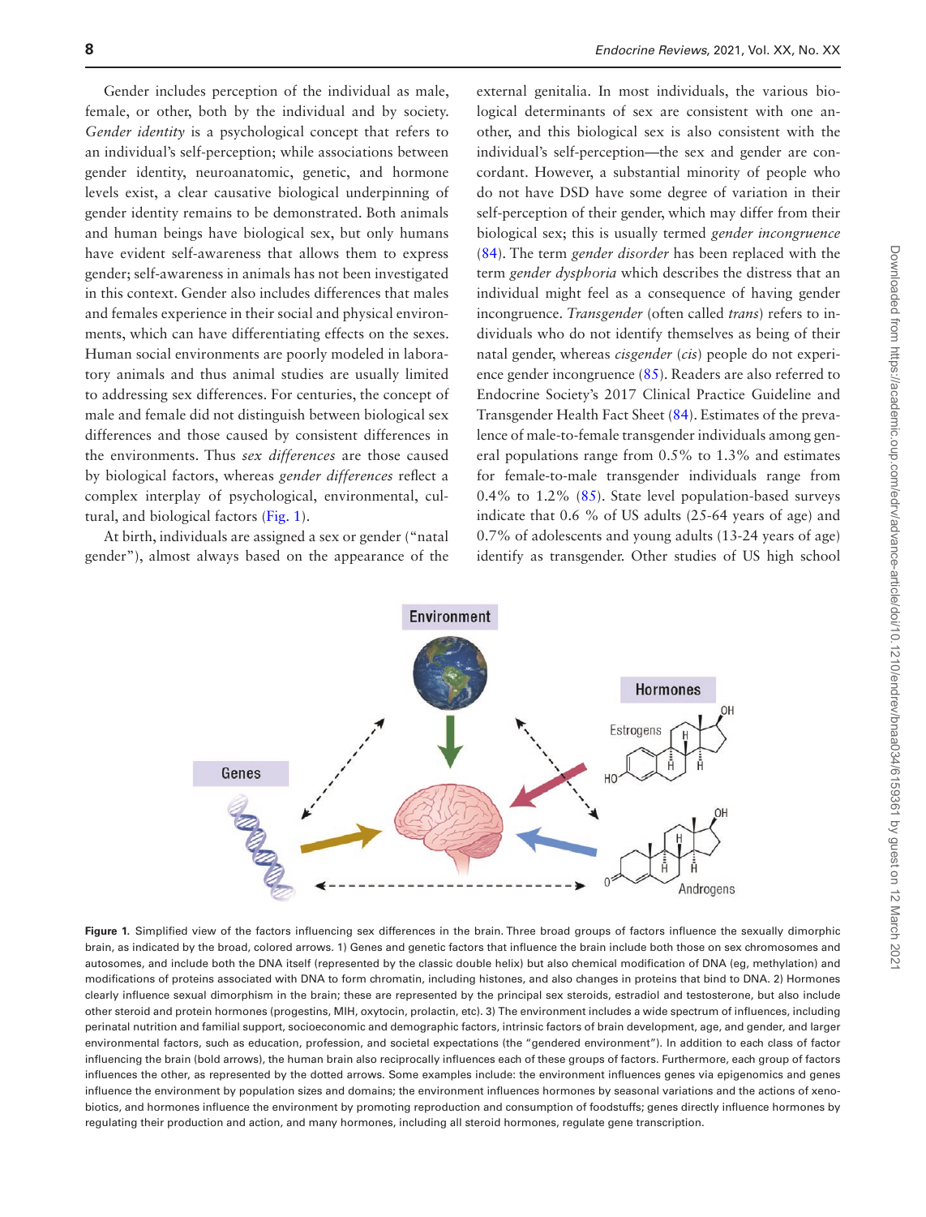Gender includes perception of the individual as male, female, or other, both by the individual and by society. *Gender identity* is a psychological concept that refers to an individual's self-perception; while associations between gender identity, neuroanatomic, genetic, and hormone levels exist, a clear causative biological underpinning of gender identity remains to be demonstrated. Both animals and human beings have biological sex, but only humans have evident self-awareness that allows them to express gender; self-awareness in animals has not been investigated in this context. Gender also includes differences that males and females experience in their social and physical environments, which can have differentiating effects on the sexes. Human social environments are poorly modeled in laboratory animals and thus animal studies are usually limited to addressing sex differences. For centuries, the concept of male and female did not distinguish between biological sex differences and those caused by consistent differences in the environments. Thus *sex differences* are those caused by biological factors, whereas *gender differences* reflect a complex interplay of psychological, environmental, cultural, and biological factors (Fig. 1).

At birth, individuals are assigned a sex or gender ("natal gender"), almost always based on the appearance of the external genitalia. In most individuals, the various biological determinants of sex are consistent with one another, and this biological sex is also consistent with the individual's self-perception—the sex and gender are concordant. However, a substantial minority of people who do not have DSD have some degree of variation in their self-perception of their gender, which may differ from their biological sex; this is usually termed *gender incongruence* (84). The term *gender disorder* has been replaced with the term *gender dysphoria* which describes the distress that an individual might feel as a consequence of having gender incongruence. *Transgender* (often called *trans*) refers to individuals who do not identify themselves as being of their natal gender, whereas *cisgender* (*cis*) people do not experience gender incongruence (85). Readers are also referred to Endocrine Society's 2017 Clinical Practice Guideline and Transgender Health Fact Sheet (84). Estimates of the prevalence of male-to-female transgender individuals among general populations range from 0.5% to 1.3% and estimates for female-to-male transgender individuals range from 0.4% to 1.2% (85). State level population-based surveys indicate that 0.6 % of US adults (25-64 years of age) and 0.7% of adolescents and young adults (13-24 years of age) identify as transgender. Other studies of US high school

**Figure 1.** Simplified view of the factors influencing sex differences in the brain. Three broad groups of factors influence the sexually dimorphic brain, as indicated by the broad, colored arrows. 1) Genes and genetic factors that influence the brain include both those on sex chromosomes and autosomes, and include both the DNA itself (represented by the classic double helix) but also chemical modification of DNA (eg, methylation) and modifications of proteins associated with DNA to form chromatin, including histones, and also changes in proteins that bind to DNA. 2) Hormones clearly influence sexual dimorphism in the brain; these are represented by the principal sex steroids, estradiol and testosterone, but also include other steroid and protein hormones (progestins, MIH, oxytocin, prolactin, etc). 3) The environment includes a wide spectrum of influences, including perinatal nutrition and familial support, socioeconomic and demographic factors, intrinsic factors of brain development, age, and gender, and larger environmental factors, such as education, profession, and societal expectations (the "gendered environment"). In addition to each class of factor influencing the brain (bold arrows), the human brain also reciprocally influences each of these groups of factors. Furthermore, each group of factors influences the other, as represented by the dotted arrows. Some examples include: the environment influences genes via epigenomics and genes influence the environment by population sizes and domains; the environment influences hormones by seasonal variations and the actions of xenobiotics, and hormones influence the environment by promoting reproduction and consumption of foodstuffs; genes directly influence hormones by regulating their production and action, and many hormones, including all steroid hormones, regulate gene transcription.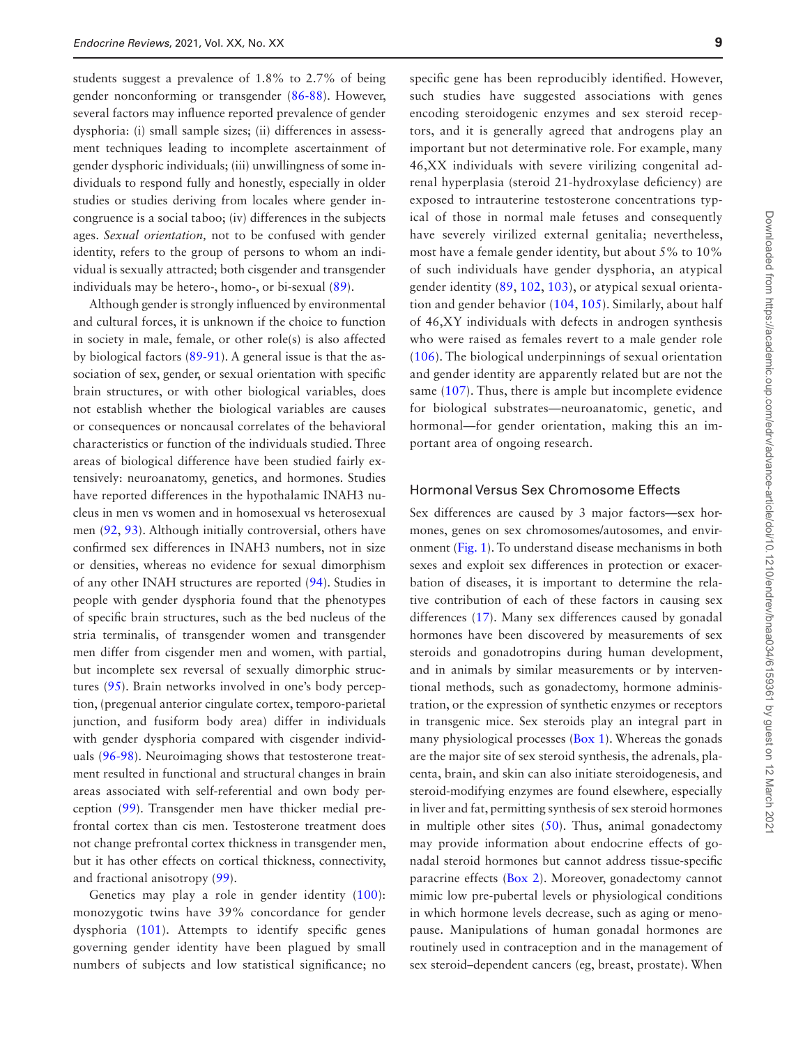students suggest a prevalence of 1.8% to 2.7% of being gender nonconforming or transgender (86-88). However, several factors may influence reported prevalence of gender dysphoria: (i) small sample sizes; (ii) differences in assessment techniques leading to incomplete ascertainment of gender dysphoric individuals; (iii) unwillingness of some individuals to respond fully and honestly, especially in older studies or studies deriving from locales where gender incongruence is a social taboo; (iv) differences in the subjects ages. *Sexual orientation,* not to be confused with gender identity, refers to the group of persons to whom an individual is sexually attracted; both cisgender and transgender individuals may be hetero-, homo-, or bi-sexual (89).

Although gender is strongly influenced by environmental and cultural forces, it is unknown if the choice to function in society in male, female, or other role(s) is also affected by biological factors (89-91). A general issue is that the association of sex, gender, or sexual orientation with specific brain structures, or with other biological variables, does not establish whether the biological variables are causes or consequences or noncausal correlates of the behavioral characteristics or function of the individuals studied. Three areas of biological difference have been studied fairly extensively: neuroanatomy, genetics, and hormones. Studies have reported differences in the hypothalamic INAH3 nucleus in men vs women and in homosexual vs heterosexual men (92, 93). Although initially controversial, others have confirmed sex differences in INAH3 numbers, not in size or densities, whereas no evidence for sexual dimorphism of any other INAH structures are reported (94). Studies in people with gender dysphoria found that the phenotypes of specific brain structures, such as the bed nucleus of the stria terminalis, of transgender women and transgender men differ from cisgender men and women, with partial, but incomplete sex reversal of sexually dimorphic structures (95). Brain networks involved in one's body perception, (pregenual anterior cingulate cortex, temporo-parietal junction, and fusiform body area) differ in individuals with gender dysphoria compared with cisgender individuals (96-98). Neuroimaging shows that testosterone treatment resulted in functional and structural changes in brain areas associated with self-referential and own body perception (99). Transgender men have thicker medial prefrontal cortex than cis men. Testosterone treatment does not change prefrontal cortex thickness in transgender men, but it has other effects on cortical thickness, connectivity, and fractional anisotropy (99).

Genetics may play a role in gender identity (100): monozygotic twins have 39% concordance for gender dysphoria (101). Attempts to identify specific genes governing gender identity have been plagued by small numbers of subjects and low statistical significance; no specific gene has been reproducibly identified. However, such studies have suggested associations with genes encoding steroidogenic enzymes and sex steroid receptors, and it is generally agreed that androgens play an important but not determinative role. For example, many 46,XX individuals with severe virilizing congenital adrenal hyperplasia (steroid 21-hydroxylase deficiency) are exposed to intrauterine testosterone concentrations typical of those in normal male fetuses and consequently have severely virilized external genitalia; nevertheless, most have a female gender identity, but about 5% to 10% of such individuals have gender dysphoria, an atypical gender identity (89, 102, 103), or atypical sexual orientation and gender behavior (104, 105). Similarly, about half of 46,XY individuals with defects in androgen synthesis who were raised as females revert to a male gender role (106). The biological underpinnings of sexual orientation and gender identity are apparently related but are not the same (107). Thus, there is ample but incomplete evidence for biological substrates—neuroanatomic, genetic, and hormonal—for gender orientation, making this an important area of ongoing research.

## Hormonal Versus Sex Chromosome Effects

Sex differences are caused by 3 major factors—sex hormones, genes on sex chromosomes/autosomes, and environment (Fig. 1). To understand disease mechanisms in both sexes and exploit sex differences in protection or exacerbation of diseases, it is important to determine the relative contribution of each of these factors in causing sex differences (17). Many sex differences caused by gonadal hormones have been discovered by measurements of sex steroids and gonadotropins during human development, and in animals by similar measurements or by interventional methods, such as gonadectomy, hormone administration, or the expression of synthetic enzymes or receptors in transgenic mice. Sex steroids play an integral part in many physiological processes (Box 1). Whereas the gonads are the major site of sex steroid synthesis, the adrenals, placenta, brain, and skin can also initiate steroidogenesis, and steroid-modifying enzymes are found elsewhere, especially in liver and fat, permitting synthesis of sex steroid hormones in multiple other sites (50). Thus, animal gonadectomy may provide information about endocrine effects of gonadal steroid hormones but cannot address tissue-specific paracrine effects (Box 2). Moreover, gonadectomy cannot mimic low pre-pubertal levels or physiological conditions in which hormone levels decrease, such as aging or menopause. Manipulations of human gonadal hormones are routinely used in contraception and in the management of sex steroid–dependent cancers (eg, breast, prostate). When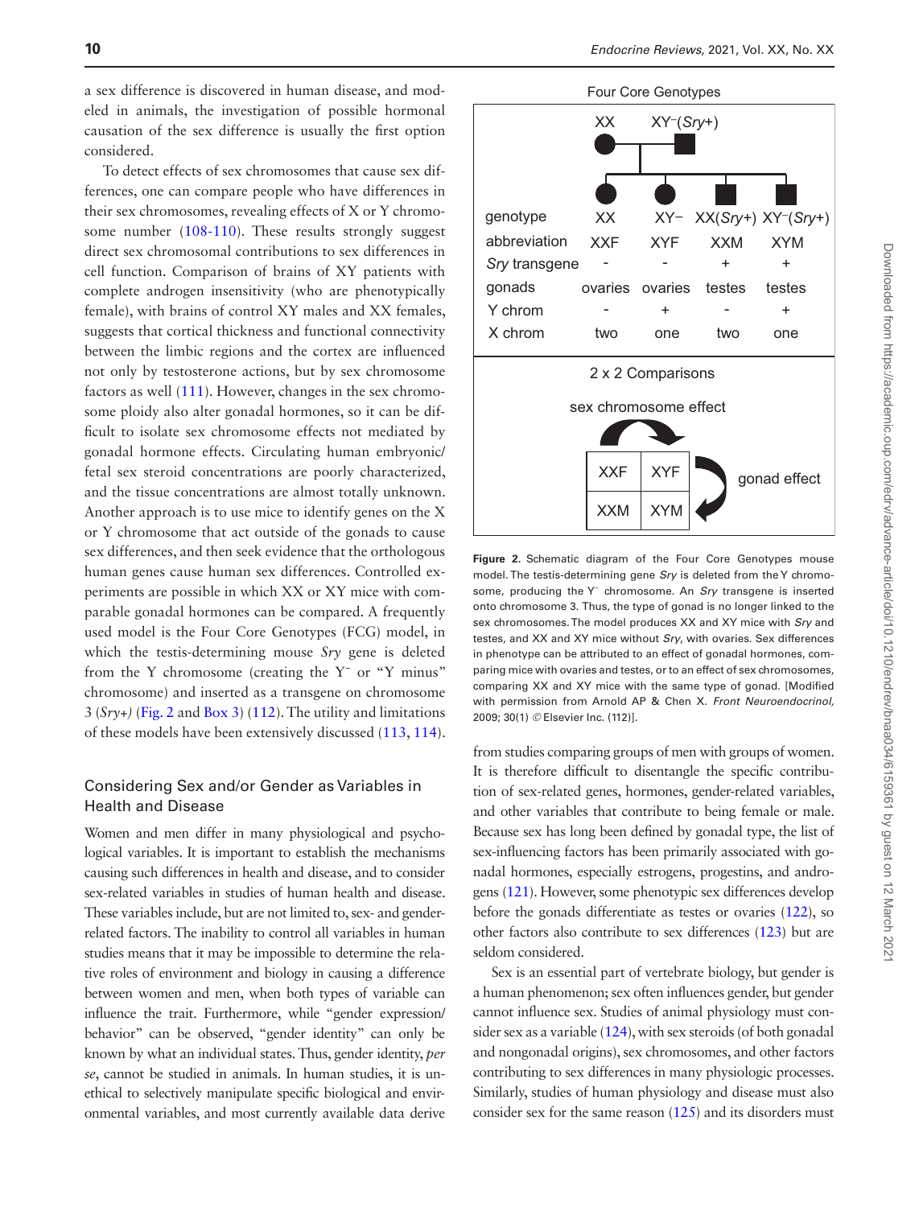a sex difference is discovered in human disease, and modeled in animals, the investigation of possible hormonal causation of the sex difference is usually the first option considered.

To detect effects of sex chromosomes that cause sex differences, one can compare people who have differences in their sex chromosomes, revealing effects of X or Y chromosome number (108-110). These results strongly suggest direct sex chromosomal contributions to sex differences in cell function. Comparison of brains of XY patients with complete androgen insensitivity (who are phenotypically female), with brains of control XY males and XX females, suggests that cortical thickness and functional connectivity between the limbic regions and the cortex are influenced not only by testosterone actions, but by sex chromosome factors as well (111). However, changes in the sex chromosome ploidy also alter gonadal hormones, so it can be difficult to isolate sex chromosome effects not mediated by gonadal hormone effects. Circulating human embryonic/fetal sex steroid concentrations are poorly characterized, and the tissue concentrations are almost totally unknown. Another approach is to use mice to identify genes on the X or Y chromosome that act outside of the gonads to cause sex differences, and then seek evidence that the orthologous human genes cause human sex differences. Controlled experiments are possible in which XX or XY mice with comparable gonadal hormones can be compared. A frequently used model is the Four Core Genotypes (FCG) model, in which the testis-determining mouse *Sry* gene is deleted from the Y chromosome (creating the Y⁻ or "Y minus" chromosome) and inserted as a transgene on chromosome 3 (*Sry+)* (Fig. 2 and Box 3) (112). The utility and limitations of these models have been extensively discussed (113, 114).

Four Core Genotypes

XX × XY⁻(*Sry*+)

| genotype | XX | XY− | XX(*Sry*+) | XY⁻(*Sry*+) |
|---|---|---|---|---|
| abbreviation | XXF | XYF | XXM | XYM |
| *Sry* transgene | - | - | + | + |
| gonads | ovaries | ovaries | testes | testes |
| Y chrom | - | + | - | + |
| X chrom | two | one | two | one |

2 x 2 Comparisons

sex chromosome effect (XXF ↔ XYF); gonad effect (XYF ↔ XYM)

| XXF | XYF |
|---|---|
| XXM | XYM |

**Figure 2.** Schematic diagram of the Four Core Genotypes mouse model. The testis-determining gene *Sry* is deleted from the Y chromosome, producing the Y⁻ chromosome. An *Sry* transgene is inserted onto chromosome 3. Thus, the type of gonad is no longer linked to the sex chromosomes. The model produces XX and XY mice with *Sry* and testes, and XX and XY mice without *Sry*, with ovaries. Sex differences in phenotype can be attributed to an effect of gonadal hormones, comparing mice with ovaries and testes, or to an effect of sex chromosomes, comparing XX and XY mice with the same type of gonad. [Modified with permission from Arnold AP & Chen X. *Front Neuroendocrinol,* 2009; 30(1) ©Elsevier Inc. (112)].

## Considering Sex and/or Gender as Variables in Health and Disease

Women and men differ in many physiological and psychological variables. It is important to establish the mechanisms causing such differences in health and disease, and to consider sex-related variables in studies of human health and disease. These variables include, but are not limited to, sex- and gender-related factors. The inability to control all variables in human studies means that it may be impossible to determine the relative roles of environment and biology in causing a difference between women and men, when both types of variable can influence the trait. Furthermore, while "gender expression/behavior" can be observed, "gender identity" can only be known by what an individual states. Thus, gender identity, *per se*, cannot be studied in animals. In human studies, it is unethical to selectively manipulate specific biological and environmental variables, and most currently available data derive from studies comparing groups of men with groups of women. It is therefore difficult to disentangle the specific contribution of sex-related genes, hormones, gender-related variables, and other variables that contribute to being female or male. Because sex has long been defined by gonadal type, the list of sex-influencing factors has been primarily associated with gonadal hormones, especially estrogens, progestins, and androgens (121). However, some phenotypic sex differences develop before the gonads differentiate as testes or ovaries (122), so other factors also contribute to sex differences (123) but are seldom considered.

Sex is an essential part of vertebrate biology, but gender is a human phenomenon; sex often influences gender, but gender cannot influence sex. Studies of animal physiology must consider sex as a variable (124), with sex steroids (of both gonadal and nongonadal origins), sex chromosomes, and other factors contributing to sex differences in many physiologic processes. Similarly, studies of human physiology and disease must also consider sex for the same reason (125) and its disorders must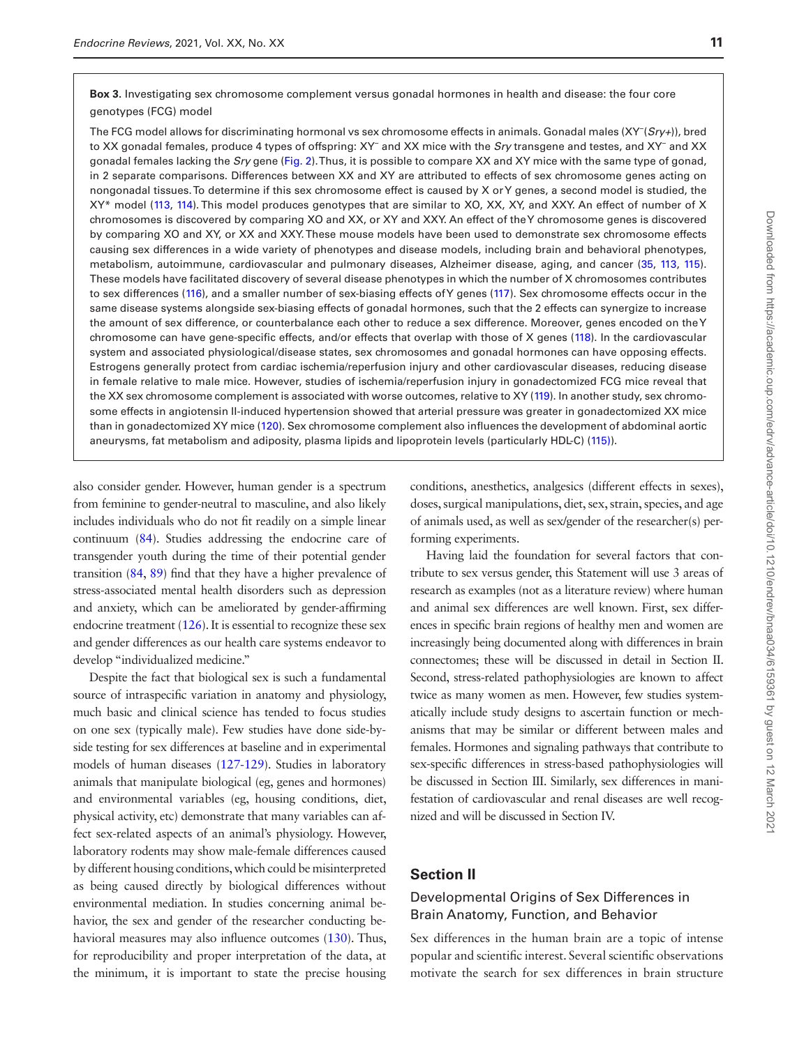**Box 3.** Investigating sex chromosome complement versus gonadal hormones in health and disease: the four core genotypes (FCG) model

The FCG model allows for discriminating hormonal vs sex chromosome effects in animals. Gonadal males ($XY^{-}$(*Sry+*)), bred to XX gonadal females, produce 4 types of offspring: $XY^{-}$ and XX mice with the *Sry* transgene and testes, and $XY^{-}$ and XX gonadal females lacking the *Sry* gene (Fig. 2). Thus, it is possible to compare XX and XY mice with the same type of gonad, in 2 separate comparisons. Differences between XX and XY are attributed to effects of sex chromosome genes acting on nongonadal tissues. To determine if this sex chromosome effect is caused by X or Y genes, a second model is studied, the XY* model (113, 114). This model produces genotypes that are similar to XO, XX, XY, and XXY. An effect of number of X chromosomes is discovered by comparing XO and XX, or XY and XXY. An effect of the Y chromosome genes is discovered by comparing XO and XY, or XX and XXY. These mouse models have been used to demonstrate sex chromosome effects causing sex differences in a wide variety of phenotypes and disease models, including brain and behavioral phenotypes, metabolism, autoimmune, cardiovascular and pulmonary diseases, Alzheimer disease, aging, and cancer (35, 113, 115). These models have facilitated discovery of several disease phenotypes in which the number of X chromosomes contributes to sex differences (116), and a smaller number of sex-biasing effects of Y genes (117). Sex chromosome effects occur in the same disease systems alongside sex-biasing effects of gonadal hormones, such that the 2 effects can synergize to increase the amount of sex difference, or counterbalance each other to reduce a sex difference. Moreover, genes encoded on the Y chromosome can have gene-specific effects, and/or effects that overlap with those of X genes (118). In the cardiovascular system and associated physiological/disease states, sex chromosomes and gonadal hormones can have opposing effects. Estrogens generally protect from cardiac ischemia/reperfusion injury and other cardiovascular diseases, reducing disease in female relative to male mice. However, studies of ischemia/reperfusion injury in gonadectomized FCG mice reveal that the XX sex chromosome complement is associated with worse outcomes, relative to XY (119). In another study, sex chromosome effects in angiotensin II-induced hypertension showed that arterial pressure was greater in gonadectomized XX mice than in gonadectomized XY mice (120). Sex chromosome complement also influences the development of abdominal aortic aneurysms, fat metabolism and adiposity, plasma lipids and lipoprotein levels (particularly HDL-C) (115)).

also consider gender. However, human gender is a spectrum from feminine to gender-neutral to masculine, and also likely includes individuals who do not fit readily on a simple linear continuum (84). Studies addressing the endocrine care of transgender youth during the time of their potential gender transition (84, 89) find that they have a higher prevalence of stress-associated mental health disorders such as depression and anxiety, which can be ameliorated by gender-affirming endocrine treatment (126). It is essential to recognize these sex and gender differences as our health care systems endeavor to develop "individualized medicine."

Despite the fact that biological sex is such a fundamental source of intraspecific variation in anatomy and physiology, much basic and clinical science has tended to focus studies on one sex (typically male). Few studies have done side-by-side testing for sex differences at baseline and in experimental models of human diseases (127-129). Studies in laboratory animals that manipulate biological (eg, genes and hormones) and environmental variables (eg, housing conditions, diet, physical activity, etc) demonstrate that many variables can affect sex-related aspects of an animal's physiology. However, laboratory rodents may show male-female differences caused by different housing conditions, which could be misinterpreted as being caused directly by biological differences without environmental mediation. In studies concerning animal behavior, the sex and gender of the researcher conducting behavioral measures may also influence outcomes (130). Thus, for reproducibility and proper interpretation of the data, at the minimum, it is important to state the precise housing conditions, anesthetics, analgesics (different effects in sexes), doses, surgical manipulations, diet, sex, strain, species, and age of animals used, as well as sex/gender of the researcher(s) performing experiments.

Having laid the foundation for several factors that contribute to sex versus gender, this Statement will use 3 areas of research as examples (not as a literature review) where human and animal sex differences are well known. First, sex differences in specific brain regions of healthy men and women are increasingly being documented along with differences in brain connectomes; these will be discussed in detail in Section II. Second, stress-related pathophysiologies are known to affect twice as many women as men. However, few studies systematically include study designs to ascertain function or mechanisms that may be similar or different between males and females. Hormones and signaling pathways that contribute to sex-specific differences in stress-based pathophysiologies will be discussed in Section III. Similarly, sex differences in manifestation of cardiovascular and renal diseases are well recognized and will be discussed in Section IV.

## Section II

### Developmental Origins of Sex Differences in Brain Anatomy, Function, and Behavior

Sex differences in the human brain are a topic of intense popular and scientific interest. Several scientific observations motivate the search for sex differences in brain structure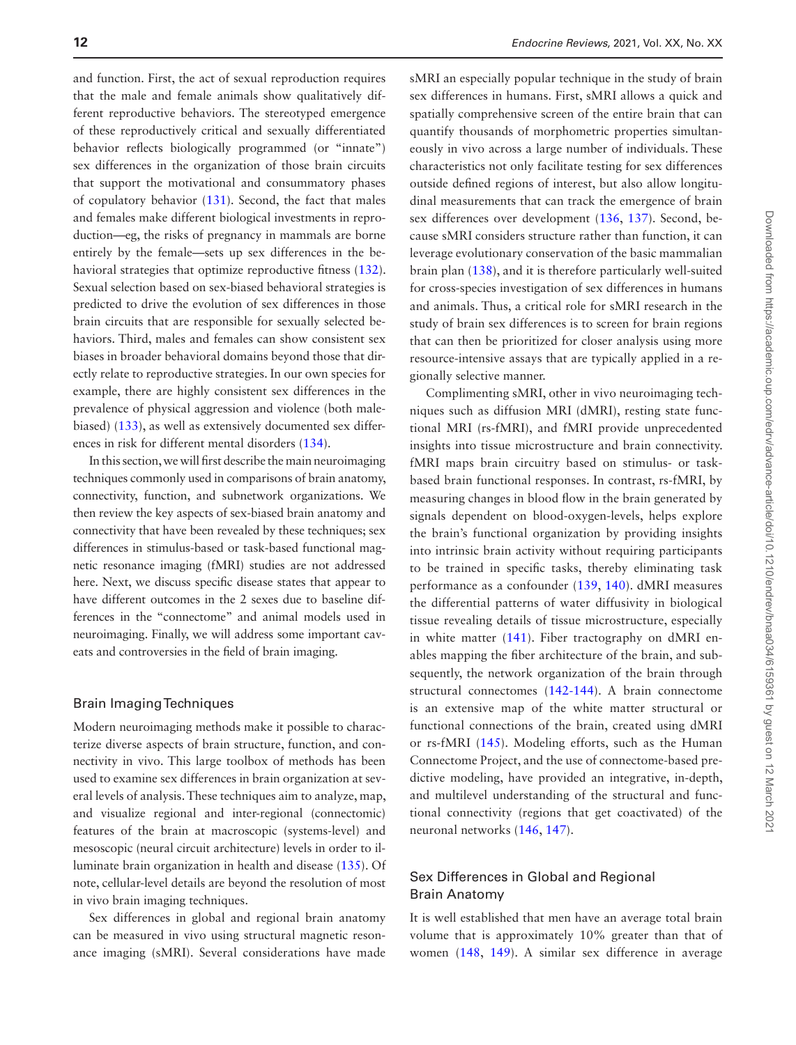and function. First, the act of sexual reproduction requires that the male and female animals show qualitatively different reproductive behaviors. The stereotyped emergence of these reproductively critical and sexually differentiated behavior reflects biologically programmed (or "innate") sex differences in the organization of those brain circuits that support the motivational and consummatory phases of copulatory behavior (131). Second, the fact that males and females make different biological investments in reproduction—eg, the risks of pregnancy in mammals are borne entirely by the female—sets up sex differences in the behavioral strategies that optimize reproductive fitness (132). Sexual selection based on sex-biased behavioral strategies is predicted to drive the evolution of sex differences in those brain circuits that are responsible for sexually selected behaviors. Third, males and females can show consistent sex biases in broader behavioral domains beyond those that directly relate to reproductive strategies. In our own species for example, there are highly consistent sex differences in the prevalence of physical aggression and violence (both male-biased) (133), as well as extensively documented sex differences in risk for different mental disorders (134).

In this section, we will first describe the main neuroimaging techniques commonly used in comparisons of brain anatomy, connectivity, function, and subnetwork organizations. We then review the key aspects of sex-biased brain anatomy and connectivity that have been revealed by these techniques; sex differences in stimulus-based or task-based functional magnetic resonance imaging (fMRI) studies are not addressed here. Next, we discuss specific disease states that appear to have different outcomes in the 2 sexes due to baseline differences in the "connectome" and animal models used in neuroimaging. Finally, we will address some important caveats and controversies in the field of brain imaging.

## Brain Imaging Techniques

Modern neuroimaging methods make it possible to characterize diverse aspects of brain structure, function, and connectivity in vivo. This large toolbox of methods has been used to examine sex differences in brain organization at several levels of analysis. These techniques aim to analyze, map, and visualize regional and inter-regional (connectomic) features of the brain at macroscopic (systems-level) and mesoscopic (neural circuit architecture) levels in order to illuminate brain organization in health and disease (135). Of note, cellular-level details are beyond the resolution of most in vivo brain imaging techniques.

Sex differences in global and regional brain anatomy can be measured in vivo using structural magnetic resonance imaging (sMRI). Several considerations have made sMRI an especially popular technique in the study of brain sex differences in humans. First, sMRI allows a quick and spatially comprehensive screen of the entire brain that can quantify thousands of morphometric properties simultaneously in vivo across a large number of individuals. These characteristics not only facilitate testing for sex differences outside defined regions of interest, but also allow longitudinal measurements that can track the emergence of brain sex differences over development (136, 137). Second, because sMRI considers structure rather than function, it can leverage evolutionary conservation of the basic mammalian brain plan (138), and it is therefore particularly well-suited for cross-species investigation of sex differences in humans and animals. Thus, a critical role for sMRI research in the study of brain sex differences is to screen for brain regions that can then be prioritized for closer analysis using more resource-intensive assays that are typically applied in a regionally selective manner.

Complimenting sMRI, other in vivo neuroimaging techniques such as diffusion MRI (dMRI), resting state functional MRI (rs-fMRI), and fMRI provide unprecedented insights into tissue microstructure and brain connectivity. fMRI maps brain circuitry based on stimulus- or task-based brain functional responses. In contrast, rs-fMRI, by measuring changes in blood flow in the brain generated by signals dependent on blood-oxygen-levels, helps explore the brain's functional organization by providing insights into intrinsic brain activity without requiring participants to be trained in specific tasks, thereby eliminating task performance as a confounder (139, 140). dMRI measures the differential patterns of water diffusivity in biological tissue revealing details of tissue microstructure, especially in white matter (141). Fiber tractography on dMRI enables mapping the fiber architecture of the brain, and subsequently, the network organization of the brain through structural connectomes (142-144). A brain connectome is an extensive map of the white matter structural or functional connections of the brain, created using dMRI or rs-fMRI (145). Modeling efforts, such as the Human Connectome Project, and the use of connectome-based predictive modeling, have provided an integrative, in-depth, and multilevel understanding of the structural and functional connectivity (regions that get coactivated) of the neuronal networks (146, 147).

## Sex Differences in Global and Regional Brain Anatomy

It is well established that men have an average total brain volume that is approximately 10% greater than that of women (148, 149). A similar sex difference in average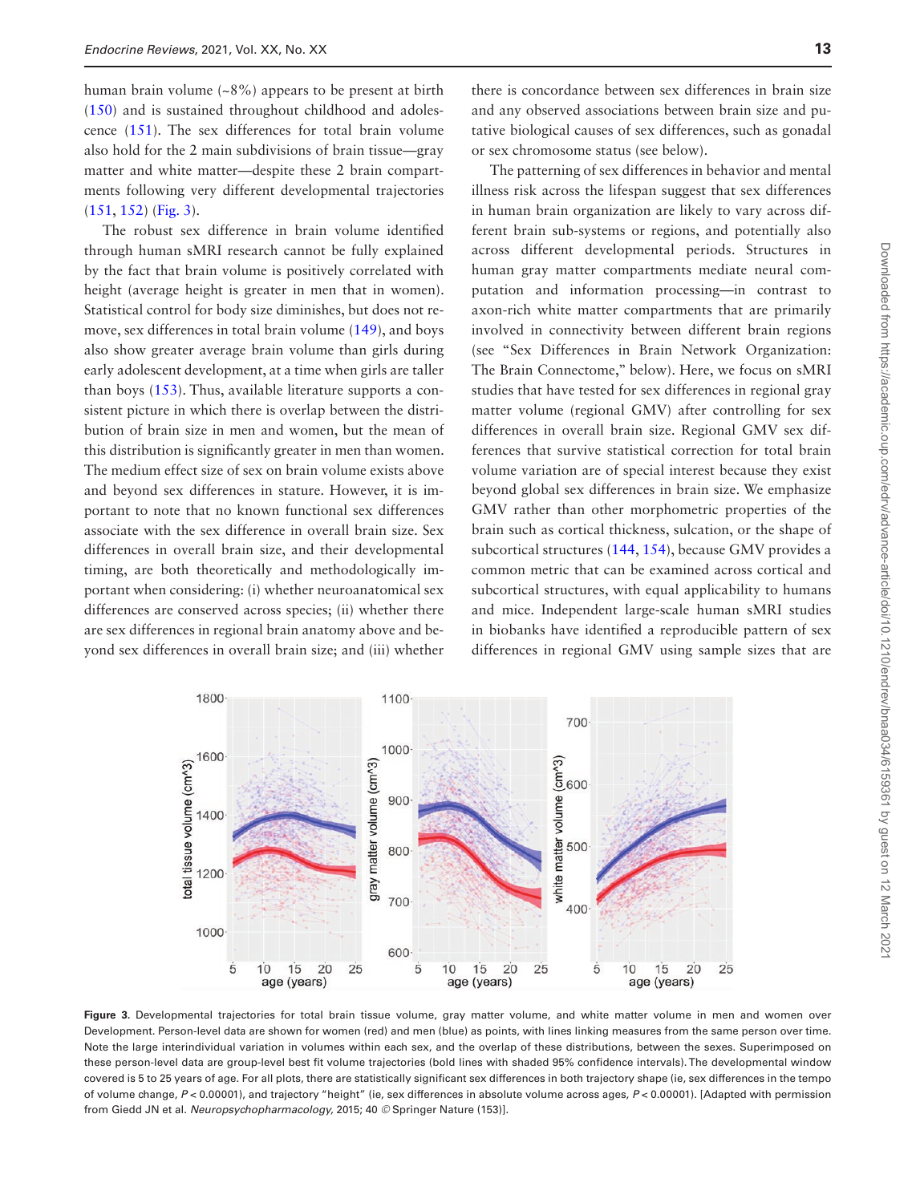human brain volume (~8%) appears to be present at birth (150) and is sustained throughout childhood and adolescence (151). The sex differences for total brain volume also hold for the 2 main subdivisions of brain tissue—gray matter and white matter—despite these 2 brain compartments following very different developmental trajectories (151, 152) (Fig. 3).

The robust sex difference in brain volume identified through human sMRI research cannot be fully explained by the fact that brain volume is positively correlated with height (average height is greater in men that in women). Statistical control for body size diminishes, but does not remove, sex differences in total brain volume (149), and boys also show greater average brain volume than girls during early adolescent development, at a time when girls are taller than boys (153). Thus, available literature supports a consistent picture in which there is overlap between the distribution of brain size in men and women, but the mean of this distribution is significantly greater in men than women. The medium effect size of sex on brain volume exists above and beyond sex differences in stature. However, it is important to note that no known functional sex differences associate with the sex difference in overall brain size. Sex differences in overall brain size, and their developmental timing, are both theoretically and methodologically important when considering: (i) whether neuroanatomical sex differences are conserved across species; (ii) whether there are sex differences in regional brain anatomy above and beyond sex differences in overall brain size; and (iii) whether there is concordance between sex differences in brain size and any observed associations between brain size and putative biological causes of sex differences, such as gonadal or sex chromosome status (see below).

The patterning of sex differences in behavior and mental illness risk across the lifespan suggest that sex differences in human brain organization are likely to vary across different brain sub-systems or regions, and potentially also across different developmental periods. Structures in human gray matter compartments mediate neural computation and information processing—in contrast to axon-rich white matter compartments that are primarily involved in connectivity between different brain regions (see "Sex Differences in Brain Network Organization: The Brain Connectome," below). Here, we focus on sMRI studies that have tested for sex differences in regional gray matter volume (regional GMV) after controlling for sex differences in overall brain size. Regional GMV sex differences that survive statistical correction for total brain volume variation are of special interest because they exist beyond global sex differences in brain size. We emphasize GMV rather than other morphometric properties of the brain such as cortical thickness, sulcation, or the shape of subcortical structures (144, 154), because GMV provides a common metric that can be examined across cortical and subcortical structures, with equal applicability to humans and mice. Independent large-scale human sMRI studies in biobanks have identified a reproducible pattern of sex differences in regional GMV using sample sizes that are

**Figure 3.** Developmental trajectories for total brain tissue volume, gray matter volume, and white matter volume in men and women over Development. Person-level data are shown for women (red) and men (blue) as points, with lines linking measures from the same person over time. Note the large interindividual variation in volumes within each sex, and the overlap of these distributions, between the sexes. Superimposed on these person-level data are group-level best fit volume trajectories (bold lines with shaded 95% confidence intervals). The developmental window covered is 5 to 25 years of age. For all plots, there are statistically significant sex differences in both trajectory shape (ie, sex differences in the tempo of volume change, $P < 0.00001$), and trajectory "height" (ie, sex differences in absolute volume across ages, $P < 0.00001$). [Adapted with permission from Giedd JN et al. *Neuropsychopharmacology,* 2015; 40 © Springer Nature (153)].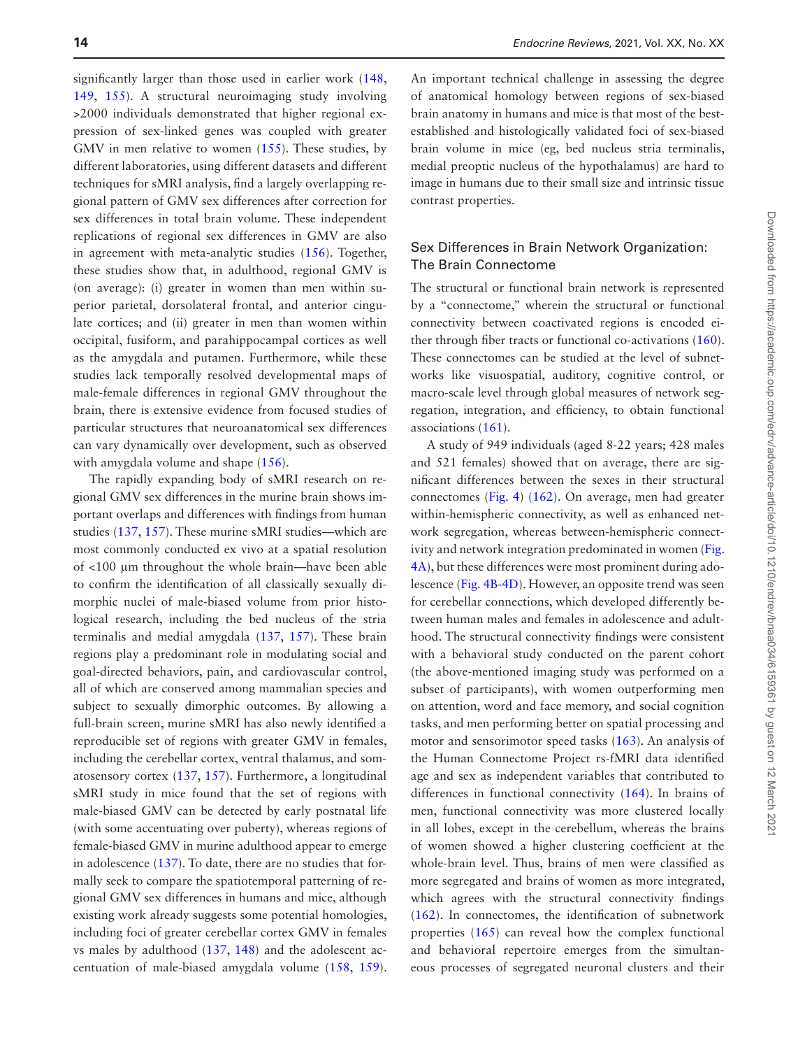significantly larger than those used in earlier work (148, 149, 155). A structural neuroimaging study involving >2000 individuals demonstrated that higher regional expression of sex-linked genes was coupled with greater GMV in men relative to women (155). These studies, by different laboratories, using different datasets and different techniques for sMRI analysis, find a largely overlapping regional pattern of GMV sex differences after correction for sex differences in total brain volume. These independent replications of regional sex differences in GMV are also in agreement with meta-analytic studies (156). Together, these studies show that, in adulthood, regional GMV is (on average): (i) greater in women than men within superior parietal, dorsolateral frontal, and anterior cingulate cortices; and (ii) greater in men than women within occipital, fusiform, and parahippocampal cortices as well as the amygdala and putamen. Furthermore, while these studies lack temporally resolved developmental maps of male-female differences in regional GMV throughout the brain, there is extensive evidence from focused studies of particular structures that neuroanatomical sex differences can vary dynamically over development, such as observed with amygdala volume and shape (156).

The rapidly expanding body of sMRI research on regional GMV sex differences in the murine brain shows important overlaps and differences with findings from human studies (137, 157). These murine sMRI studies—which are most commonly conducted ex vivo at a spatial resolution of <100 µm throughout the whole brain—have been able to confirm the identification of all classically sexually dimorphic nuclei of male-biased volume from prior histological research, including the bed nucleus of the stria terminalis and medial amygdala (137, 157). These brain regions play a predominant role in modulating social and goal-directed behaviors, pain, and cardiovascular control, all of which are conserved among mammalian species and subject to sexually dimorphic outcomes. By allowing a full-brain screen, murine sMRI has also newly identified a reproducible set of regions with greater GMV in females, including the cerebellar cortex, ventral thalamus, and somatosensory cortex (137, 157). Furthermore, a longitudinal sMRI study in mice found that the set of regions with male-biased GMV can be detected by early postnatal life (with some accentuating over puberty), whereas regions of female-biased GMV in murine adulthood appear to emerge in adolescence (137). To date, there are no studies that formally seek to compare the spatiotemporal patterning of regional GMV sex differences in humans and mice, although existing work already suggests some potential homologies, including foci of greater cerebellar cortex GMV in females vs males by adulthood (137, 148) and the adolescent accentuation of male-biased amygdala volume (158, 159). An important technical challenge in assessing the degree of anatomical homology between regions of sex-biased brain anatomy in humans and mice is that most of the best-established and histologically validated foci of sex-biased brain volume in mice (eg, bed nucleus stria terminalis, medial preoptic nucleus of the hypothalamus) are hard to image in humans due to their small size and intrinsic tissue contrast properties.

## Sex Differences in Brain Network Organization: The Brain Connectome

The structural or functional brain network is represented by a "connectome," wherein the structural or functional connectivity between coactivated regions is encoded either through fiber tracts or functional co-activations (160). These connectomes can be studied at the level of subnetworks like visuospatial, auditory, cognitive control, or macro-scale level through global measures of network segregation, integration, and efficiency, to obtain functional associations (161).

A study of 949 individuals (aged 8-22 years; 428 males and 521 females) showed that on average, there are significant differences between the sexes in their structural connectomes (Fig. 4) (162). On average, men had greater within-hemispheric connectivity, as well as enhanced network segregation, whereas between-hemispheric connectivity and network integration predominated in women (Fig. 4A), but these differences were most prominent during adolescence (Fig. 4B-4D). However, an opposite trend was seen for cerebellar connections, which developed differently between human males and females in adolescence and adulthood. The structural connectivity findings were consistent with a behavioral study conducted on the parent cohort (the above-mentioned imaging study was performed on a subset of participants), with women outperforming men on attention, word and face memory, and social cognition tasks, and men performing better on spatial processing and motor and sensorimotor speed tasks (163). An analysis of the Human Connectome Project rs-fMRI data identified age and sex as independent variables that contributed to differences in functional connectivity (164). In brains of men, functional connectivity was more clustered locally in all lobes, except in the cerebellum, whereas the brains of women showed a higher clustering coefficient at the whole-brain level. Thus, brains of men were classified as more segregated and brains of women as more integrated, which agrees with the structural connectivity findings (162). In connectomes, the identification of subnetwork properties (165) can reveal how the complex functional and behavioral repertoire emerges from the simultaneous processes of segregated neuronal clusters and their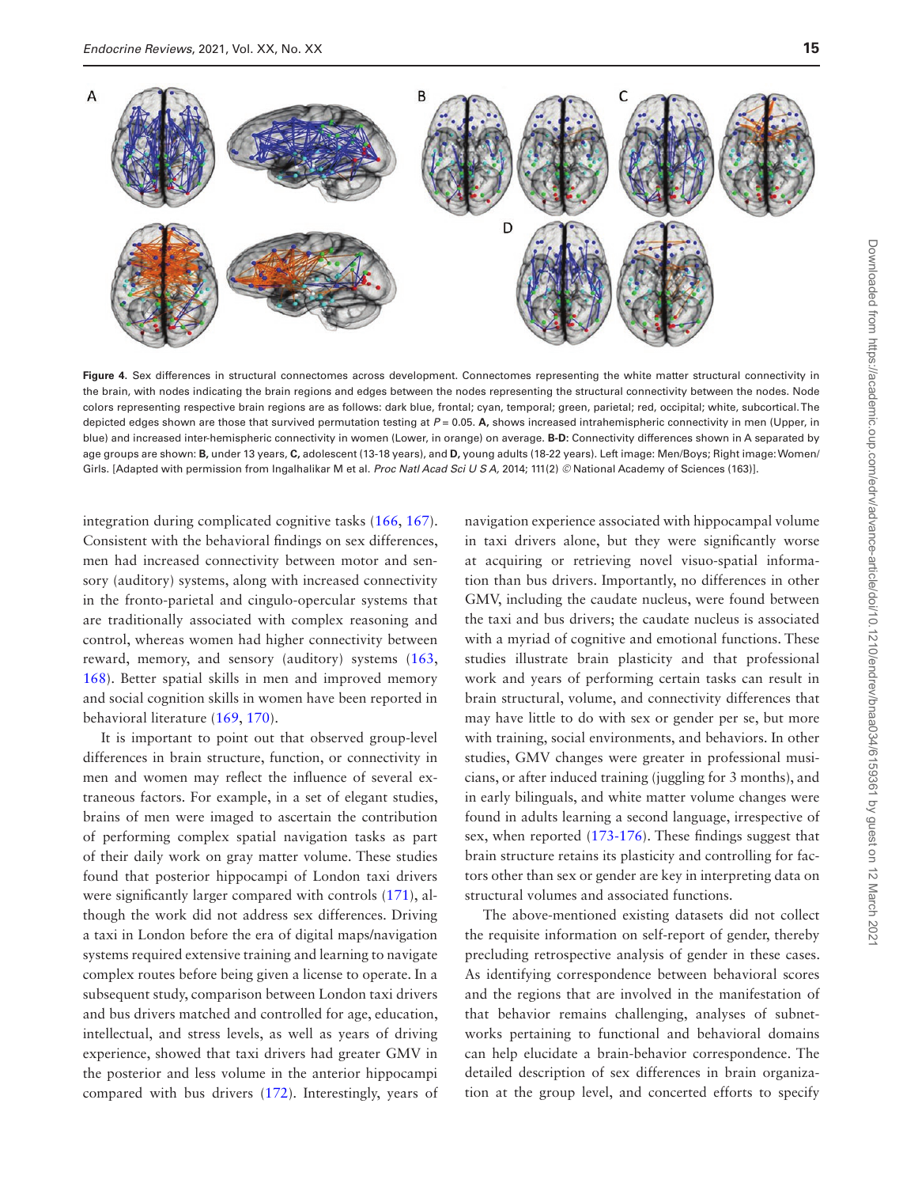**Figure 4.** Sex differences in structural connectomes across development. Connectomes representing the white matter structural connectivity in the brain, with nodes indicating the brain regions and edges between the nodes representing the structural connectivity between the nodes. Node colors representing respective brain regions are as follows: dark blue, frontal; cyan, temporal; green, parietal; red, occipital; white, subcortical. The depicted edges shown are those that survived permutation testing at $P = 0.05$. **A,** shows increased intrahemispheric connectivity in men (Upper, in blue) and increased inter-hemispheric connectivity in women (Lower, in orange) on average. **B-D**: Connectivity differences shown in A separated by age groups are shown: **B,** under 13 years, **C,** adolescent (13-18 years), and **D,** young adults (18-22 years). Left image: Men/Boys; Right image: Women/Girls. [Adapted with permission from Ingalhalikar M et al. *Proc Natl Acad Sci U S A,* 2014; 111(2) © National Academy of Sciences (163)].

integration during complicated cognitive tasks (166, 167). Consistent with the behavioral findings on sex differences, men had increased connectivity between motor and sensory (auditory) systems, along with increased connectivity in the fronto-parietal and cingulo-opercular systems that are traditionally associated with complex reasoning and control, whereas women had higher connectivity between reward, memory, and sensory (auditory) systems (163, 168). Better spatial skills in men and improved memory and social cognition skills in women have been reported in behavioral literature (169, 170).

It is important to point out that observed group-level differences in brain structure, function, or connectivity in men and women may reflect the influence of several extraneous factors. For example, in a set of elegant studies, brains of men were imaged to ascertain the contribution of performing complex spatial navigation tasks as part of their daily work on gray matter volume. These studies found that posterior hippocampi of London taxi drivers were significantly larger compared with controls (171), although the work did not address sex differences. Driving a taxi in London before the era of digital maps/navigation systems required extensive training and learning to navigate complex routes before being given a license to operate. In a subsequent study, comparison between London taxi drivers and bus drivers matched and controlled for age, education, intellectual, and stress levels, as well as years of driving experience, showed that taxi drivers had greater GMV in the posterior and less volume in the anterior hippocampi compared with bus drivers (172). Interestingly, years of navigation experience associated with hippocampal volume in taxi drivers alone, but they were significantly worse at acquiring or retrieving novel visuo-spatial information than bus drivers. Importantly, no differences in other GMV, including the caudate nucleus, were found between the taxi and bus drivers; the caudate nucleus is associated with a myriad of cognitive and emotional functions. These studies illustrate brain plasticity and that professional work and years of performing certain tasks can result in brain structural, volume, and connectivity differences that may have little to do with sex or gender per se, but more with training, social environments, and behaviors. In other studies, GMV changes were greater in professional musicians, or after induced training (juggling for 3 months), and in early bilinguals, and white matter volume changes were found in adults learning a second language, irrespective of sex, when reported (173-176). These findings suggest that brain structure retains its plasticity and controlling for factors other than sex or gender are key in interpreting data on structural volumes and associated functions.

The above-mentioned existing datasets did not collect the requisite information on self-report of gender, thereby precluding retrospective analysis of gender in these cases. As identifying correspondence between behavioral scores and the regions that are involved in the manifestation of that behavior remains challenging, analyses of subnetworks pertaining to functional and behavioral domains can help elucidate a brain-behavior correspondence. The detailed description of sex differences in brain organization at the group level, and concerted efforts to specify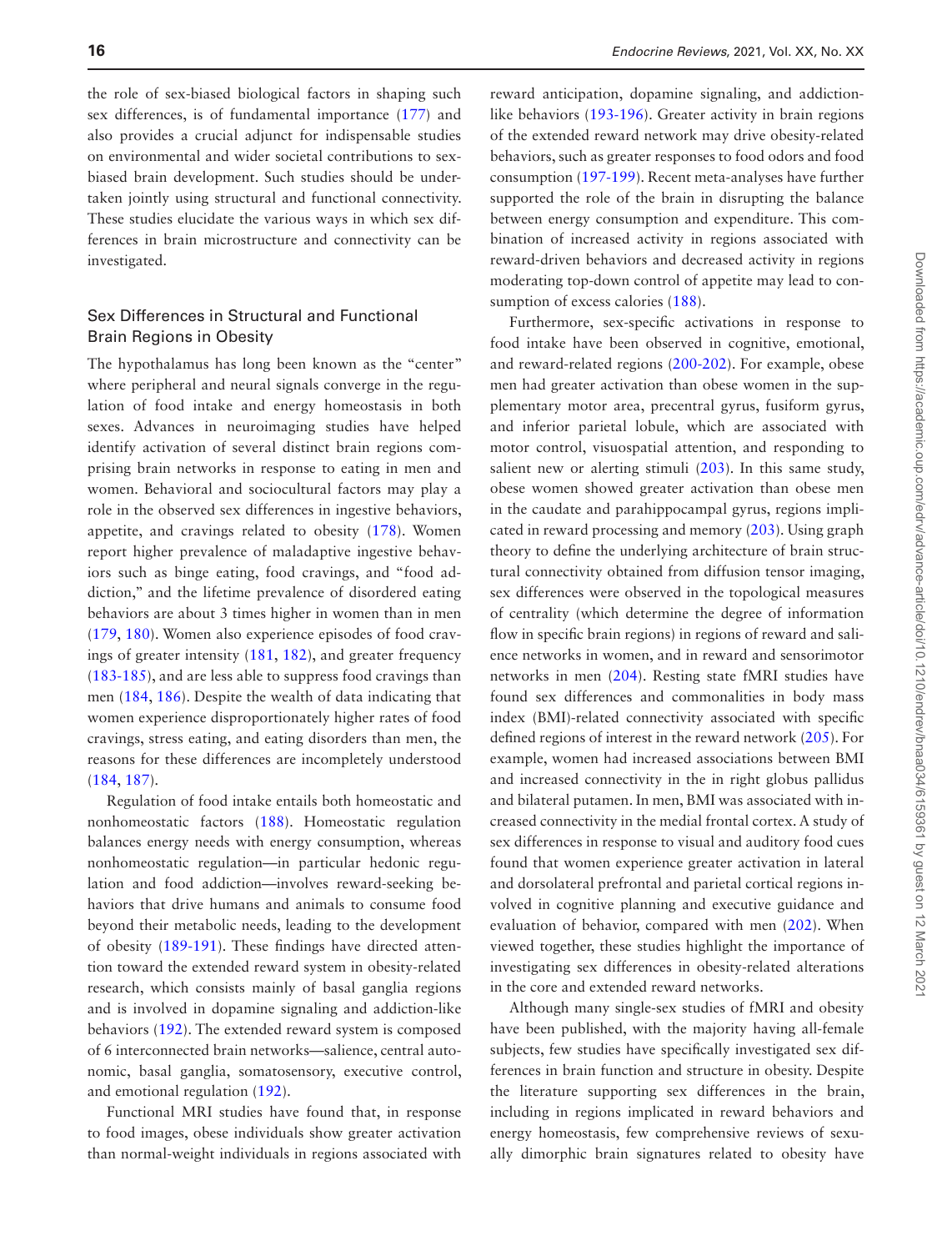the role of sex-biased biological factors in shaping such sex differences, is of fundamental importance (177) and also provides a crucial adjunct for indispensable studies on environmental and wider societal contributions to sex-biased brain development. Such studies should be undertaken jointly using structural and functional connectivity. These studies elucidate the various ways in which sex differences in brain microstructure and connectivity can be investigated.

## Sex Differences in Structural and Functional Brain Regions in Obesity

The hypothalamus has long been known as the "center" where peripheral and neural signals converge in the regulation of food intake and energy homeostasis in both sexes. Advances in neuroimaging studies have helped identify activation of several distinct brain regions comprising brain networks in response to eating in men and women. Behavioral and sociocultural factors may play a role in the observed sex differences in ingestive behaviors, appetite, and cravings related to obesity (178). Women report higher prevalence of maladaptive ingestive behaviors such as binge eating, food cravings, and "food addiction," and the lifetime prevalence of disordered eating behaviors are about 3 times higher in women than in men (179, 180). Women also experience episodes of food cravings of greater intensity (181, 182), and greater frequency (183-185), and are less able to suppress food cravings than men (184, 186). Despite the wealth of data indicating that women experience disproportionately higher rates of food cravings, stress eating, and eating disorders than men, the reasons for these differences are incompletely understood (184, 187).

Regulation of food intake entails both homeostatic and nonhomeostatic factors (188). Homeostatic regulation balances energy needs with energy consumption, whereas nonhomeostatic regulation—in particular hedonic regulation and food addiction—involves reward-seeking behaviors that drive humans and animals to consume food beyond their metabolic needs, leading to the development of obesity (189-191). These findings have directed attention toward the extended reward system in obesity-related research, which consists mainly of basal ganglia regions and is involved in dopamine signaling and addiction-like behaviors (192). The extended reward system is composed of 6 interconnected brain networks—salience, central autonomic, basal ganglia, somatosensory, executive control, and emotional regulation (192).

Functional MRI studies have found that, in response to food images, obese individuals show greater activation than normal-weight individuals in regions associated with reward anticipation, dopamine signaling, and addiction-like behaviors (193-196). Greater activity in brain regions of the extended reward network may drive obesity-related behaviors, such as greater responses to food odors and food consumption (197-199). Recent meta-analyses have further supported the role of the brain in disrupting the balance between energy consumption and expenditure. This combination of increased activity in regions associated with reward-driven behaviors and decreased activity in regions moderating top-down control of appetite may lead to consumption of excess calories (188).

Furthermore, sex-specific activations in response to food intake have been observed in cognitive, emotional, and reward-related regions (200-202). For example, obese men had greater activation than obese women in the supplementary motor area, precentral gyrus, fusiform gyrus, and inferior parietal lobule, which are associated with motor control, visuospatial attention, and responding to salient new or alerting stimuli (203). In this same study, obese women showed greater activation than obese men in the caudate and parahippocampal gyrus, regions implicated in reward processing and memory (203). Using graph theory to define the underlying architecture of brain structural connectivity obtained from diffusion tensor imaging, sex differences were observed in the topological measures of centrality (which determine the degree of information flow in specific brain regions) in regions of reward and salience networks in women, and in reward and sensorimotor networks in men (204). Resting state fMRI studies have found sex differences and commonalities in body mass index (BMI)-related connectivity associated with specific defined regions of interest in the reward network (205). For example, women had increased associations between BMI and increased connectivity in the in right globus pallidus and bilateral putamen. In men, BMI was associated with increased connectivity in the medial frontal cortex. A study of sex differences in response to visual and auditory food cues found that women experience greater activation in lateral and dorsolateral prefrontal and parietal cortical regions involved in cognitive planning and executive guidance and evaluation of behavior, compared with men (202). When viewed together, these studies highlight the importance of investigating sex differences in obesity-related alterations in the core and extended reward networks.

Although many single-sex studies of fMRI and obesity have been published, with the majority having all-female subjects, few studies have specifically investigated sex differences in brain function and structure in obesity. Despite the literature supporting sex differences in the brain, including in regions implicated in reward behaviors and energy homeostasis, few comprehensive reviews of sexually dimorphic brain signatures related to obesity have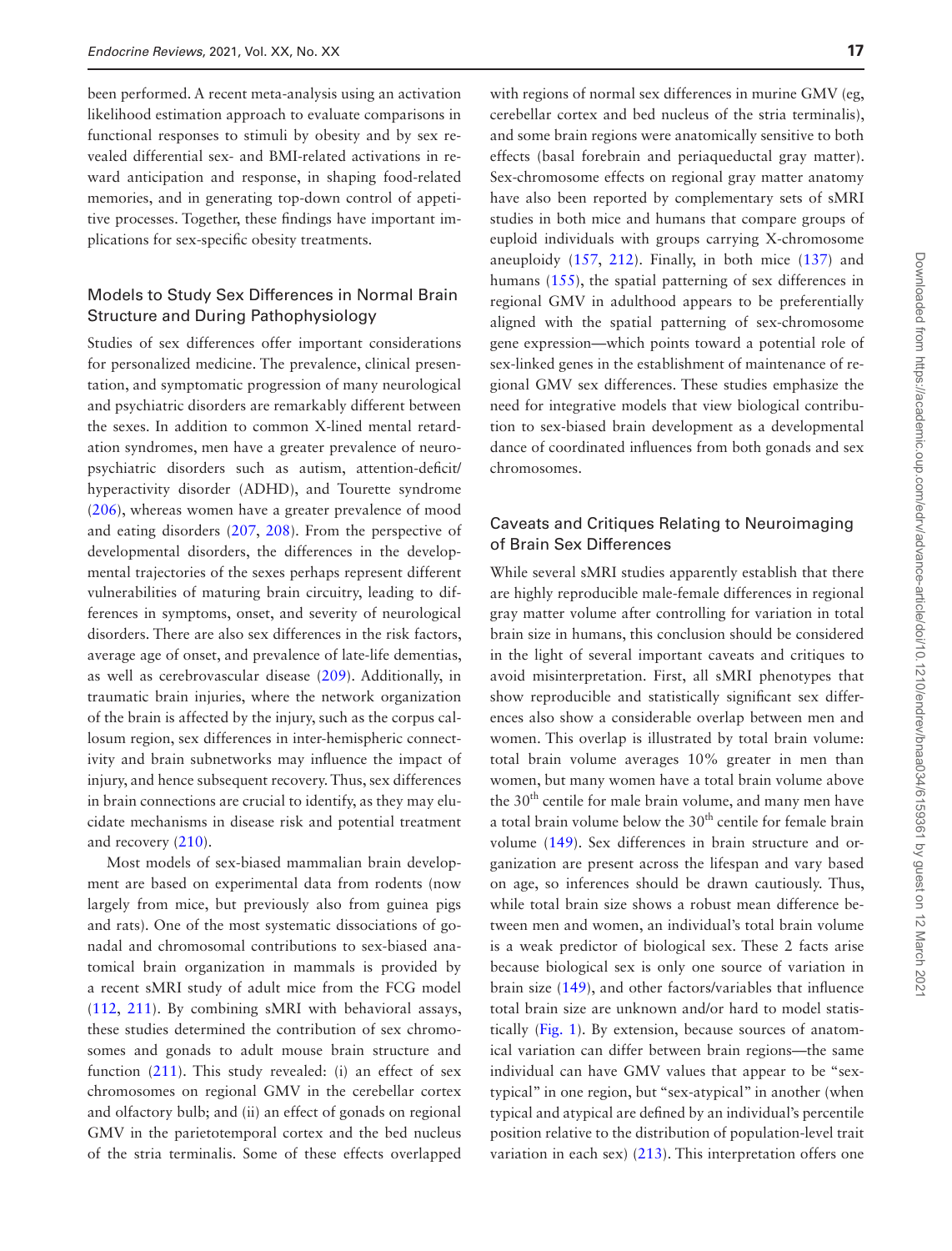been performed. A recent meta-analysis using an activation likelihood estimation approach to evaluate comparisons in functional responses to stimuli by obesity and by sex revealed differential sex- and BMI-related activations in reward anticipation and response, in shaping food-related memories, and in generating top-down control of appetitive processes. Together, these findings have important implications for sex-specific obesity treatments.

## Models to Study Sex Differences in Normal Brain Structure and During Pathophysiology

Studies of sex differences offer important considerations for personalized medicine. The prevalence, clinical presentation, and symptomatic progression of many neurological and psychiatric disorders are remarkably different between the sexes. In addition to common X-lined mental retardation syndromes, men have a greater prevalence of neuropsychiatric disorders such as autism, attention-deficit/hyperactivity disorder (ADHD), and Tourette syndrome (206), whereas women have a greater prevalence of mood and eating disorders (207, 208). From the perspective of developmental disorders, the differences in the developmental trajectories of the sexes perhaps represent different vulnerabilities of maturing brain circuitry, leading to differences in symptoms, onset, and severity of neurological disorders. There are also sex differences in the risk factors, average age of onset, and prevalence of late-life dementias, as well as cerebrovascular disease (209). Additionally, in traumatic brain injuries, where the network organization of the brain is affected by the injury, such as the corpus callosum region, sex differences in inter-hemispheric connectivity and brain subnetworks may influence the impact of injury, and hence subsequent recovery. Thus, sex differences in brain connections are crucial to identify, as they may elucidate mechanisms in disease risk and potential treatment and recovery (210).

Most models of sex-biased mammalian brain development are based on experimental data from rodents (now largely from mice, but previously also from guinea pigs and rats). One of the most systematic dissociations of gonadal and chromosomal contributions to sex-biased anatomical brain organization in mammals is provided by a recent sMRI study of adult mice from the FCG model (112, 211). By combining sMRI with behavioral assays, these studies determined the contribution of sex chromosomes and gonads to adult mouse brain structure and function (211). This study revealed: (i) an effect of sex chromosomes on regional GMV in the cerebellar cortex and olfactory bulb; and (ii) an effect of gonads on regional GMV in the parietotemporal cortex and the bed nucleus of the stria terminalis. Some of these effects overlapped with regions of normal sex differences in murine GMV (eg, cerebellar cortex and bed nucleus of the stria terminalis), and some brain regions were anatomically sensitive to both effects (basal forebrain and periaqueductal gray matter). Sex-chromosome effects on regional gray matter anatomy have also been reported by complementary sets of sMRI studies in both mice and humans that compare groups of euploid individuals with groups carrying X-chromosome aneuploidy (157, 212). Finally, in both mice (137) and humans (155), the spatial patterning of sex differences in regional GMV in adulthood appears to be preferentially aligned with the spatial patterning of sex-chromosome gene expression—which points toward a potential role of sex-linked genes in the establishment of maintenance of regional GMV sex differences. These studies emphasize the need for integrative models that view biological contribution to sex-biased brain development as a developmental dance of coordinated influences from both gonads and sex chromosomes.

## Caveats and Critiques Relating to Neuroimaging of Brain Sex Differences

While several sMRI studies apparently establish that there are highly reproducible male-female differences in regional gray matter volume after controlling for variation in total brain size in humans, this conclusion should be considered in the light of several important caveats and critiques to avoid misinterpretation. First, all sMRI phenotypes that show reproducible and statistically significant sex differences also show a considerable overlap between men and women. This overlap is illustrated by total brain volume: total brain volume averages 10% greater in men than women, but many women have a total brain volume above the 30th centile for male brain volume, and many men have a total brain volume below the 30th centile for female brain volume (149). Sex differences in brain structure and organization are present across the lifespan and vary based on age, so inferences should be drawn cautiously. Thus, while total brain size shows a robust mean difference between men and women, an individual's total brain volume is a weak predictor of biological sex. These 2 facts arise because biological sex is only one source of variation in brain size (149), and other factors/variables that influence total brain size are unknown and/or hard to model statistically (Fig. 1). By extension, because sources of anatomical variation can differ between brain regions—the same individual can have GMV values that appear to be "sex-typical" in one region, but "sex-atypical" in another (when typical and atypical are defined by an individual's percentile position relative to the distribution of population-level trait variation in each sex) (213). This interpretation offers one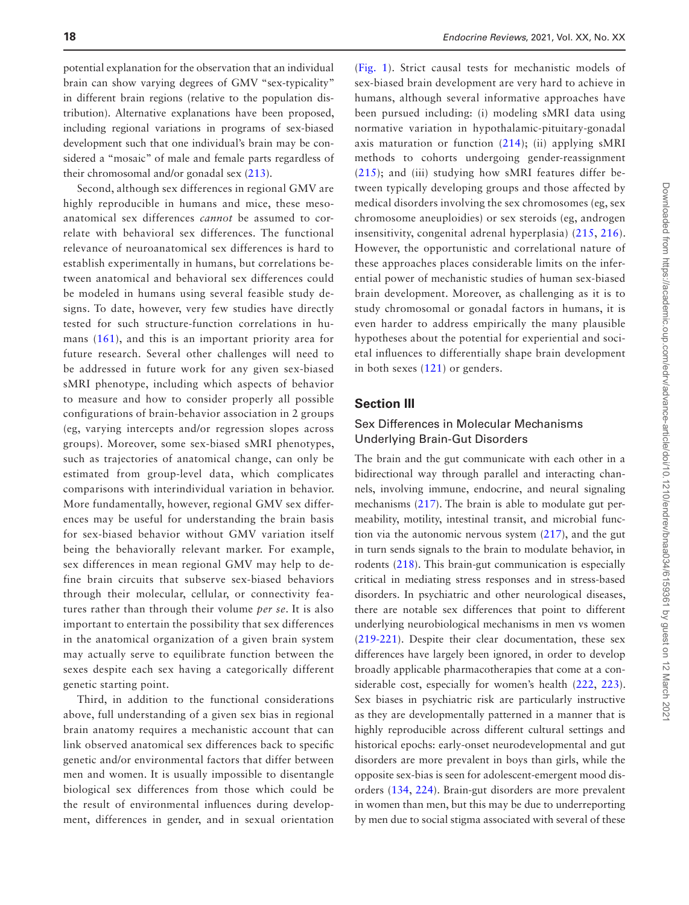potential explanation for the observation that an individual brain can show varying degrees of GMV "sex-typicality" in different brain regions (relative to the population distribution). Alternative explanations have been proposed, including regional variations in programs of sex-biased development such that one individual's brain may be considered a "mosaic" of male and female parts regardless of their chromosomal and/or gonadal sex (213).

Second, although sex differences in regional GMV are highly reproducible in humans and mice, these meso-anatomical sex differences *cannot* be assumed to correlate with behavioral sex differences. The functional relevance of neuroanatomical sex differences is hard to establish experimentally in humans, but correlations between anatomical and behavioral sex differences could be modeled in humans using several feasible study designs. To date, however, very few studies have directly tested for such structure-function correlations in humans (161), and this is an important priority area for future research. Several other challenges will need to be addressed in future work for any given sex-biased sMRI phenotype, including which aspects of behavior to measure and how to consider properly all possible configurations of brain-behavior association in 2 groups (eg, varying intercepts and/or regression slopes across groups). Moreover, some sex-biased sMRI phenotypes, such as trajectories of anatomical change, can only be estimated from group-level data, which complicates comparisons with interindividual variation in behavior. More fundamentally, however, regional GMV sex differences may be useful for understanding the brain basis for sex-biased behavior without GMV variation itself being the behaviorally relevant marker. For example, sex differences in mean regional GMV may help to define brain circuits that subserve sex-biased behaviors through their molecular, cellular, or connectivity features rather than through their volume *per se*. It is also important to entertain the possibility that sex differences in the anatomical organization of a given brain system may actually serve to equilibrate function between the sexes despite each sex having a categorically different genetic starting point.

Third, in addition to the functional considerations above, full understanding of a given sex bias in regional brain anatomy requires a mechanistic account that can link observed anatomical sex differences back to specific genetic and/or environmental factors that differ between men and women. It is usually impossible to disentangle biological sex differences from those which could be the result of environmental influences during development, differences in gender, and in sexual orientation (Fig. 1). Strict causal tests for mechanistic models of sex-biased brain development are very hard to achieve in humans, although several informative approaches have been pursued including: (i) modeling sMRI data using normative variation in hypothalamic-pituitary-gonadal axis maturation or function (214); (ii) applying sMRI methods to cohorts undergoing gender-reassignment (215); and (iii) studying how sMRI features differ between typically developing groups and those affected by medical disorders involving the sex chromosomes (eg, sex chromosome aneuploidies) or sex steroids (eg, androgen insensitivity, congenital adrenal hyperplasia) (215, 216). However, the opportunistic and correlational nature of these approaches places considerable limits on the inferential power of mechanistic studies of human sex-biased brain development. Moreover, as challenging as it is to study chromosomal or gonadal factors in humans, it is even harder to address empirically the many plausible hypotheses about the potential for experiential and societal influences to differentially shape brain development in both sexes (121) or genders.

## Section III

### Sex Differences in Molecular Mechanisms Underlying Brain-Gut Disorders

The brain and the gut communicate with each other in a bidirectional way through parallel and interacting channels, involving immune, endocrine, and neural signaling mechanisms (217). The brain is able to modulate gut permeability, motility, intestinal transit, and microbial function via the autonomic nervous system (217), and the gut in turn sends signals to the brain to modulate behavior, in rodents (218). This brain-gut communication is especially critical in mediating stress responses and in stress-based disorders. In psychiatric and other neurological diseases, there are notable sex differences that point to different underlying neurobiological mechanisms in men vs women (219-221). Despite their clear documentation, these sex differences have largely been ignored, in order to develop broadly applicable pharmacotherapies that come at a considerable cost, especially for women's health (222, 223). Sex biases in psychiatric risk are particularly instructive as they are developmentally patterned in a manner that is highly reproducible across different cultural settings and historical epochs: early-onset neurodevelopmental and gut disorders are more prevalent in boys than girls, while the opposite sex-bias is seen for adolescent-emergent mood disorders (134, 224). Brain-gut disorders are more prevalent in women than men, but this may be due to underreporting by men due to social stigma associated with several of these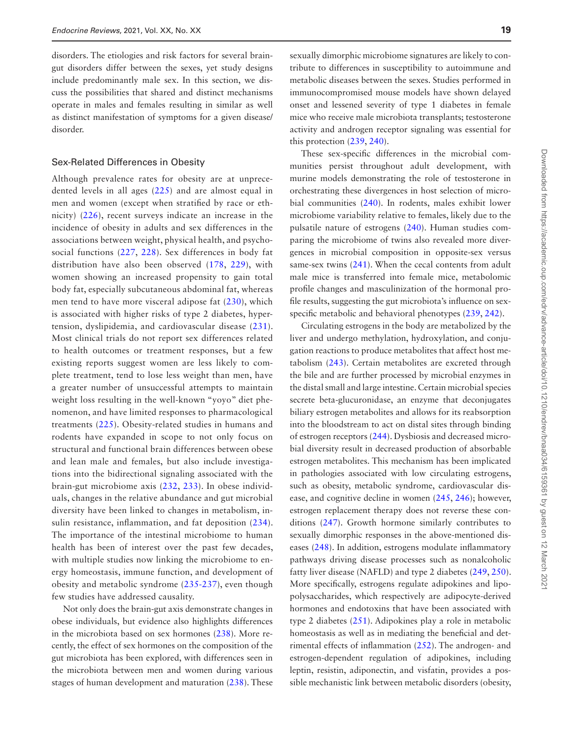disorders. The etiologies and risk factors for several brain-gut disorders differ between the sexes, yet study designs include predominantly male sex. In this section, we discuss the possibilities that shared and distinct mechanisms operate in males and females resulting in similar as well as distinct manifestation of symptoms for a given disease/disorder.

## Sex-Related Differences in Obesity

Although prevalence rates for obesity are at unprecedented levels in all ages (225) and are almost equal in men and women (except when stratified by race or ethnicity) (226), recent surveys indicate an increase in the incidence of obesity in adults and sex differences in the associations between weight, physical health, and psychosocial functions (227, 228). Sex differences in body fat distribution have also been observed (178, 229), with women showing an increased propensity to gain total body fat, especially subcutaneous abdominal fat, whereas men tend to have more visceral adipose fat (230), which is associated with higher risks of type 2 diabetes, hypertension, dyslipidemia, and cardiovascular disease (231). Most clinical trials do not report sex differences related to health outcomes or treatment responses, but a few existing reports suggest women are less likely to complete treatment, tend to lose less weight than men, have a greater number of unsuccessful attempts to maintain weight loss resulting in the well-known "yoyo" diet phenomenon, and have limited responses to pharmacological treatments (225). Obesity-related studies in humans and rodents have expanded in scope to not only focus on structural and functional brain differences between obese and lean male and females, but also include investigations into the bidirectional signaling associated with the brain-gut microbiome axis (232, 233). In obese individuals, changes in the relative abundance and gut microbial diversity have been linked to changes in metabolism, insulin resistance, inflammation, and fat deposition (234). The importance of the intestinal microbiome to human health has been of interest over the past few decades, with multiple studies now linking the microbiome to energy homeostasis, immune function, and development of obesity and metabolic syndrome (235-237), even though few studies have addressed causality.

Not only does the brain-gut axis demonstrate changes in obese individuals, but evidence also highlights differences in the microbiota based on sex hormones (238). More recently, the effect of sex hormones on the composition of the gut microbiota has been explored, with differences seen in the microbiota between men and women during various stages of human development and maturation (238). These sexually dimorphic microbiome signatures are likely to contribute to differences in susceptibility to autoimmune and metabolic diseases between the sexes. Studies performed in immunocompromised mouse models have shown delayed onset and lessened severity of type 1 diabetes in female mice who receive male microbiota transplants; testosterone activity and androgen receptor signaling was essential for this protection (239, 240).

These sex-specific differences in the microbial communities persist throughout adult development, with murine models demonstrating the role of testosterone in orchestrating these divergences in host selection of microbial communities (240). In rodents, males exhibit lower microbiome variability relative to females, likely due to the pulsatile nature of estrogens (240). Human studies comparing the microbiome of twins also revealed more divergences in microbial composition in opposite-sex versus same-sex twins (241). When the cecal contents from adult male mice is transferred into female mice, metabolomic profile changes and masculinization of the hormonal profile results, suggesting the gut microbiota's influence on sex-specific metabolic and behavioral phenotypes (239, 242).

Circulating estrogens in the body are metabolized by the liver and undergo methylation, hydroxylation, and conjugation reactions to produce metabolites that affect host metabolism (243). Certain metabolites are excreted through the bile and are further processed by microbial enzymes in the distal small and large intestine. Certain microbial species secrete beta-glucuronidase, an enzyme that deconjugates biliary estrogen metabolites and allows for its reabsorption into the bloodstream to act on distal sites through binding of estrogen receptors (244). Dysbiosis and decreased microbial diversity result in decreased production of absorbable estrogen metabolites. This mechanism has been implicated in pathologies associated with low circulating estrogens, such as obesity, metabolic syndrome, cardiovascular disease, and cognitive decline in women (245, 246); however, estrogen replacement therapy does not reverse these conditions (247). Growth hormone similarly contributes to sexually dimorphic responses in the above-mentioned diseases (248). In addition, estrogens modulate inflammatory pathways driving disease processes such as nonalcoholic fatty liver disease (NAFLD) and type 2 diabetes (249, 250). More specifically, estrogens regulate adipokines and lipopolysaccharides, which respectively are adipocyte-derived hormones and endotoxins that have been associated with type 2 diabetes (251). Adipokines play a role in metabolic homeostasis as well as in mediating the beneficial and detrimental effects of inflammation (252). The androgen- and estrogen-dependent regulation of adipokines, including leptin, resistin, adiponectin, and visfatin, provides a possible mechanistic link between metabolic disorders (obesity,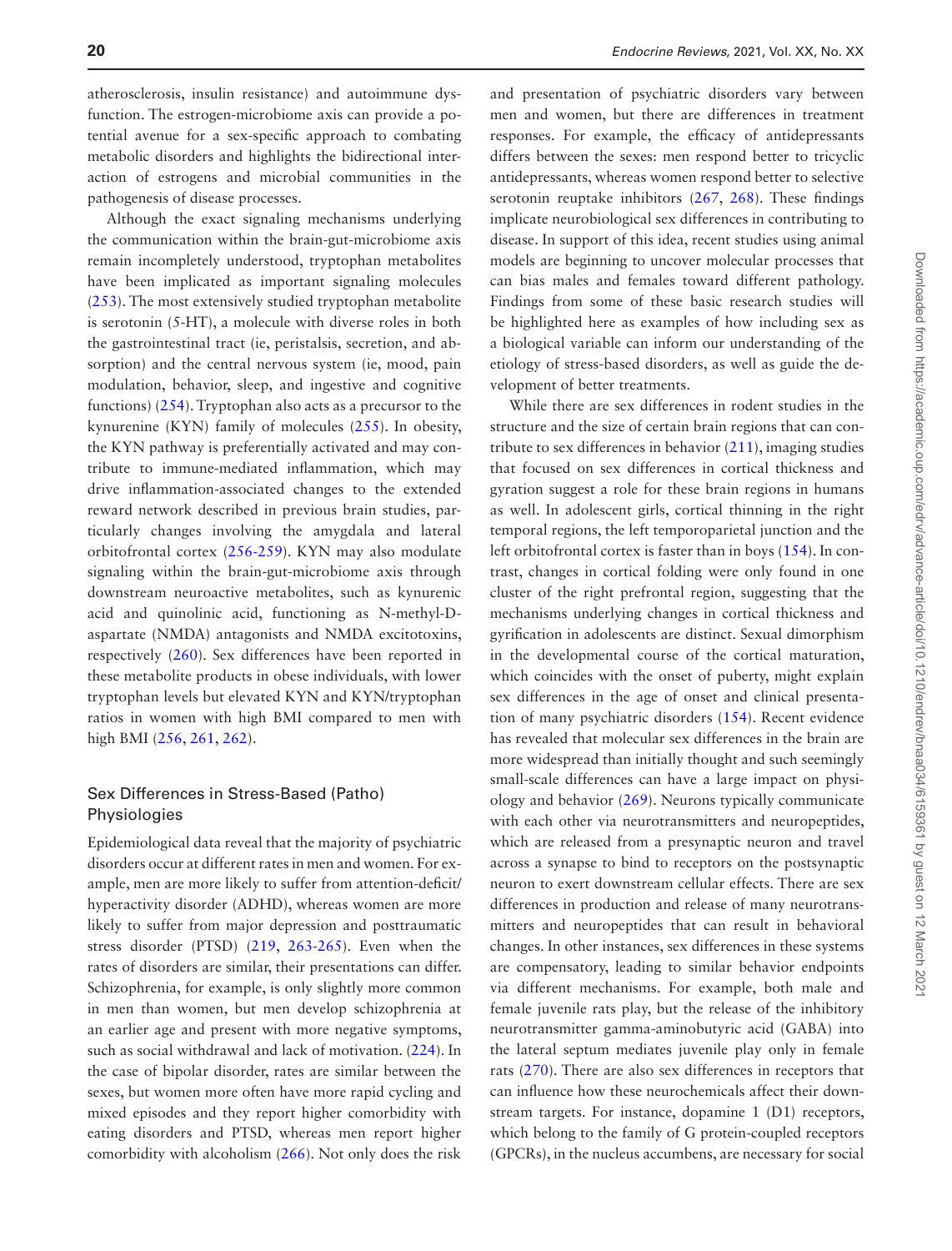atherosclerosis, insulin resistance) and autoimmune dysfunction. The estrogen-microbiome axis can provide a potential avenue for a sex-specific approach to combating metabolic disorders and highlights the bidirectional interaction of estrogens and microbial communities in the pathogenesis of disease processes.

Although the exact signaling mechanisms underlying the communication within the brain-gut-microbiome axis remain incompletely understood, tryptophan metabolites have been implicated as important signaling molecules (253). The most extensively studied tryptophan metabolite is serotonin (5-HT), a molecule with diverse roles in both the gastrointestinal tract (ie, peristalsis, secretion, and absorption) and the central nervous system (ie, mood, pain modulation, behavior, sleep, and ingestive and cognitive functions) (254). Tryptophan also acts as a precursor to the kynurenine (KYN) family of molecules (255). In obesity, the KYN pathway is preferentially activated and may contribute to immune-mediated inflammation, which may drive inflammation-associated changes to the extended reward network described in previous brain studies, particularly changes involving the amygdala and lateral orbitofrontal cortex (256-259). KYN may also modulate signaling within the brain-gut-microbiome axis through downstream neuroactive metabolites, such as kynurenic acid and quinolinic acid, functioning as N-methyl-D-aspartate (NMDA) antagonists and NMDA excitotoxins, respectively (260). Sex differences have been reported in these metabolite products in obese individuals, with lower tryptophan levels but elevated KYN and KYN/tryptophan ratios in women with high BMI compared to men with high BMI (256, 261, 262).

## Sex Differences in Stress-Based (Patho) Physiologies

Epidemiological data reveal that the majority of psychiatric disorders occur at different rates in men and women. For example, men are more likely to suffer from attention-deficit/hyperactivity disorder (ADHD), whereas women are more likely to suffer from major depression and posttraumatic stress disorder (PTSD) (219, 263-265). Even when the rates of disorders are similar, their presentations can differ. Schizophrenia, for example, is only slightly more common in men than women, but men develop schizophrenia at an earlier age and present with more negative symptoms, such as social withdrawal and lack of motivation. (224). In the case of bipolar disorder, rates are similar between the sexes, but women more often have more rapid cycling and mixed episodes and they report higher comorbidity with eating disorders and PTSD, whereas men report higher comorbidity with alcoholism (266). Not only does the risk and presentation of psychiatric disorders vary between men and women, but there are differences in treatment responses. For example, the efficacy of antidepressants differs between the sexes: men respond better to tricyclic antidepressants, whereas women respond better to selective serotonin reuptake inhibitors (267, 268). These findings implicate neurobiological sex differences in contributing to disease. In support of this idea, recent studies using animal models are beginning to uncover molecular processes that can bias males and females toward different pathology. Findings from some of these basic research studies will be highlighted here as examples of how including sex as a biological variable can inform our understanding of the etiology of stress-based disorders, as well as guide the development of better treatments.

While there are sex differences in rodent studies in the structure and the size of certain brain regions that can contribute to sex differences in behavior (211), imaging studies that focused on sex differences in cortical thickness and gyration suggest a role for these brain regions in humans as well. In adolescent girls, cortical thinning in the right temporal regions, the left temporoparietal junction and the left orbitofrontal cortex is faster than in boys (154). In contrast, changes in cortical folding were only found in one cluster of the right prefrontal region, suggesting that the mechanisms underlying changes in cortical thickness and gyrification in adolescents are distinct. Sexual dimorphism in the developmental course of the cortical maturation, which coincides with the onset of puberty, might explain sex differences in the age of onset and clinical presentation of many psychiatric disorders (154). Recent evidence has revealed that molecular sex differences in the brain are more widespread than initially thought and such seemingly small-scale differences can have a large impact on physiology and behavior (269). Neurons typically communicate with each other via neurotransmitters and neuropeptides, which are released from a presynaptic neuron and travel across a synapse to bind to receptors on the postsynaptic neuron to exert downstream cellular effects. There are sex differences in production and release of many neurotransmitters and neuropeptides that can result in behavioral changes. In other instances, sex differences in these systems are compensatory, leading to similar behavior endpoints via different mechanisms. For example, both male and female juvenile rats play, but the release of the inhibitory neurotransmitter gamma-aminobutyric acid (GABA) into the lateral septum mediates juvenile play only in female rats (270). There are also sex differences in receptors that can influence how these neurochemicals affect their downstream targets. For instance, dopamine 1 (D1) receptors, which belong to the family of G protein-coupled receptors (GPCRs), in the nucleus accumbens, are necessary for social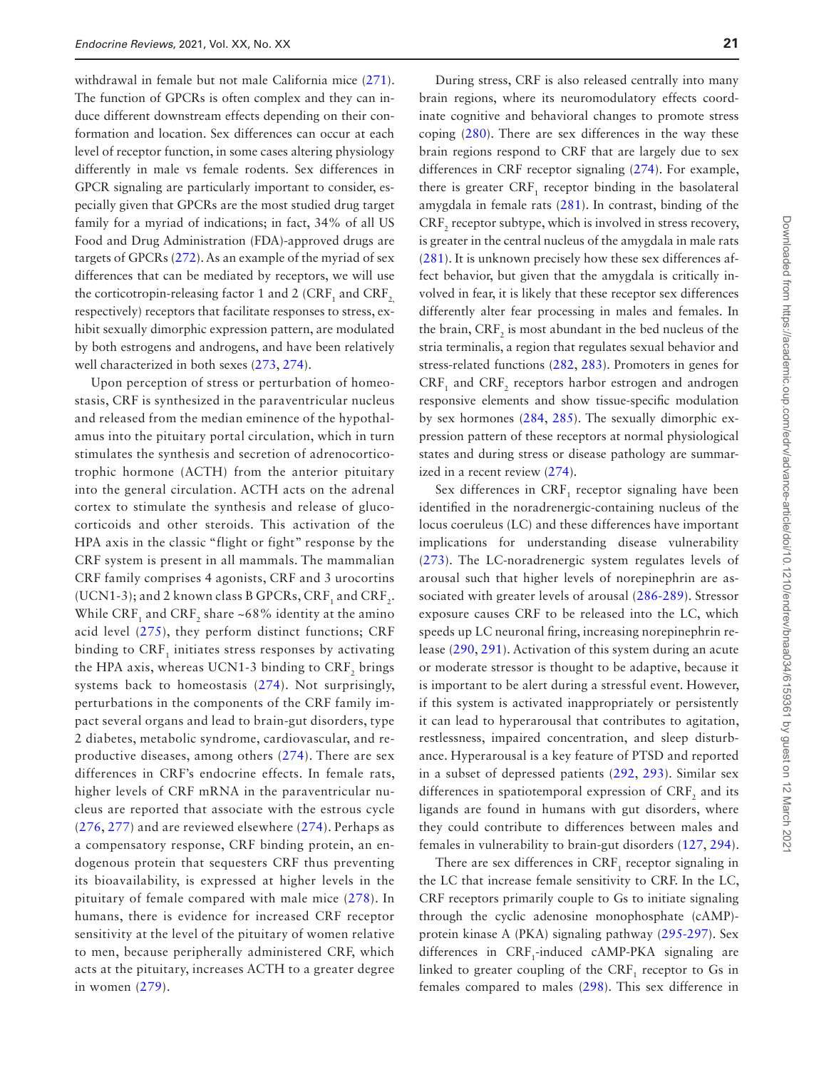withdrawal in female but not male California mice (271). The function of GPCRs is often complex and they can induce different downstream effects depending on their conformation and location. Sex differences can occur at each level of receptor function, in some cases altering physiology differently in male vs female rodents. Sex differences in GPCR signaling are particularly important to consider, especially given that GPCRs are the most studied drug target family for a myriad of indications; in fact, 34% of all US Food and Drug Administration (FDA)-approved drugs are targets of GPCRs (272). As an example of the myriad of sex differences that can be mediated by receptors, we will use the corticotropin-releasing factor 1 and 2 ($CRF_1$ and $CRF_2$, respectively) receptors that facilitate responses to stress, exhibit sexually dimorphic expression pattern, are modulated by both estrogens and androgens, and have been relatively well characterized in both sexes (273, 274).

Upon perception of stress or perturbation of homeostasis, CRF is synthesized in the paraventricular nucleus and released from the median eminence of the hypothalamus into the pituitary portal circulation, which in turn stimulates the synthesis and secretion of adrenocorticotrophic hormone (ACTH) from the anterior pituitary into the general circulation. ACTH acts on the adrenal cortex to stimulate the synthesis and release of glucocorticoids and other steroids. This activation of the HPA axis in the classic "flight or fight" response by the CRF system is present in all mammals. The mammalian CRF family comprises 4 agonists, CRF and 3 urocortins (UCN1-3); and 2 known class B GPCRs, $CRF_1$ and $CRF_2$. While $CRF_1$ and $CRF_2$ share ~68% identity at the amino acid level (275), they perform distinct functions; CRF binding to $CRF_1$ initiates stress responses by activating the HPA axis, whereas UCN1-3 binding to $CRF_2$ brings systems back to homeostasis (274). Not surprisingly, perturbations in the components of the CRF family impact several organs and lead to brain-gut disorders, type 2 diabetes, metabolic syndrome, cardiovascular, and reproductive diseases, among others (274). There are sex differences in CRF's endocrine effects. In female rats, higher levels of CRF mRNA in the paraventricular nucleus are reported that associate with the estrous cycle (276, 277) and are reviewed elsewhere (274). Perhaps as a compensatory response, CRF binding protein, an endogenous protein that sequesters CRF thus preventing its bioavailability, is expressed at higher levels in the pituitary of female compared with male mice (278). In humans, there is evidence for increased CRF receptor sensitivity at the level of the pituitary of women relative to men, because peripherally administered CRF, which acts at the pituitary, increases ACTH to a greater degree in women (279).

During stress, CRF is also released centrally into many brain regions, where its neuromodulatory effects coordinate cognitive and behavioral changes to promote stress coping (280). There are sex differences in the way these brain regions respond to CRF that are largely due to sex differences in CRF receptor signaling (274). For example, there is greater $CRF_1$ receptor binding in the basolateral amygdala in female rats (281). In contrast, binding of the $CRF_2$ receptor subtype, which is involved in stress recovery, is greater in the central nucleus of the amygdala in male rats (281). It is unknown precisely how these sex differences affect behavior, but given that the amygdala is critically involved in fear, it is likely that these receptor sex differences differently alter fear processing in males and females. In the brain, $CRF_2$ is most abundant in the bed nucleus of the stria terminalis, a region that regulates sexual behavior and stress-related functions (282, 283). Promoters in genes for $CRF_1$ and $CRF_2$ receptors harbor estrogen and androgen responsive elements and show tissue-specific modulation by sex hormones (284, 285). The sexually dimorphic expression pattern of these receptors at normal physiological states and during stress or disease pathology are summarized in a recent review (274).

Sex differences in $CRF_1$ receptor signaling have been identified in the noradrenergic-containing nucleus of the locus coeruleus (LC) and these differences have important implications for understanding disease vulnerability (273). The LC-noradrenergic system regulates levels of arousal such that higher levels of norepinephrin are associated with greater levels of arousal (286-289). Stressor exposure causes CRF to be released into the LC, which speeds up LC neuronal firing, increasing norepinephrin release (290, 291). Activation of this system during an acute or moderate stressor is thought to be adaptive, because it is important to be alert during a stressful event. However, if this system is activated inappropriately or persistently it can lead to hyperarousal that contributes to agitation, restlessness, impaired concentration, and sleep disturbance. Hyperarousal is a key feature of PTSD and reported in a subset of depressed patients (292, 293). Similar sex differences in spatiotemporal expression of $CRF_2$ and its ligands are found in humans with gut disorders, where they could contribute to differences between males and females in vulnerability to brain-gut disorders (127, 294).

There are sex differences in $CRF_1$ receptor signaling in the LC that increase female sensitivity to CRF. In the LC, CRF receptors primarily couple to Gs to initiate signaling through the cyclic adenosine monophosphate (cAMP)-protein kinase A (PKA) signaling pathway (295-297). Sex differences in $CRF_1$-induced cAMP-PKA signaling are linked to greater coupling of the $CRF_1$ receptor to Gs in females compared to males (298). This sex difference in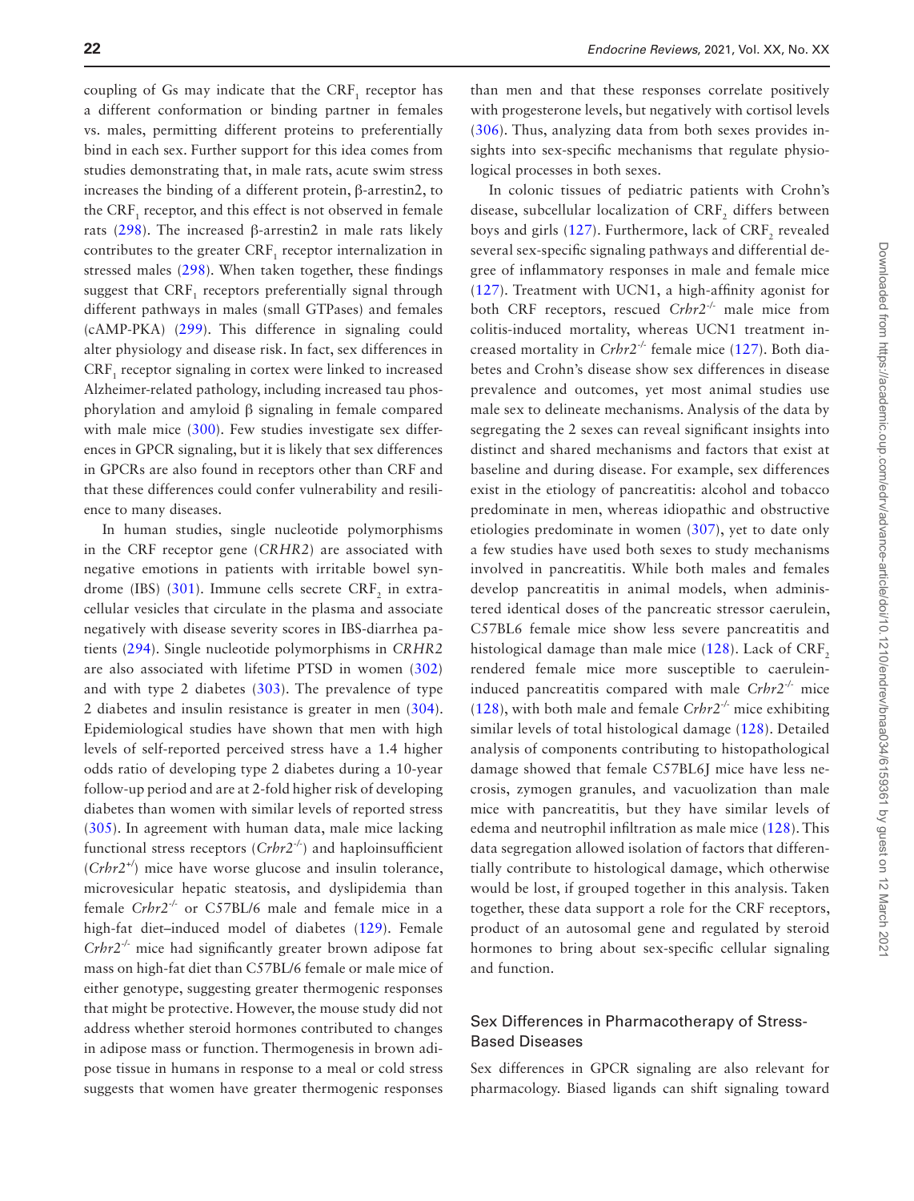coupling of Gs may indicate that the $CRF_1$ receptor has a different conformation or binding partner in females vs. males, permitting different proteins to preferentially bind in each sex. Further support for this idea comes from studies demonstrating that, in male rats, acute swim stress increases the binding of a different protein, β-arrestin2, to the $CRF_1$ receptor, and this effect is not observed in female rats (298). The increased β-arrestin2 in male rats likely contributes to the greater $CRF_1$ receptor internalization in stressed males (298). When taken together, these findings suggest that $CRF_1$ receptors preferentially signal through different pathways in males (small GTPases) and females (cAMP-PKA) (299). This difference in signaling could alter physiology and disease risk. In fact, sex differences in $CRF_1$ receptor signaling in cortex were linked to increased Alzheimer-related pathology, including increased tau phosphorylation and amyloid β signaling in female compared with male mice (300). Few studies investigate sex differences in GPCR signaling, but it is likely that sex differences in GPCRs are also found in receptors other than CRF and that these differences could confer vulnerability and resilience to many diseases.

In human studies, single nucleotide polymorphisms in the CRF receptor gene (*CRHR2*) are associated with negative emotions in patients with irritable bowel syndrome (IBS) (301). Immune cells secrete $CRF_2$ in extracellular vesicles that circulate in the plasma and associate negatively with disease severity scores in IBS-diarrhea patients (294). Single nucleotide polymorphisms in *CRHR2* are also associated with lifetime PTSD in women (302) and with type 2 diabetes (303). The prevalence of type 2 diabetes and insulin resistance is greater in men (304). Epidemiological studies have shown that men with high levels of self-reported perceived stress have a 1.4 higher odds ratio of developing type 2 diabetes during a 10-year follow-up period and are at 2-fold higher risk of developing diabetes than women with similar levels of reported stress (305). In agreement with human data, male mice lacking functional stress receptors (*Crhr2*$^{-/-}$) and haploinsufficient (*Crhr2*$^{+/}$) mice have worse glucose and insulin tolerance, microvesicular hepatic steatosis, and dyslipidemia than female *Crhr2*$^{-/-}$ or C57BL/6 male and female mice in a high-fat diet–induced model of diabetes (129). Female *Crhr2*$^{-/-}$ mice had significantly greater brown adipose fat mass on high-fat diet than C57BL/6 female or male mice of either genotype, suggesting greater thermogenic responses that might be protective. However, the mouse study did not address whether steroid hormones contributed to changes in adipose mass or function. Thermogenesis in brown adipose tissue in humans in response to a meal or cold stress suggests that women have greater thermogenic responses than men and that these responses correlate positively with progesterone levels, but negatively with cortisol levels (306). Thus, analyzing data from both sexes provides insights into sex-specific mechanisms that regulate physiological processes in both sexes.

In colonic tissues of pediatric patients with Crohn's disease, subcellular localization of $CRF_2$ differs between boys and girls (127). Furthermore, lack of $CRF_2$ revealed several sex-specific signaling pathways and differential degree of inflammatory responses in male and female mice (127). Treatment with UCN1, a high-affinity agonist for both CRF receptors, rescued *Crhr2*$^{-/-}$ male mice from colitis-induced mortality, whereas UCN1 treatment increased mortality in *Crhr2*$^{-/-}$ female mice (127). Both diabetes and Crohn's disease show sex differences in disease prevalence and outcomes, yet most animal studies use male sex to delineate mechanisms. Analysis of the data by segregating the 2 sexes can reveal significant insights into distinct and shared mechanisms and factors that exist at baseline and during disease. For example, sex differences exist in the etiology of pancreatitis: alcohol and tobacco predominate in men, whereas idiopathic and obstructive etiologies predominate in women (307), yet to date only a few studies have used both sexes to study mechanisms involved in pancreatitis. While both males and females develop pancreatitis in animal models, when administered identical doses of the pancreatic stressor caerulein, C57BL6 female mice show less severe pancreatitis and histological damage than male mice (128). Lack of $CRF_2$ rendered female mice more susceptible to caerulein-induced pancreatitis compared with male *Crhr2*$^{-/-}$ mice (128), with both male and female *Crhr2*$^{-/-}$ mice exhibiting similar levels of total histological damage (128). Detailed analysis of components contributing to histopathological damage showed that female C57BL6J mice have less necrosis, zymogen granules, and vacuolization than male mice with pancreatitis, but they have similar levels of edema and neutrophil infiltration as male mice (128). This data segregation allowed isolation of factors that differentially contribute to histological damage, which otherwise would be lost, if grouped together in this analysis. Taken together, these data support a role for the CRF receptors, product of an autosomal gene and regulated by steroid hormones to bring about sex-specific cellular signaling and function.

## Sex Differences in Pharmacotherapy of Stress-Based Diseases

Sex differences in GPCR signaling are also relevant for pharmacology. Biased ligands can shift signaling toward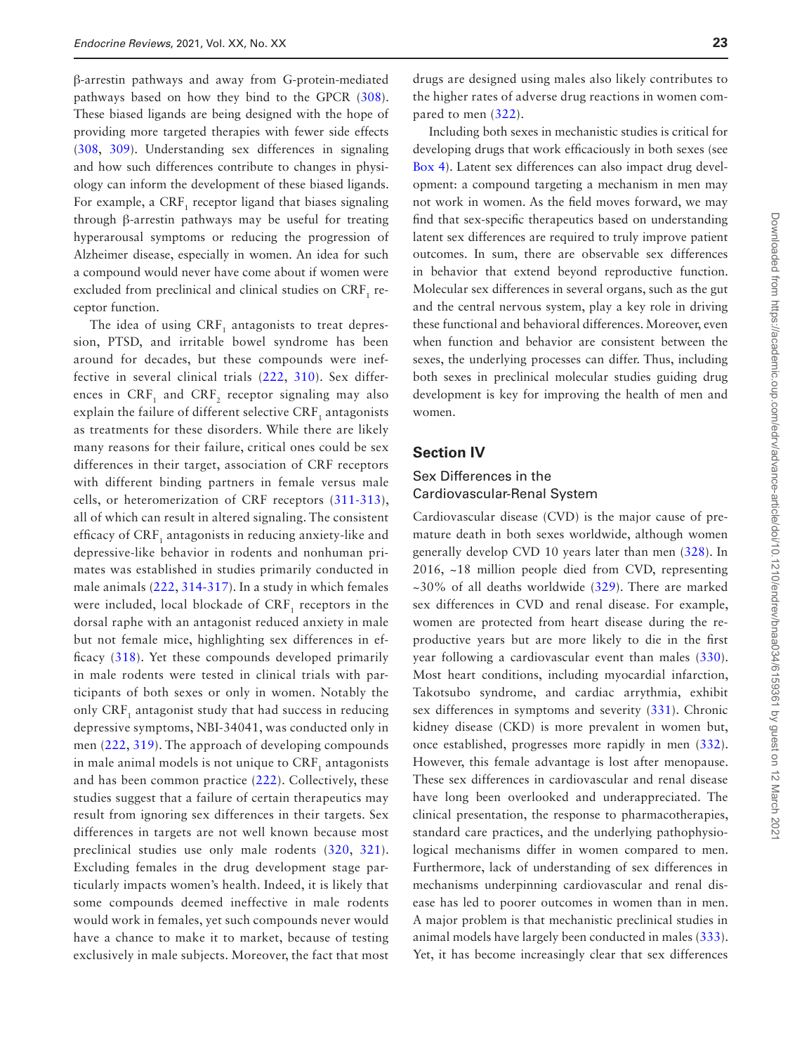β-arrestin pathways and away from G-protein-mediated pathways based on how they bind to the GPCR (308). These biased ligands are being designed with the hope of providing more targeted therapies with fewer side effects (308, 309). Understanding sex differences in signaling and how such differences contribute to changes in physiology can inform the development of these biased ligands. For example, a $CRF_1$ receptor ligand that biases signaling through β-arrestin pathways may be useful for treating hyperarousal symptoms or reducing the progression of Alzheimer disease, especially in women. An idea for such a compound would never have come about if women were excluded from preclinical and clinical studies on $CRF_1$ receptor function.

The idea of using $CRF_1$ antagonists to treat depression, PTSD, and irritable bowel syndrome has been around for decades, but these compounds were ineffective in several clinical trials (222, 310). Sex differences in $CRF_1$ and $CRF_2$ receptor signaling may also explain the failure of different selective $CRF_1$ antagonists as treatments for these disorders. While there are likely many reasons for their failure, critical ones could be sex differences in their target, association of CRF receptors with different binding partners in female versus male cells, or heteromerization of CRF receptors (311-313), all of which can result in altered signaling. The consistent efficacy of $CRF_1$ antagonists in reducing anxiety-like and depressive-like behavior in rodents and nonhuman primates was established in studies primarily conducted in male animals (222, 314-317). In a study in which females were included, local blockade of $CRF_1$ receptors in the dorsal raphe with an antagonist reduced anxiety in male but not female mice, highlighting sex differences in efficacy (318). Yet these compounds developed primarily in male rodents were tested in clinical trials with participants of both sexes or only in women. Notably the only $CRF_1$ antagonist study that had success in reducing depressive symptoms, NBI-34041, was conducted only in men (222, 319). The approach of developing compounds in male animal models is not unique to $CRF_1$ antagonists and has been common practice (222). Collectively, these studies suggest that a failure of certain therapeutics may result from ignoring sex differences in their targets. Sex differences in targets are not well known because most preclinical studies use only male rodents (320, 321). Excluding females in the drug development stage particularly impacts women's health. Indeed, it is likely that some compounds deemed ineffective in male rodents would work in females, yet such compounds never would have a chance to make it to market, because of testing exclusively in male subjects. Moreover, the fact that most drugs are designed using males also likely contributes to the higher rates of adverse drug reactions in women compared to men (322).

Including both sexes in mechanistic studies is critical for developing drugs that work efficaciously in both sexes (see Box 4). Latent sex differences can also impact drug development: a compound targeting a mechanism in men may not work in women. As the field moves forward, we may find that sex-specific therapeutics based on understanding latent sex differences are required to truly improve patient outcomes. In sum, there are observable sex differences in behavior that extend beyond reproductive function. Molecular sex differences in several organs, such as the gut and the central nervous system, play a key role in driving these functional and behavioral differences. Moreover, even when function and behavior are consistent between the sexes, the underlying processes can differ. Thus, including both sexes in preclinical molecular studies guiding drug development is key for improving the health of men and women.

## Section IV

### Sex Differences in the Cardiovascular-Renal System

Cardiovascular disease (CVD) is the major cause of premature death in both sexes worldwide, although women generally develop CVD 10 years later than men (328). In 2016, ~18 million people died from CVD, representing ~30% of all deaths worldwide (329). There are marked sex differences in CVD and renal disease. For example, women are protected from heart disease during the reproductive years but are more likely to die in the first year following a cardiovascular event than males (330). Most heart conditions, including myocardial infarction, Takotsubo syndrome, and cardiac arrythmia, exhibit sex differences in symptoms and severity (331). Chronic kidney disease (CKD) is more prevalent in women but, once established, progresses more rapidly in men (332). However, this female advantage is lost after menopause. These sex differences in cardiovascular and renal disease have long been overlooked and underappreciated. The clinical presentation, the response to pharmacotherapies, standard care practices, and the underlying pathophysiological mechanisms differ in women compared to men. Furthermore, lack of understanding of sex differences in mechanisms underpinning cardiovascular and renal disease has led to poorer outcomes in women than in men. A major problem is that mechanistic preclinical studies in animal models have largely been conducted in males (333). Yet, it has become increasingly clear that sex differences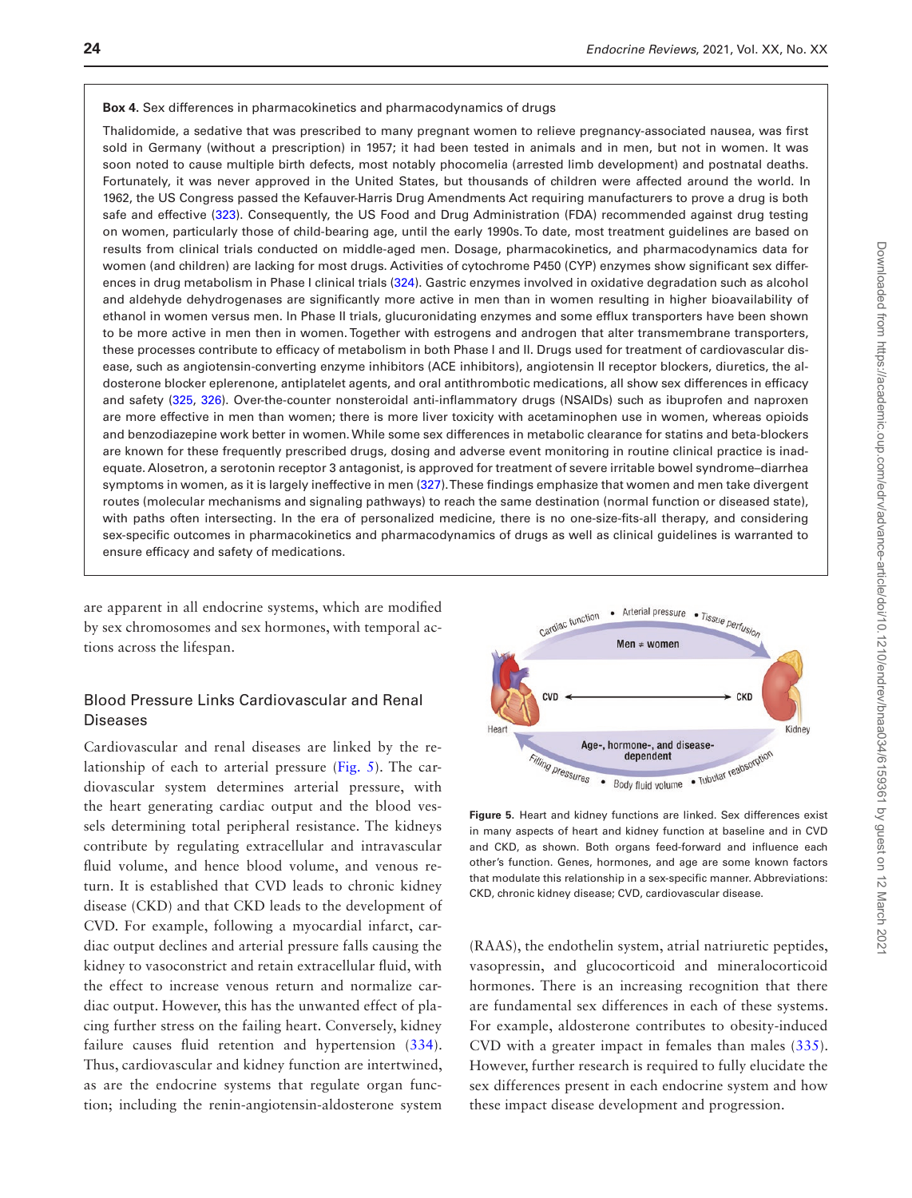**Box 4.** Sex differences in pharmacokinetics and pharmacodynamics of drugs

Thalidomide, a sedative that was prescribed to many pregnant women to relieve pregnancy-associated nausea, was first sold in Germany (without a prescription) in 1957; it had been tested in animals and in men, but not in women. It was soon noted to cause multiple birth defects, most notably phocomelia (arrested limb development) and postnatal deaths. Fortunately, it was never approved in the United States, but thousands of children were affected around the world. In 1962, the US Congress passed the Kefauver-Harris Drug Amendments Act requiring manufacturers to prove a drug is both safe and effective (323). Consequently, the US Food and Drug Administration (FDA) recommended against drug testing on women, particularly those of child-bearing age, until the early 1990s. To date, most treatment guidelines are based on results from clinical trials conducted on middle-aged men. Dosage, pharmacokinetics, and pharmacodynamics data for women (and children) are lacking for most drugs. Activities of cytochrome P450 (CYP) enzymes show significant sex differences in drug metabolism in Phase I clinical trials (324). Gastric enzymes involved in oxidative degradation such as alcohol and aldehyde dehydrogenases are significantly more active in men than in women resulting in higher bioavailability of ethanol in women versus men. In Phase II trials, glucuronidating enzymes and some efflux transporters have been shown to be more active in men then in women. Together with estrogens and androgen that alter transmembrane transporters, these processes contribute to efficacy of metabolism in both Phase I and II. Drugs used for treatment of cardiovascular disease, such as angiotensin-converting enzyme inhibitors (ACE inhibitors), angiotensin II receptor blockers, diuretics, the aldosterone blocker eplerenone, antiplatelet agents, and oral antithrombotic medications, all show sex differences in efficacy and safety (325, 326). Over-the-counter nonsteroidal anti-inflammatory drugs (NSAIDs) such as ibuprofen and naproxen are more effective in men than women; there is more liver toxicity with acetaminophen use in women, whereas opioids and benzodiazepine work better in women. While some sex differences in metabolic clearance for statins and beta-blockers are known for these frequently prescribed drugs, dosing and adverse event monitoring in routine clinical practice is inadequate. Alosetron, a serotonin receptor 3 antagonist, is approved for treatment of severe irritable bowel syndrome–diarrhea symptoms in women, as it is largely ineffective in men (327). These findings emphasize that women and men take divergent routes (molecular mechanisms and signaling pathways) to reach the same destination (normal function or diseased state), with paths often intersecting. In the era of personalized medicine, there is no one-size-fits-all therapy, and considering sex-specific outcomes in pharmacokinetics and pharmacodynamics of drugs as well as clinical guidelines is warranted to ensure efficacy and safety of medications.

are apparent in all endocrine systems, which are modified by sex chromosomes and sex hormones, with temporal actions across the lifespan.

## Blood Pressure Links Cardiovascular and Renal Diseases

Cardiovascular and renal diseases are linked by the relationship of each to arterial pressure (Fig. 5). The cardiovascular system determines arterial pressure, with the heart generating cardiac output and the blood vessels determining total peripheral resistance. The kidneys contribute by regulating extracellular and intravascular fluid volume, and hence blood volume, and venous return. It is established that CVD leads to chronic kidney disease (CKD) and that CKD leads to the development of CVD. For example, following a myocardial infarct, cardiac output declines and arterial pressure falls causing the kidney to vasoconstrict and retain extracellular fluid, with the effect to increase venous return and normalize cardiac output. However, this has the unwanted effect of placing further stress on the failing heart. Conversely, kidney failure causes fluid retention and hypertension (334). Thus, cardiovascular and kidney function are intertwined, as are the endocrine systems that regulate organ function; including the renin-angiotensin-aldosterone system (RAAS), the endothelin system, atrial natriuretic peptides, vasopressin, and glucocorticoid and mineralocorticoid hormones. There is an increasing recognition that there are fundamental sex differences in each of these systems. For example, aldosterone contributes to obesity-induced CVD with a greater impact in females than males (335). However, further research is required to fully elucidate the sex differences present in each endocrine system and how these impact disease development and progression.

**Figure 5.** Heart and kidney functions are linked. Sex differences exist in many aspects of heart and kidney function at baseline and in CVD and CKD, as shown. Both organs feed-forward and influence each other's function. Genes, hormones, and age are some known factors that modulate this relationship in a sex-specific manner. Abbreviations: CKD, chronic kidney disease; CVD, cardiovascular disease.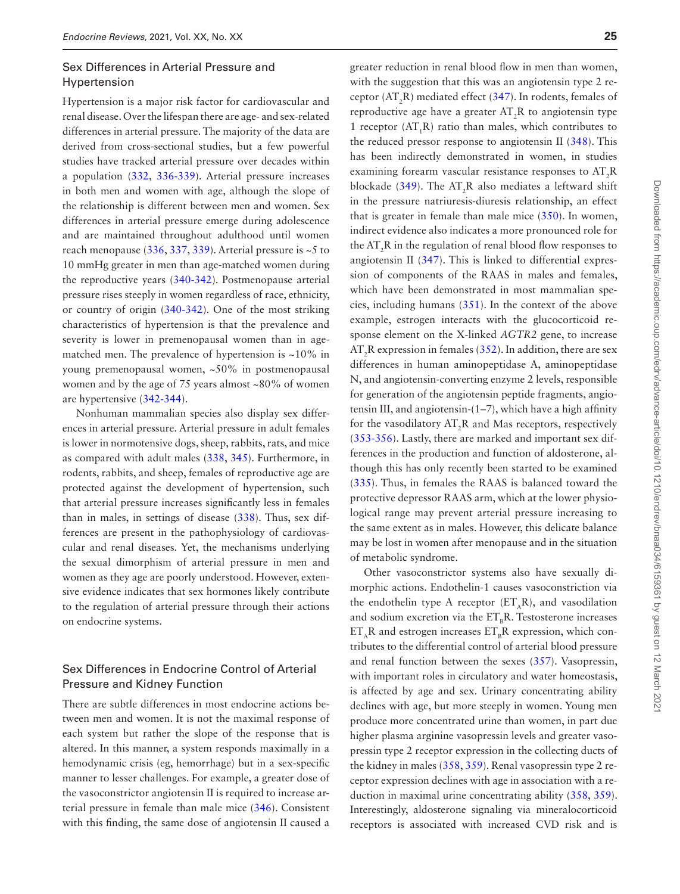## Sex Differences in Arterial Pressure and Hypertension

Hypertension is a major risk factor for cardiovascular and renal disease. Over the lifespan there are age- and sex-related differences in arterial pressure. The majority of the data are derived from cross-sectional studies, but a few powerful studies have tracked arterial pressure over decades within a population (332, 336-339). Arterial pressure increases in both men and women with age, although the slope of the relationship is different between men and women. Sex differences in arterial pressure emerge during adolescence and are maintained throughout adulthood until women reach menopause (336, 337, 339). Arterial pressure is ~5 to 10 mmHg greater in men than age-matched women during the reproductive years (340-342). Postmenopause arterial pressure rises steeply in women regardless of race, ethnicity, or country of origin (340-342). One of the most striking characteristics of hypertension is that the prevalence and severity is lower in premenopausal women than in age-matched men. The prevalence of hypertension is ~10% in young premenopausal women, ~50% in postmenopausal women and by the age of 75 years almost ~80% of women are hypertensive (342-344).

Nonhuman mammalian species also display sex differences in arterial pressure. Arterial pressure in adult females is lower in normotensive dogs, sheep, rabbits, rats, and mice as compared with adult males (338, 345). Furthermore, in rodents, rabbits, and sheep, females of reproductive age are protected against the development of hypertension, such that arterial pressure increases significantly less in females than in males, in settings of disease (338). Thus, sex differences are present in the pathophysiology of cardiovascular and renal diseases. Yet, the mechanisms underlying the sexual dimorphism of arterial pressure in men and women as they age are poorly understood. However, extensive evidence indicates that sex hormones likely contribute to the regulation of arterial pressure through their actions on endocrine systems.

## Sex Differences in Endocrine Control of Arterial Pressure and Kidney Function

There are subtle differences in most endocrine actions between men and women. It is not the maximal response of each system but rather the slope of the response that is altered. In this manner, a system responds maximally in a hemodynamic crisis (eg, hemorrhage) but in a sex-specific manner to lesser challenges. For example, a greater dose of the vasoconstrictor angiotensin II is required to increase arterial pressure in female than male mice (346). Consistent with this finding, the same dose of angiotensin II caused a greater reduction in renal blood flow in men than women, with the suggestion that this was an angiotensin type 2 receptor ($AT_2R$) mediated effect (347). In rodents, females of reproductive age have a greater $AT_2R$ to angiotensin type 1 receptor ($AT_1R$) ratio than males, which contributes to the reduced pressor response to angiotensin II (348). This has been indirectly demonstrated in women, in studies examining forearm vascular resistance responses to $AT_2R$ blockade (349). The $AT_2R$ also mediates a leftward shift in the pressure natriuresis-diuresis relationship, an effect that is greater in female than male mice (350). In women, indirect evidence also indicates a more pronounced role for the $AT_2R$ in the regulation of renal blood flow responses to angiotensin II (347). This is linked to differential expression of components of the RAAS in males and females, which have been demonstrated in most mammalian species, including humans (351). In the context of the above example, estrogen interacts with the glucocorticoid response element on the X-linked *AGTR2* gene, to increase $AT_2R$ expression in females (352). In addition, there are sex differences in human aminopeptidase A, aminopeptidase N, and angiotensin-converting enzyme 2 levels, responsible for generation of the angiotensin peptide fragments, angiotensin III, and angiotensin-(1–7), which have a high affinity for the vasodilatory $AT_2R$ and Mas receptors, respectively (353-356). Lastly, there are marked and important sex differences in the production and function of aldosterone, although this has only recently been started to be examined (335). Thus, in females the RAAS is balanced toward the protective depressor RAAS arm, which at the lower physiological range may prevent arterial pressure increasing to the same extent as in males. However, this delicate balance may be lost in women after menopause and in the situation of metabolic syndrome.

Other vasoconstrictor systems also have sexually dimorphic actions. Endothelin-1 causes vasoconstriction via the endothelin type A receptor ($ET_AR$), and vasodilation and sodium excretion via the $ET_BR$. Testosterone increases $ET_AR$ and estrogen increases $ET_BR$ expression, which contributes to the differential control of arterial blood pressure and renal function between the sexes (357). Vasopressin, with important roles in circulatory and water homeostasis, is affected by age and sex. Urinary concentrating ability declines with age, but more steeply in women. Young men produce more concentrated urine than women, in part due higher plasma arginine vasopressin levels and greater vasopressin type 2 receptor expression in the collecting ducts of the kidney in males (358, 359). Renal vasopressin type 2 receptor expression declines with age in association with a reduction in maximal urine concentrating ability (358, 359). Interestingly, aldosterone signaling via mineralocorticoid receptors is associated with increased CVD risk and is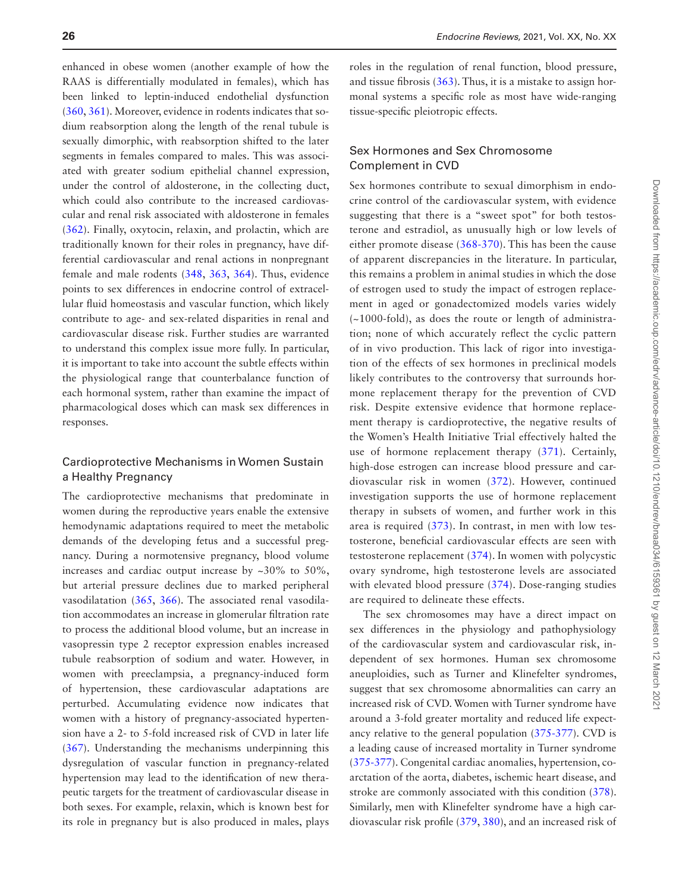enhanced in obese women (another example of how the RAAS is differentially modulated in females), which has been linked to leptin-induced endothelial dysfunction (360, 361). Moreover, evidence in rodents indicates that sodium reabsorption along the length of the renal tubule is sexually dimorphic, with reabsorption shifted to the later segments in females compared to males. This was associated with greater sodium epithelial channel expression, under the control of aldosterone, in the collecting duct, which could also contribute to the increased cardiovascular and renal risk associated with aldosterone in females (362). Finally, oxytocin, relaxin, and prolactin, which are traditionally known for their roles in pregnancy, have differential cardiovascular and renal actions in nonpregnant female and male rodents (348, 363, 364). Thus, evidence points to sex differences in endocrine control of extracellular fluid homeostasis and vascular function, which likely contribute to age- and sex-related disparities in renal and cardiovascular disease risk. Further studies are warranted to understand this complex issue more fully. In particular, it is important to take into account the subtle effects within the physiological range that counterbalance function of each hormonal system, rather than examine the impact of pharmacological doses which can mask sex differences in responses.

### Cardioprotective Mechanisms in Women Sustain a Healthy Pregnancy

The cardioprotective mechanisms that predominate in women during the reproductive years enable the extensive hemodynamic adaptations required to meet the metabolic demands of the developing fetus and a successful pregnancy. During a normotensive pregnancy, blood volume increases and cardiac output increase by ~30% to 50%, but arterial pressure declines due to marked peripheral vasodilatation (365, 366). The associated renal vasodilation accommodates an increase in glomerular filtration rate to process the additional blood volume, but an increase in vasopressin type 2 receptor expression enables increased tubule reabsorption of sodium and water. However, in women with preeclampsia, a pregnancy-induced form of hypertension, these cardiovascular adaptations are perturbed. Accumulating evidence now indicates that women with a history of pregnancy-associated hypertension have a 2- to 5-fold increased risk of CVD in later life (367). Understanding the mechanisms underpinning this dysregulation of vascular function in pregnancy-related hypertension may lead to the identification of new therapeutic targets for the treatment of cardiovascular disease in both sexes. For example, relaxin, which is known best for its role in pregnancy but is also produced in males, plays roles in the regulation of renal function, blood pressure, and tissue fibrosis (363). Thus, it is a mistake to assign hormonal systems a specific role as most have wide-ranging tissue-specific pleiotropic effects.

### Sex Hormones and Sex Chromosome Complement in CVD

Sex hormones contribute to sexual dimorphism in endocrine control of the cardiovascular system, with evidence suggesting that there is a "sweet spot" for both testosterone and estradiol, as unusually high or low levels of either promote disease (368-370). This has been the cause of apparent discrepancies in the literature. In particular, this remains a problem in animal studies in which the dose of estrogen used to study the impact of estrogen replacement in aged or gonadectomized models varies widely (~1000-fold), as does the route or length of administration; none of which accurately reflect the cyclic pattern of in vivo production. This lack of rigor into investigation of the effects of sex hormones in preclinical models likely contributes to the controversy that surrounds hormone replacement therapy for the prevention of CVD risk. Despite extensive evidence that hormone replacement therapy is cardioprotective, the negative results of the Women's Health Initiative Trial effectively halted the use of hormone replacement therapy (371). Certainly, high-dose estrogen can increase blood pressure and cardiovascular risk in women (372). However, continued investigation supports the use of hormone replacement therapy in subsets of women, and further work in this area is required (373). In contrast, in men with low testosterone, beneficial cardiovascular effects are seen with testosterone replacement (374). In women with polycystic ovary syndrome, high testosterone levels are associated with elevated blood pressure (374). Dose-ranging studies are required to delineate these effects.

The sex chromosomes may have a direct impact on sex differences in the physiology and pathophysiology of the cardiovascular system and cardiovascular risk, independent of sex hormones. Human sex chromosome aneuploidies, such as Turner and Klinefelter syndromes, suggest that sex chromosome abnormalities can carry an increased risk of CVD. Women with Turner syndrome have around a 3-fold greater mortality and reduced life expectancy relative to the general population (375-377). CVD is a leading cause of increased mortality in Turner syndrome (375-377). Congenital cardiac anomalies, hypertension, coarctation of the aorta, diabetes, ischemic heart disease, and stroke are commonly associated with this condition (378). Similarly, men with Klinefelter syndrome have a high cardiovascular risk profile (379, 380), and an increased risk of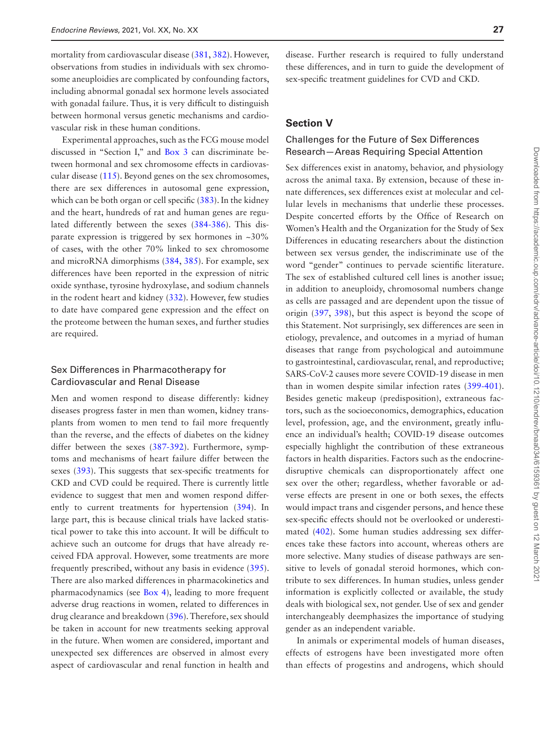mortality from cardiovascular disease (381, 382). However, observations from studies in individuals with sex chromosome aneuploidies are complicated by confounding factors, including abnormal gonadal sex hormone levels associated with gonadal failure. Thus, it is very difficult to distinguish between hormonal versus genetic mechanisms and cardiovascular risk in these human conditions.

Experimental approaches, such as the FCG mouse model discussed in "Section I," and Box 3 can discriminate between hormonal and sex chromosome effects in cardiovascular disease (115). Beyond genes on the sex chromosomes, there are sex differences in autosomal gene expression, which can be both organ or cell specific (383). In the kidney and the heart, hundreds of rat and human genes are regulated differently between the sexes (384-386). This disparate expression is triggered by sex hormones in ~30% of cases, with the other 70% linked to sex chromosome and microRNA dimorphisms (384, 385). For example, sex differences have been reported in the expression of nitric oxide synthase, tyrosine hydroxylase, and sodium channels in the rodent heart and kidney (332). However, few studies to date have compared gene expression and the effect on the proteome between the human sexes, and further studies are required.

### Sex Differences in Pharmacotherapy for Cardiovascular and Renal Disease

Men and women respond to disease differently: kidney diseases progress faster in men than women, kidney transplants from women to men tend to fail more frequently than the reverse, and the effects of diabetes on the kidney differ between the sexes (387-392). Furthermore, symptoms and mechanisms of heart failure differ between the sexes (393). This suggests that sex-specific treatments for CKD and CVD could be required. There is currently little evidence to suggest that men and women respond differently to current treatments for hypertension (394). In large part, this is because clinical trials have lacked statistical power to take this into account. It will be difficult to achieve such an outcome for drugs that have already received FDA approval. However, some treatments are more frequently prescribed, without any basis in evidence (395). There are also marked differences in pharmacokinetics and pharmacodynamics (see Box 4), leading to more frequent adverse drug reactions in women, related to differences in drug clearance and breakdown (396). Therefore, sex should be taken in account for new treatments seeking approval in the future. When women are considered, important and unexpected sex differences are observed in almost every aspect of cardiovascular and renal function in health and disease. Further research is required to fully understand these differences, and in turn to guide the development of sex-specific treatment guidelines for CVD and CKD.

## Section V

### Challenges for the Future of Sex Differences Research—Areas Requiring Special Attention

Sex differences exist in anatomy, behavior, and physiology across the animal taxa. By extension, because of these innate differences, sex differences exist at molecular and cellular levels in mechanisms that underlie these processes. Despite concerted efforts by the Office of Research on Women's Health and the Organization for the Study of Sex Differences in educating researchers about the distinction between sex versus gender, the indiscriminate use of the word "gender" continues to pervade scientific literature. The sex of established cultured cell lines is another issue; in addition to aneuploidy, chromosomal numbers change as cells are passaged and are dependent upon the tissue of origin (397, 398), but this aspect is beyond the scope of this Statement. Not surprisingly, sex differences are seen in etiology, prevalence, and outcomes in a myriad of human diseases that range from psychological and autoimmune to gastrointestinal, cardiovascular, renal, and reproductive; SARS-CoV-2 causes more severe COVID-19 disease in men than in women despite similar infection rates (399-401). Besides genetic makeup (predisposition), extraneous factors, such as the socioeconomics, demographics, education level, profession, age, and the environment, greatly influence an individual's health; COVID-19 disease outcomes especially highlight the contribution of these extraneous factors in health disparities. Factors such as the endocrine-disruptive chemicals can disproportionately affect one sex over the other; regardless, whether favorable or adverse effects are present in one or both sexes, the effects would impact trans and cisgender persons, and hence these sex-specific effects should not be overlooked or underestimated (402). Some human studies addressing sex differences take these factors into account, whereas others are more selective. Many studies of disease pathways are sensitive to levels of gonadal steroid hormones, which contribute to sex differences. In human studies, unless gender information is explicitly collected or available, the study deals with biological sex, not gender. Use of sex and gender interchangeably deemphasizes the importance of studying gender as an independent variable.

In animals or experimental models of human diseases, effects of estrogens have been investigated more often than effects of progestins and androgens, which should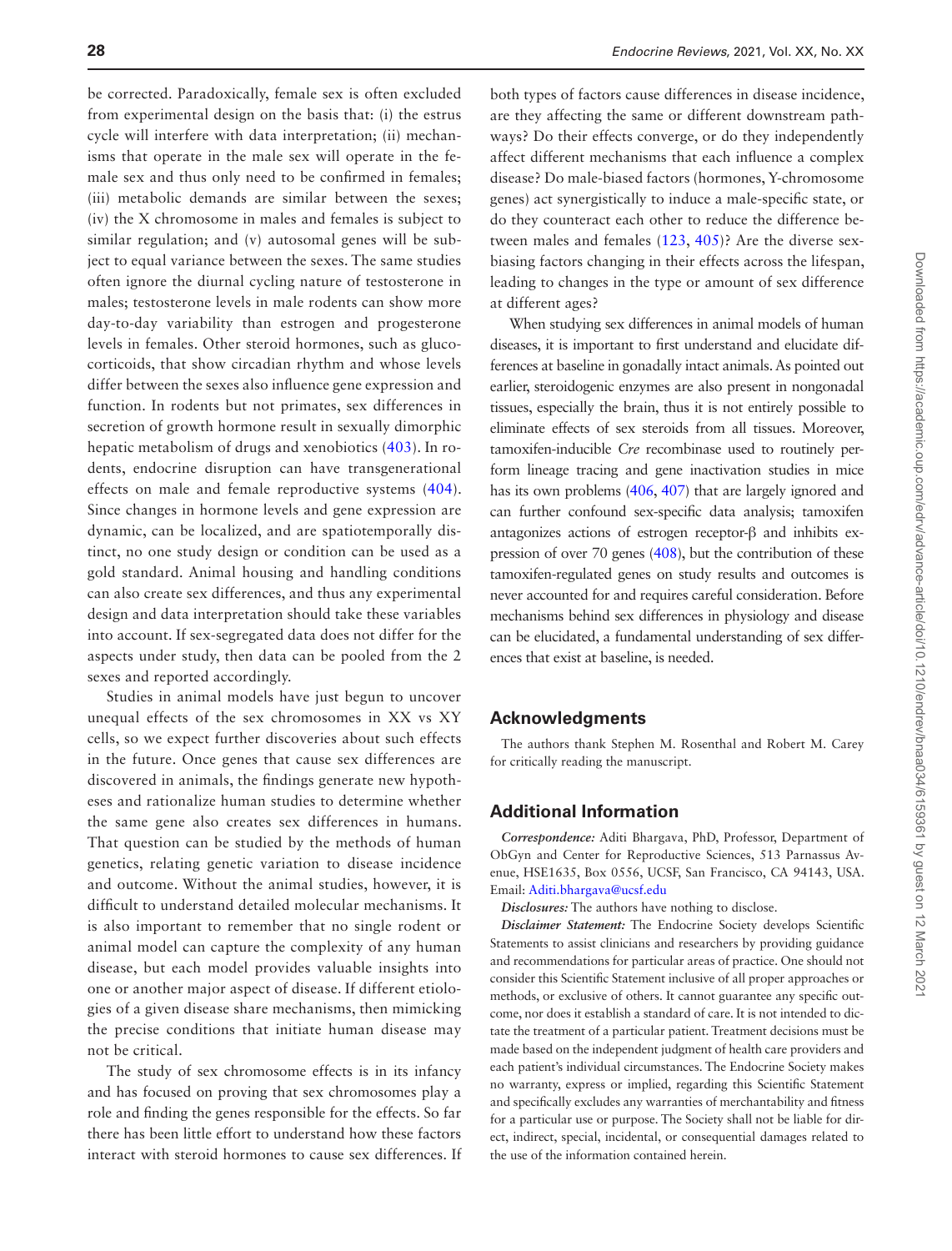be corrected. Paradoxically, female sex is often excluded from experimental design on the basis that: (i) the estrus cycle will interfere with data interpretation; (ii) mechanisms that operate in the male sex will operate in the female sex and thus only need to be confirmed in females; (iii) metabolic demands are similar between the sexes; (iv) the X chromosome in males and females is subject to similar regulation; and (v) autosomal genes will be subject to equal variance between the sexes. The same studies often ignore the diurnal cycling nature of testosterone in males; testosterone levels in male rodents can show more day-to-day variability than estrogen and progesterone levels in females. Other steroid hormones, such as glucocorticoids, that show circadian rhythm and whose levels differ between the sexes also influence gene expression and function. In rodents but not primates, sex differences in secretion of growth hormone result in sexually dimorphic hepatic metabolism of drugs and xenobiotics (403). In rodents, endocrine disruption can have transgenerational effects on male and female reproductive systems (404). Since changes in hormone levels and gene expression are dynamic, can be localized, and are spatiotemporally distinct, no one study design or condition can be used as a gold standard. Animal housing and handling conditions can also create sex differences, and thus any experimental design and data interpretation should take these variables into account. If sex-segregated data does not differ for the aspects under study, then data can be pooled from the 2 sexes and reported accordingly.

Studies in animal models have just begun to uncover unequal effects of the sex chromosomes in XX vs XY cells, so we expect further discoveries about such effects in the future. Once genes that cause sex differences are discovered in animals, the findings generate new hypotheses and rationalize human studies to determine whether the same gene also creates sex differences in humans. That question can be studied by the methods of human genetics, relating genetic variation to disease incidence and outcome. Without the animal studies, however, it is difficult to understand detailed molecular mechanisms. It is also important to remember that no single rodent or animal model can capture the complexity of any human disease, but each model provides valuable insights into one or another major aspect of disease. If different etiologies of a given disease share mechanisms, then mimicking the precise conditions that initiate human disease may not be critical.

The study of sex chromosome effects is in its infancy and has focused on proving that sex chromosomes play a role and finding the genes responsible for the effects. So far there has been little effort to understand how these factors interact with steroid hormones to cause sex differences. If both types of factors cause differences in disease incidence, are they affecting the same or different downstream pathways? Do their effects converge, or do they independently affect different mechanisms that each influence a complex disease? Do male-biased factors (hormones, Y-chromosome genes) act synergistically to induce a male-specific state, or do they counteract each other to reduce the difference between males and females (123, 405)? Are the diverse sex-biasing factors changing in their effects across the lifespan, leading to changes in the type or amount of sex difference at different ages?

When studying sex differences in animal models of human diseases, it is important to first understand and elucidate differences at baseline in gonadally intact animals. As pointed out earlier, steroidogenic enzymes are also present in nongonadal tissues, especially the brain, thus it is not entirely possible to eliminate effects of sex steroids from all tissues. Moreover, tamoxifen-inducible *Cre* recombinase used to routinely perform lineage tracing and gene inactivation studies in mice has its own problems (406, 407) that are largely ignored and can further confound sex-specific data analysis; tamoxifen antagonizes actions of estrogen receptor-β and inhibits expression of over 70 genes (408), but the contribution of these tamoxifen-regulated genes on study results and outcomes is never accounted for and requires careful consideration. Before mechanisms behind sex differences in physiology and disease can be elucidated, a fundamental understanding of sex differences that exist at baseline, is needed.

## Acknowledgments

The authors thank Stephen M. Rosenthal and Robert M. Carey for critically reading the manuscript.

## Additional Information

***Correspondence:*** Aditi Bhargava, PhD, Professor, Department of ObGyn and Center for Reproductive Sciences, 513 Parnassus Avenue, HSE1635, Box 0556, UCSF, San Francisco, CA 94143, USA. Email: Aditi.bhargava@ucsf.edu

***Disclosures:*** The authors have nothing to disclose.

***Disclaimer Statement:*** The Endocrine Society develops Scientific Statements to assist clinicians and researchers by providing guidance and recommendations for particular areas of practice. One should not consider this Scientific Statement inclusive of all proper approaches or methods, or exclusive of others. It cannot guarantee any specific outcome, nor does it establish a standard of care. It is not intended to dictate the treatment of a particular patient. Treatment decisions must be made based on the independent judgment of health care providers and each patient's individual circumstances. The Endocrine Society makes no warranty, express or implied, regarding this Scientific Statement and specifically excludes any warranties of merchantability and fitness for a particular use or purpose. The Society shall not be liable for direct, indirect, special, incidental, or consequential damages related to the use of the information contained herein.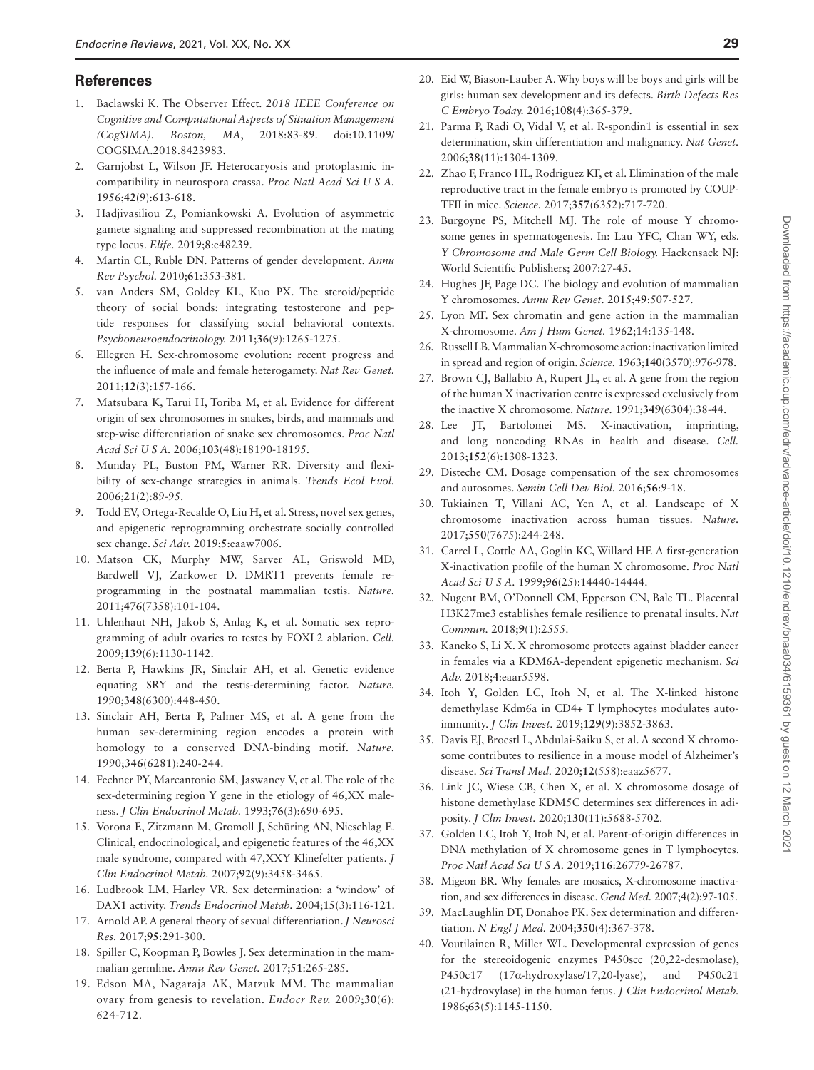## References

1. Baclawski K. The Observer Effect. *2018 IEEE Conference on Cognitive and Computational Aspects of Situation Management (CogSIMA). Boston, MA*, 2018:83-89. doi:10.1109/COGSIMA.2018.8423983.
2. Garnjobst L, Wilson JF. Heterocaryosis and protoplasmic incompatibility in neurospora crassa. *Proc Natl Acad Sci U S A.* 1956;**42**(9):613-618.
3. Hadjivasiliou Z, Pomiankowski A. Evolution of asymmetric gamete signaling and suppressed recombination at the mating type locus. *Elife.* 2019;**8**:e48239.
4. Martin CL, Ruble DN. Patterns of gender development. *Annu Rev Psychol.* 2010;**61**:353-381.
5. van Anders SM, Goldey KL, Kuo PX. The steroid/peptide theory of social bonds: integrating testosterone and peptide responses for classifying social behavioral contexts. *Psychoneuroendocrinology.* 2011;**36**(9):1265-1275.
6. Ellegren H. Sex-chromosome evolution: recent progress and the influence of male and female heterogamety. *Nat Rev Genet.* 2011;**12**(3):157-166.
7. Matsubara K, Tarui H, Toriba M, et al. Evidence for different origin of sex chromosomes in snakes, birds, and mammals and step-wise differentiation of snake sex chromosomes. *Proc Natl Acad Sci U S A.* 2006;**103**(48):18190-18195.
8. Munday PL, Buston PM, Warner RR. Diversity and flexibility of sex-change strategies in animals. *Trends Ecol Evol.* 2006;**21**(2):89-95.
9. Todd EV, Ortega-Recalde O, Liu H, et al. Stress, novel sex genes, and epigenetic reprogramming orchestrate socially controlled sex change. *Sci Adv.* 2019;**5**:eaaw7006.
10. Matson CK, Murphy MW, Sarver AL, Griswold MD, Bardwell VJ, Zarkower D. DMRT1 prevents female reprogramming in the postnatal mammalian testis. *Nature.* 2011;**476**(7358):101-104.
11. Uhlenhaut NH, Jakob S, Anlag K, et al. Somatic sex reprogramming of adult ovaries to testes by FOXL2 ablation. *Cell.* 2009;**139**(6):1130-1142.
12. Berta P, Hawkins JR, Sinclair AH, et al. Genetic evidence equating SRY and the testis-determining factor. *Nature.* 1990;**348**(6300):448-450.
13. Sinclair AH, Berta P, Palmer MS, et al. A gene from the human sex-determining region encodes a protein with homology to a conserved DNA-binding motif. *Nature.* 1990;**346**(6281):240-244.
14. Fechner PY, Marcantonio SM, Jaswaney V, et al. The role of the sex-determining region Y gene in the etiology of 46,XX maleness. *J Clin Endocrinol Metab.* 1993;**76**(3):690-695.
15. Vorona E, Zitzmann M, Gromoll J, Schüring AN, Nieschlag E. Clinical, endocrinological, and epigenetic features of the 46,XX male syndrome, compared with 47,XXY Klinefelter patients. *J Clin Endocrinol Metab.* 2007;**92**(9):3458-3465.
16. Ludbrook LM, Harley VR. Sex determination: a 'window' of DAX1 activity. *Trends Endocrinol Metab.* 2004;**15**(3):116-121.
17. Arnold AP. A general theory of sexual differentiation. *J Neurosci Res.* 2017;**95**:291-300.
18. Spiller C, Koopman P, Bowles J. Sex determination in the mammalian germline. *Annu Rev Genet.* 2017;**51**:265-285.
19. Edson MA, Nagaraja AK, Matzuk MM. The mammalian ovary from genesis to revelation. *Endocr Rev.* 2009;**30**(6):624-712.
20. Eid W, Biason-Lauber A. Why boys will be boys and girls will be girls: human sex development and its defects. *Birth Defects Res C Embryo Today.* 2016;**108**(4):365-379.
21. Parma P, Radi O, Vidal V, et al. R-spondin1 is essential in sex determination, skin differentiation and malignancy. *Nat Genet.* 2006;**38**(11):1304-1309.
22. Zhao F, Franco HL, Rodriguez KF, et al. Elimination of the male reproductive tract in the female embryo is promoted by COUP-TFII in mice. *Science.* 2017;**357**(6352):717-720.
23. Burgoyne PS, Mitchell MJ. The role of mouse Y chromosome genes in spermatogenesis. In: Lau YFC, Chan WY, eds. *Y Chromosome and Male Germ Cell Biology.* Hackensack NJ: World Scientific Publishers; 2007:27-45.
24. Hughes JF, Page DC. The biology and evolution of mammalian Y chromosomes. *Annu Rev Genet.* 2015;**49**:507-527.
25. Lyon MF. Sex chromatin and gene action in the mammalian X-chromosome. *Am J Hum Genet.* 1962;**14**:135-148.
26. Russell LB. Mammalian X-chromosome action: inactivation limited in spread and region of origin. *Science.* 1963;**140**(3570):976-978.
27. Brown CJ, Ballabio A, Rupert JL, et al. A gene from the region of the human X inactivation centre is expressed exclusively from the inactive X chromosome. *Nature.* 1991;**349**(6304):38-44.
28. Lee JT, Bartolomei MS. X-inactivation, imprinting, and long noncoding RNAs in health and disease. *Cell.* 2013;**152**(6):1308-1323.
29. Disteche CM. Dosage compensation of the sex chromosomes and autosomes. *Semin Cell Dev Biol.* 2016;**56**:9-18.
30. Tukiainen T, Villani AC, Yen A, et al. Landscape of X chromosome inactivation across human tissues. *Nature.* 2017;**550**(7675):244-248.
31. Carrel L, Cottle AA, Goglin KC, Willard HF. A first-generation X-inactivation profile of the human X chromosome. *Proc Natl Acad Sci U S A.* 1999;**96**(25):14440-14444.
32. Nugent BM, O'Donnell CM, Epperson CN, Bale TL. Placental H3K27me3 establishes female resilience to prenatal insults. *Nat Commun.* 2018;**9**(1):2555.
33. Kaneko S, Li X. X chromosome protects against bladder cancer in females via a KDM6A-dependent epigenetic mechanism. *Sci Adv.* 2018;**4**:eaar5598.
34. Itoh Y, Golden LC, Itoh N, et al. The X-linked histone demethylase Kdm6a in CD4+ T lymphocytes modulates autoimmunity. *J Clin Invest.* 2019;**129**(9):3852-3863.
35. Davis EJ, Broestl L, Abdulai-Saiku S, et al. A second X chromosome contributes to resilience in a mouse model of Alzheimer's disease. *Sci Transl Med.* 2020;**12**(558):eaaz5677.
36. Link JC, Wiese CB, Chen X, et al. X chromosome dosage of histone demethylase KDM5C determines sex differences in adiposity. *J Clin Invest.* 2020;**130**(11):5688-5702.
37. Golden LC, Itoh Y, Itoh N, et al. Parent-of-origin differences in DNA methylation of X chromosome genes in T lymphocytes. *Proc Natl Acad Sci U S A.* 2019;**116**:26779-26787.
38. Migeon BR. Why females are mosaics, X-chromosome inactivation, and sex differences in disease. *Gend Med.* 2007;**4**(2):97-105.
39. MacLaughlin DT, Donahoe PK. Sex determination and differentiation. *N Engl J Med.* 2004;**350**(4):367-378.
40. Voutilainen R, Miller WL. Developmental expression of genes for the stereoidogenic enzymes P450scc (20,22-desmolase), P450c17 (17α-hydroxylase/17,20-lyase), and P450c21 (21-hydroxylase) in the human fetus. *J Clin Endocrinol Metab.* 1986;**63**(5):1145-1150.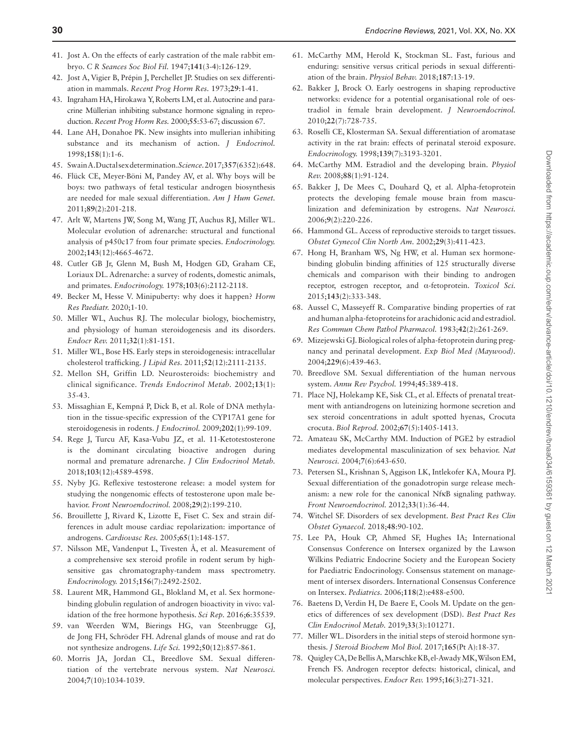41. Jost A. On the effects of early castration of the male rabbit embryo. *C R Seances Soc Biol Fil.* 1947;**141**(3-4):126-129.
42. Jost A, Vigier B, Prépin J, Perchellet JP. Studies on sex differentiation in mammals. *Recent Prog Horm Res.* 1973;**29**:1-41.
43. Ingraham HA, Hirokawa Y, Roberts LM, et al. Autocrine and paracrine Müllerian inhibiting substance hormone signaling in reproduction. *Recent Prog Horm Res.* 2000;**55**:53-67; discussion 67.
44. Lane AH, Donahoe PK. New insights into mullerian inhibiting substance and its mechanism of action. *J Endocrinol.* 1998;**158**(1):1-6.
45. Swain A. Ductal sex determination. *Science.* 2017;**357**(6352):648.
46. Flück CE, Meyer-Böni M, Pandey AV, et al. Why boys will be boys: two pathways of fetal testicular androgen biosynthesis are needed for male sexual differentiation. *Am J Hum Genet.* 2011;**89**(2):201-218.
47. Arlt W, Martens JW, Song M, Wang JT, Auchus RJ, Miller WL. Molecular evolution of adrenarche: structural and functional analysis of p450c17 from four primate species. *Endocrinology.* 2002;**143**(12):4665-4672.
48. Cutler GB Jr, Glenn M, Bush M, Hodgen GD, Graham CE, Loriaux DL. Adrenarche: a survey of rodents, domestic animals, and primates. *Endocrinology.* 1978;**103**(6):2112-2118.
49. Becker M, Hesse V. Minipuberty: why does it happen? *Horm Res Paediatr.* 2020;1-10.
50. Miller WL, Auchus RJ. The molecular biology, biochemistry, and physiology of human steroidogenesis and its disorders. *Endocr Rev.* 2011;**32**(1):81-151.
51. Miller WL, Bose HS. Early steps in steroidogenesis: intracellular cholesterol trafficking. *J Lipid Res.* 2011;**52**(12):2111-2135.
52. Mellon SH, Griffin LD. Neurosteroids: biochemistry and clinical significance. *Trends Endocrinol Metab.* 2002;**13**(1):35-43.
53. Missaghian E, Kempná P, Dick B, et al. Role of DNA methylation in the tissue-specific expression of the CYP17A1 gene for steroidogenesis in rodents. *J Endocrinol.* 2009;**202**(1):99-109.
54. Rege J, Turcu AF, Kasa-Vubu JZ, et al. 11-Ketotestosterone is the dominant circulating bioactive androgen during normal and premature adrenarche. *J Clin Endocrinol Metab.* 2018;**103**(12):4589-4598.
55. Nyby JG. Reflexive testosterone release: a model system for studying the nongenomic effects of testosterone upon male behavior. *Front Neuroendocrinol.* 2008;**29**(2):199-210.
56. Brouillette J, Rivard K, Lizotte E, Fiset C. Sex and strain differences in adult mouse cardiac repolarization: importance of androgens. *Cardiovasc Res.* 2005;**65**(1):148-157.
57. Nilsson ME, Vandenput L, Tivesten Å, et al. Measurement of a comprehensive sex steroid profile in rodent serum by high-sensitive gas chromatography-tandem mass spectrometry. *Endocrinology.* 2015;**156**(7):2492-2502.
58. Laurent MR, Hammond GL, Blokland M, et al. Sex hormone-binding globulin regulation of androgen bioactivity in vivo: validation of the free hormone hypothesis. *Sci Rep.* 2016;**6**:35539.
59. van Weerden WM, Bierings HG, van Steenbrugge GJ, de Jong FH, Schröder FH. Adrenal glands of mouse and rat do not synthesize androgens. *Life Sci.* 1992;**50**(12):857-861.
60. Morris JA, Jordan CL, Breedlove SM. Sexual differentiation of the vertebrate nervous system. *Nat Neurosci.* 2004;**7**(10):1034-1039.
61. McCarthy MM, Herold K, Stockman SL. Fast, furious and enduring: sensitive versus critical periods in sexual differentiation of the brain. *Physiol Behav.* 2018;**187**:13-19.
62. Bakker J, Brock O. Early oestrogens in shaping reproductive networks: evidence for a potential organisational role of oestradiol in female brain development. *J Neuroendocrinol.* 2010;**22**(7):728-735.
63. Roselli CE, Klosterman SA. Sexual differentiation of aromatase activity in the rat brain: effects of perinatal steroid exposure. *Endocrinology.* 1998;**139**(7):3193-3201.
64. McCarthy MM. Estradiol and the developing brain. *Physiol Rev.* 2008;**88**(1):91-124.
65. Bakker J, De Mees C, Douhard Q, et al. Alpha-fetoprotein protects the developing female mouse brain from masculinization and defeminization by estrogens. *Nat Neurosci.* 2006;**9**(2):220-226.
66. Hammond GL. Access of reproductive steroids to target tissues. *Obstet Gynecol Clin North Am.* 2002;**29**(3):411-423.
67. Hong H, Branham WS, Ng HW, et al. Human sex hormone-binding globulin binding affinities of 125 structurally diverse chemicals and comparison with their binding to androgen receptor, estrogen receptor, and α-fetoprotein. *Toxicol Sci.* 2015;**143**(2):333-348.
68. Aussel C, Masseyeff R. Comparative binding properties of rat and human alpha-fetoproteins for arachidonic acid and estradiol. *Res Commun Chem Pathol Pharmacol.* 1983;**42**(2):261-269.
69. Mizejewski GJ. Biological roles of alpha-fetoprotein during pregnancy and perinatal development. *Exp Biol Med (Maywood).* 2004;**229**(6):439-463.
70. Breedlove SM. Sexual differentiation of the human nervous system. *Annu Rev Psychol.* 1994;**45**:389-418.
71. Place NJ, Holekamp KE, Sisk CL, et al. Effects of prenatal treatment with antiandrogens on luteinizing hormone secretion and sex steroid concentrations in adult spotted hyenas, Crocuta crocuta. *Biol Reprod.* 2002;**67**(5):1405-1413.
72. Amateau SK, McCarthy MM. Induction of PGE2 by estradiol mediates developmental masculinization of sex behavior. *Nat Neurosci.* 2004;**7**(6):643-650.
73. Petersen SL, Krishnan S, Aggison LK, Intlekofer KA, Moura PJ. Sexual differentiation of the gonadotropin surge release mechanism: a new role for the canonical NfκB signaling pathway. *Front Neuroendocrinol.* 2012;**33**(1):36-44.
74. Witchel SF. Disorders of sex development. *Best Pract Res Clin Obstet Gynaecol.* 2018;**48**:90-102.
75. Lee PA, Houk CP, Ahmed SF, Hughes IA; International Consensus Conference on Intersex organized by the Lawson Wilkins Pediatric Endocrine Society and the European Society for Paediatric Endocrinology. Consensus statement on management of intersex disorders. International Consensus Conference on Intersex. *Pediatrics.* 2006;**118**(2):e488-e500.
76. Baetens D, Verdin H, De Baere E, Cools M. Update on the genetics of differences of sex development (DSD). *Best Pract Res Clin Endocrinol Metab.* 2019;**33**(3):101271.
77. Miller WL. Disorders in the initial steps of steroid hormone synthesis. *J Steroid Biochem Mol Biol.* 2017;**165**(Pt A):18-37.
78. Quigley CA, De Bellis A, Marschke KB, el-Awady MK, Wilson EM, French FS. Androgen receptor defects: historical, clinical, and molecular perspectives. *Endocr Rev.* 1995;**16**(3):271-321.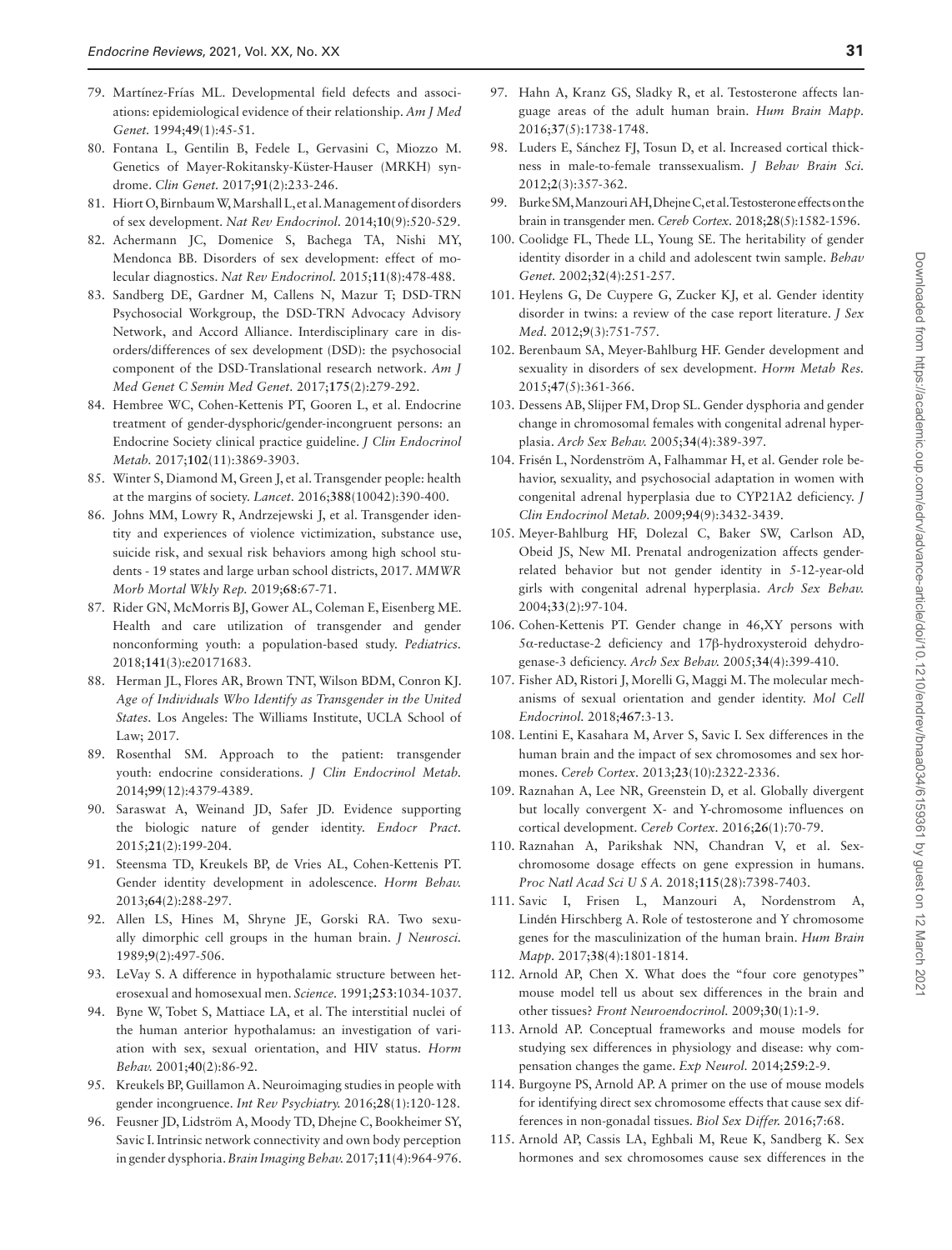79. Martínez-Frías ML. Developmental field defects and associations: epidemiological evidence of their relationship. *Am J Med Genet.* 1994;**49**(1):45-51.
80. Fontana L, Gentilin B, Fedele L, Gervasini C, Miozzo M. Genetics of Mayer-Rokitansky-Küster-Hauser (MRKH) syndrome. *Clin Genet.* 2017;**91**(2):233-246.
81. Hiort O, Birnbaum W, Marshall L, et al. Management of disorders of sex development. *Nat Rev Endocrinol.* 2014;**10**(9):520-529.
82. Achermann JC, Domenice S, Bachega TA, Nishi MY, Mendonca BB. Disorders of sex development: effect of molecular diagnostics. *Nat Rev Endocrinol.* 2015;**11**(8):478-488.
83. Sandberg DE, Gardner M, Callens N, Mazur T; DSD-TRN Psychosocial Workgroup, the DSD-TRN Advocacy Advisory Network, and Accord Alliance. Interdisciplinary care in disorders/differences of sex development (DSD): the psychosocial component of the DSD-Translational research network. *Am J Med Genet C Semin Med Genet.* 2017;**175**(2):279-292.
84. Hembree WC, Cohen-Kettenis PT, Gooren L, et al. Endocrine treatment of gender-dysphoric/gender-incongruent persons: an Endocrine Society clinical practice guideline. *J Clin Endocrinol Metab.* 2017;**102**(11):3869-3903.
85. Winter S, Diamond M, Green J, et al. Transgender people: health at the margins of society. *Lancet.* 2016;**388**(10042):390-400.
86. Johns MM, Lowry R, Andrzejewski J, et al. Transgender identity and experiences of violence victimization, substance use, suicide risk, and sexual risk behaviors among high school students - 19 states and large urban school districts, 2017. *MMWR Morb Mortal Wkly Rep.* 2019;**68**:67-71.
87. Rider GN, McMorris BJ, Gower AL, Coleman E, Eisenberg ME. Health and care utilization of transgender and gender nonconforming youth: a population-based study. *Pediatrics.* 2018;**141**(3):e20171683.
88. Herman JL, Flores AR, Brown TNT, Wilson BDM, Conron KJ. *Age of Individuals Who Identify as Transgender in the United States.* Los Angeles: The Williams Institute, UCLA School of Law; 2017.
89. Rosenthal SM. Approach to the patient: transgender youth: endocrine considerations. *J Clin Endocrinol Metab.* 2014;**99**(12):4379-4389.
90. Saraswat A, Weinand JD, Safer JD. Evidence supporting the biologic nature of gender identity. *Endocr Pract.* 2015;**21**(2):199-204.
91. Steensma TD, Kreukels BP, de Vries AL, Cohen-Kettenis PT. Gender identity development in adolescence. *Horm Behav.* 2013;**64**(2):288-297.
92. Allen LS, Hines M, Shryne JE, Gorski RA. Two sexually dimorphic cell groups in the human brain. *J Neurosci.* 1989;**9**(2):497-506.
93. LeVay S. A difference in hypothalamic structure between heterosexual and homosexual men. *Science.* 1991;**253**:1034-1037.
94. Byne W, Tobet S, Mattiace LA, et al. The interstitial nuclei of the human anterior hypothalamus: an investigation of variation with sex, sexual orientation, and HIV status. *Horm Behav.* 2001;**40**(2):86-92.
95. Kreukels BP, Guillamon A. Neuroimaging studies in people with gender incongruence. *Int Rev Psychiatry.* 2016;**28**(1):120-128.
96. Feusner JD, Lidström A, Moody TD, Dhejne C, Bookheimer SY, Savic I. Intrinsic network connectivity and own body perception in gender dysphoria. *Brain Imaging Behav.* 2017;**11**(4):964-976.
97. Hahn A, Kranz GS, Sladky R, et al. Testosterone affects language areas of the adult human brain. *Hum Brain Mapp.* 2016;**37**(5):1738-1748.
98. Luders E, Sánchez FJ, Tosun D, et al. Increased cortical thickness in male-to-female transsexualism. *J Behav Brain Sci.* 2012;**2**(3):357-362.
99. Burke SM, Manzouri AH, Dhejne C, et al. Testosterone effects on the brain in transgender men. *Cereb Cortex.* 2018;**28**(5):1582-1596.
100. Coolidge FL, Thede LL, Young SE. The heritability of gender identity disorder in a child and adolescent twin sample. *Behav Genet.* 2002;**32**(4):251-257.
101. Heylens G, De Cuypere G, Zucker KJ, et al. Gender identity disorder in twins: a review of the case report literature. *J Sex Med.* 2012;**9**(3):751-757.
102. Berenbaum SA, Meyer-Bahlburg HF. Gender development and sexuality in disorders of sex development. *Horm Metab Res.* 2015;**47**(5):361-366.
103. Dessens AB, Slijper FM, Drop SL. Gender dysphoria and gender change in chromosomal females with congenital adrenal hyperplasia. *Arch Sex Behav.* 2005;**34**(4):389-397.
104. Frisén L, Nordenström A, Falhammar H, et al. Gender role behavior, sexuality, and psychosocial adaptation in women with congenital adrenal hyperplasia due to CYP21A2 deficiency. *J Clin Endocrinol Metab.* 2009;**94**(9):3432-3439.
105. Meyer-Bahlburg HF, Dolezal C, Baker SW, Carlson AD, Obeid JS, New MI. Prenatal androgenization affects gender-related behavior but not gender identity in 5-12-year-old girls with congenital adrenal hyperplasia. *Arch Sex Behav.* 2004;**33**(2):97-104.
106. Cohen-Kettenis PT. Gender change in 46,XY persons with 5α-reductase-2 deficiency and 17β-hydroxysteroid dehydrogenase-3 deficiency. *Arch Sex Behav.* 2005;**34**(4):399-410.
107. Fisher AD, Ristori J, Morelli G, Maggi M. The molecular mechanisms of sexual orientation and gender identity. *Mol Cell Endocrinol.* 2018;**467**:3-13.
108. Lentini E, Kasahara M, Arver S, Savic I. Sex differences in the human brain and the impact of sex chromosomes and sex hormones. *Cereb Cortex.* 2013;**23**(10):2322-2336.
109. Raznahan A, Lee NR, Greenstein D, et al. Globally divergent but locally convergent X- and Y-chromosome influences on cortical development. *Cereb Cortex.* 2016;**26**(1):70-79.
110. Raznahan A, Parikshak NN, Chandran V, et al. Sex-chromosome dosage effects on gene expression in humans. *Proc Natl Acad Sci U S A.* 2018;**115**(28):7398-7403.
111. Savic I, Frisen L, Manzouri A, Nordenstrom A, Lindén Hirschberg A. Role of testosterone and Y chromosome genes for the masculinization of the human brain. *Hum Brain Mapp.* 2017;**38**(4):1801-1814.
112. Arnold AP, Chen X. What does the "four core genotypes" mouse model tell us about sex differences in the brain and other tissues? *Front Neuroendocrinol.* 2009;**30**(1):1-9.
113. Arnold AP. Conceptual frameworks and mouse models for studying sex differences in physiology and disease: why compensation changes the game. *Exp Neurol.* 2014;**259**:2-9.
114. Burgoyne PS, Arnold AP. A primer on the use of mouse models for identifying direct sex chromosome effects that cause sex differences in non-gonadal tissues. *Biol Sex Differ.* 2016;**7**:68.
115. Arnold AP, Cassis LA, Eghbali M, Reue K, Sandberg K. Sex hormones and sex chromosomes cause sex differences in the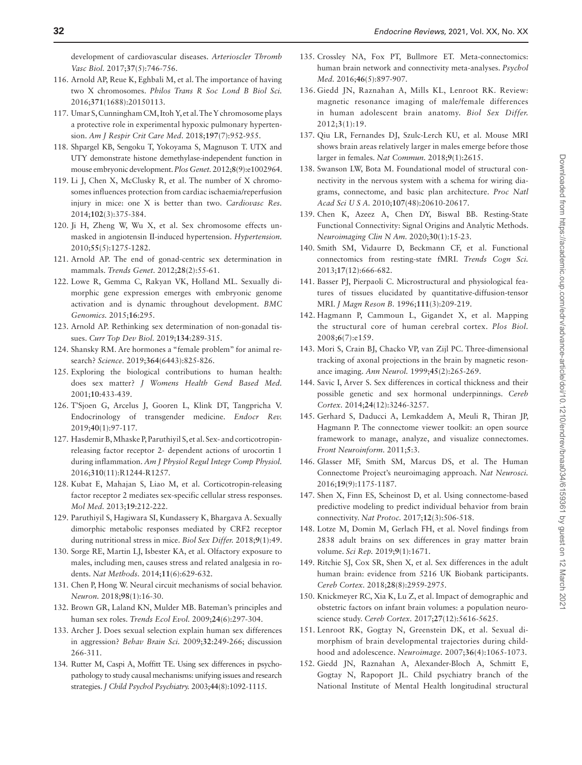development of cardiovascular diseases. *Arterioscler Thromb Vasc Biol.* 2017;**37**(5):746-756.

116. Arnold AP, Reue K, Eghbali M, et al. The importance of having two X chromosomes. *Philos Trans R Soc Lond B Biol Sci.* 2016;**371**(1688):20150113.
117. Umar S, Cunningham CM, Itoh Y, et al. The Y chromosome plays a protective role in experimental hypoxic pulmonary hypertension. *Am J Respir Crit Care Med.* 2018;**197**(7):952-955.
118. Shpargel KB, Sengoku T, Yokoyama S, Magnuson T. UTX and UTY demonstrate histone demethylase-independent function in mouse embryonic development. *Plos Genet.* 2012;**8**(9):e1002964.
119. Li J, Chen X, McClusky R, et al. The number of X chromosomes influences protection from cardiac ischaemia/reperfusion injury in mice: one X is better than two. *Cardiovasc Res.* 2014;**102**(3):375-384.
120. Ji H, Zheng W, Wu X, et al. Sex chromosome effects unmasked in angiotensin II-induced hypertension. *Hypertension.* 2010;**55**(5):1275-1282.
121. Arnold AP. The end of gonad-centric sex determination in mammals. *Trends Genet.* 2012;**28**(2):55-61.
122. Lowe R, Gemma C, Rakyan VK, Holland ML. Sexually dimorphic gene expression emerges with embryonic genome activation and is dynamic throughout development. *BMC Genomics.* 2015;**16**:295.
123. Arnold AP. Rethinking sex determination of non-gonadal tissues. *Curr Top Dev Biol.* 2019;**134**:289-315.
124. Shansky RM. Are hormones a "female problem" for animal research? *Science.* 2019;**364**(6443):825-826.
125. Exploring the biological contributions to human health: does sex matter? *J Womens Health Gend Based Med.* 2001;**10**:433-439.
126. T'Sjoen G, Arcelus J, Gooren L, Klink DT, Tangpricha V. Endocrinology of transgender medicine. *Endocr Rev.* 2019;**40**(1):97-117.
127. Hasdemir B, Mhaske P, Paruthiyil S, et al. Sex- and corticotropin-releasing factor receptor 2- dependent actions of urocortin 1 during inflammation. *Am J Physiol Regul Integr Comp Physiol.* 2016;**310**(11):R1244-R1257.
128. Kubat E, Mahajan S, Liao M, et al. Corticotropin-releasing factor receptor 2 mediates sex-specific cellular stress responses. *Mol Med.* 2013;**19**:212-222.
129. Paruthiyil S, Hagiwara SI, Kundassery K, Bhargava A. Sexually dimorphic metabolic responses mediated by CRF2 receptor during nutritional stress in mice. *Biol Sex Differ.* 2018;**9**(1):49.
130. Sorge RE, Martin LJ, Isbester KA, et al. Olfactory exposure to males, including men, causes stress and related analgesia in rodents. *Nat Methods.* 2014;**11**(6):629-632.
131. Chen P, Hong W. Neural circuit mechanisms of social behavior. *Neuron.* 2018;**98**(1):16-30.
132. Brown GR, Laland KN, Mulder MB. Bateman's principles and human sex roles. *Trends Ecol Evol.* 2009;**24**(6):297-304.
133. Archer J. Does sexual selection explain human sex differences in aggression? *Behav Brain Sci.* 2009;**32**:249-266; discussion 266-311.
134. Rutter M, Caspi A, Moffitt TE. Using sex differences in psychopathology to study causal mechanisms: unifying issues and research strategies. *J Child Psychol Psychiatry.* 2003;**44**(8):1092-1115.
135. Crossley NA, Fox PT, Bullmore ET. Meta-connectomics: human brain network and connectivity meta-analyses. *Psychol Med.* 2016;**46**(5):897-907.
136. Giedd JN, Raznahan A, Mills KL, Lenroot RK. Review: magnetic resonance imaging of male/female differences in human adolescent brain anatomy. *Biol Sex Differ.* 2012;**3**(1):19.
137. Qiu LR, Fernandes DJ, Szulc-Lerch KU, et al. Mouse MRI shows brain areas relatively larger in males emerge before those larger in females. *Nat Commun.* 2018;**9**(1):2615.
138. Swanson LW, Bota M. Foundational model of structural connectivity in the nervous system with a schema for wiring diagrams, connectome, and basic plan architecture. *Proc Natl Acad Sci U S A.* 2010;**107**(48):20610-20617.
139. Chen K, Azeez A, Chen DY, Biswal BB. Resting-State Functional Connectivity: Signal Origins and Analytic Methods. *Neuroimaging Clin N Am.* 2020;**30**(1):15-23.
140. Smith SM, Vidaurre D, Beckmann CF, et al. Functional connectomics from resting-state fMRI. *Trends Cogn Sci.* 2013;**17**(12):666-682.
141. Basser PJ, Pierpaoli C. Microstructural and physiological features of tissues elucidated by quantitative-diffusion-tensor MRI. *J Magn Reson B.* 1996;**111**(3):209-219.
142. Hagmann P, Cammoun L, Gigandet X, et al. Mapping the structural core of human cerebral cortex. *Plos Biol.* 2008;**6**(7):e159.
143. Mori S, Crain BJ, Chacko VP, van Zijl PC. Three-dimensional tracking of axonal projections in the brain by magnetic resonance imaging. *Ann Neurol.* 1999;**45**(2):265-269.
144. Savic I, Arver S. Sex differences in cortical thickness and their possible genetic and sex hormonal underpinnings. *Cereb Cortex.* 2014;**24**(12):3246-3257.
145. Gerhard S, Daducci A, Lemkaddem A, Meuli R, Thiran JP, Hagmann P. The connectome viewer toolkit: an open source framework to manage, analyze, and visualize connectomes. *Front Neuroinform.* 2011;**5**:3.
146. Glasser MF, Smith SM, Marcus DS, et al. The Human Connectome Project's neuroimaging approach. *Nat Neurosci.* 2016;**19**(9):1175-1187.
147. Shen X, Finn ES, Scheinost D, et al. Using connectome-based predictive modeling to predict individual behavior from brain connectivity. *Nat Protoc.* 2017;**12**(3):506-518.
148. Lotze M, Domin M, Gerlach FH, et al. Novel findings from 2838 adult brains on sex differences in gray matter brain volume. *Sci Rep.* 2019;**9**(1):1671.
149. Ritchie SJ, Cox SR, Shen X, et al. Sex differences in the adult human brain: evidence from 5216 UK Biobank participants. *Cereb Cortex.* 2018;**28**(8):2959-2975.
150. Knickmeyer RC, Xia K, Lu Z, et al. Impact of demographic and obstetric factors on infant brain volumes: a population neuroscience study. *Cereb Cortex.* 2017;**27**(12):5616-5625.
151. Lenroot RK, Gogtay N, Greenstein DK, et al. Sexual dimorphism of brain developmental trajectories during childhood and adolescence. *Neuroimage.* 2007;**36**(4):1065-1073.
152. Giedd JN, Raznahan A, Alexander-Bloch A, Schmitt E, Gogtay N, Rapoport JL. Child psychiatry branch of the National Institute of Mental Health longitudinal structural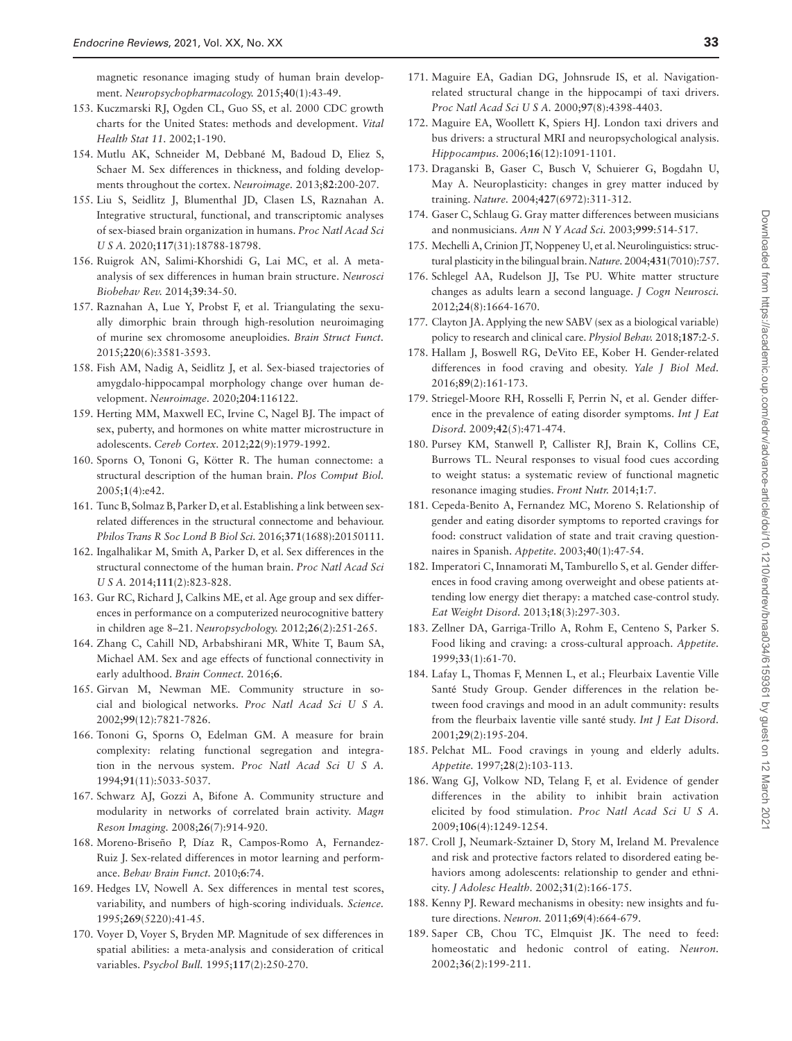magnetic resonance imaging study of human brain development. *Neuropsychopharmacology.* 2015;**40**(1):43-49.

153. Kuczmarski RJ, Ogden CL, Guo SS, et al. 2000 CDC growth charts for the United States: methods and development. *Vital Health Stat 11.* 2002;1-190.
154. Mutlu AK, Schneider M, Debbané M, Badoud D, Eliez S, Schaer M. Sex differences in thickness, and folding developments throughout the cortex. *Neuroimage.* 2013;**82**:200-207.
155. Liu S, Seidlitz J, Blumenthal JD, Clasen LS, Raznahan A. Integrative structural, functional, and transcriptomic analyses of sex-biased brain organization in humans. *Proc Natl Acad Sci U S A.* 2020;**117**(31):18788-18798.
156. Ruigrok AN, Salimi-Khorshidi G, Lai MC, et al. A meta-analysis of sex differences in human brain structure. *Neurosci Biobehav Rev.* 2014;**39**:34-50.
157. Raznahan A, Lue Y, Probst F, et al. Triangulating the sexually dimorphic brain through high-resolution neuroimaging of murine sex chromosome aneuploidies. *Brain Struct Funct.* 2015;**220**(6):3581-3593.
158. Fish AM, Nadig A, Seidlitz J, et al. Sex-biased trajectories of amygdalo-hippocampal morphology change over human development. *Neuroimage.* 2020;**204**:116122.
159. Herting MM, Maxwell EC, Irvine C, Nagel BJ. The impact of sex, puberty, and hormones on white matter microstructure in adolescents. *Cereb Cortex.* 2012;**22**(9):1979-1992.
160. Sporns O, Tononi G, Kötter R. The human connectome: a structural description of the human brain. *Plos Comput Biol.* 2005;**1**(4):e42.
161. Tunc B, Solmaz B, Parker D, et al. Establishing a link between sex-related differences in the structural connectome and behaviour. *Philos Trans R Soc Lond B Biol Sci.* 2016;**371**(1688):20150111.
162. Ingalhalikar M, Smith A, Parker D, et al. Sex differences in the structural connectome of the human brain. *Proc Natl Acad Sci U S A.* 2014;**111**(2):823-828.
163. Gur RC, Richard J, Calkins ME, et al. Age group and sex differences in performance on a computerized neurocognitive battery in children age 8–21. *Neuropsychology.* 2012;**26**(2):251-265.
164. Zhang C, Cahill ND, Arbabshirani MR, White T, Baum SA, Michael AM. Sex and age effects of functional connectivity in early adulthood. *Brain Connect.* 2016;**6**.
165. Girvan M, Newman ME. Community structure in social and biological networks. *Proc Natl Acad Sci U S A.* 2002;**99**(12):7821-7826.
166. Tononi G, Sporns O, Edelman GM. A measure for brain complexity: relating functional segregation and integration in the nervous system. *Proc Natl Acad Sci U S A.* 1994;**91**(11):5033-5037.
167. Schwarz AJ, Gozzi A, Bifone A. Community structure and modularity in networks of correlated brain activity. *Magn Reson Imaging.* 2008;**26**(7):914-920.
168. Moreno-Briseño P, Díaz R, Campos-Romo A, Fernandez-Ruiz J. Sex-related differences in motor learning and performance. *Behav Brain Funct.* 2010;**6**:74.
169. Hedges LV, Nowell A. Sex differences in mental test scores, variability, and numbers of high-scoring individuals. *Science.* 1995;**269**(5220):41-45.
170. Voyer D, Voyer S, Bryden MP. Magnitude of sex differences in spatial abilities: a meta-analysis and consideration of critical variables. *Psychol Bull.* 1995;**117**(2):250-270.
171. Maguire EA, Gadian DG, Johnsrude IS, et al. Navigation-related structural change in the hippocampi of taxi drivers. *Proc Natl Acad Sci U S A.* 2000;**97**(8):4398-4403.
172. Maguire EA, Woollett K, Spiers HJ. London taxi drivers and bus drivers: a structural MRI and neuropsychological analysis. *Hippocampus.* 2006;**16**(12):1091-1101.
173. Draganski B, Gaser C, Busch V, Schuierer G, Bogdahn U, May A. Neuroplasticity: changes in grey matter induced by training. *Nature.* 2004;**427**(6972):311-312.
174. Gaser C, Schlaug G. Gray matter differences between musicians and nonmusicians. *Ann N Y Acad Sci.* 2003;**999**:514-517.
175. Mechelli A, Crinion JT, Noppeney U, et al. Neurolinguistics: structural plasticity in the bilingual brain. *Nature.* 2004;**431**(7010):757.
176. Schlegel AA, Rudelson JJ, Tse PU. White matter structure changes as adults learn a second language. *J Cogn Neurosci.* 2012;**24**(8):1664-1670.
177. Clayton JA. Applying the new SABV (sex as a biological variable) policy to research and clinical care. *Physiol Behav.* 2018;**187**:2-5.
178. Hallam J, Boswell RG, DeVito EE, Kober H. Gender-related differences in food craving and obesity. *Yale J Biol Med.* 2016;**89**(2):161-173.
179. Striegel-Moore RH, Rosselli F, Perrin N, et al. Gender difference in the prevalence of eating disorder symptoms. *Int J Eat Disord.* 2009;**42**(5):471-474.
180. Pursey KM, Stanwell P, Callister RJ, Brain K, Collins CE, Burrows TL. Neural responses to visual food cues according to weight status: a systematic review of functional magnetic resonance imaging studies. *Front Nutr.* 2014;**1**:7.
181. Cepeda-Benito A, Fernandez MC, Moreno S. Relationship of gender and eating disorder symptoms to reported cravings for food: construct validation of state and trait craving questionnaires in Spanish. *Appetite.* 2003;**40**(1):47-54.
182. Imperatori C, Innamorati M, Tamburello S, et al. Gender differences in food craving among overweight and obese patients attending low energy diet therapy: a matched case-control study. *Eat Weight Disord.* 2013;**18**(3):297-303.
183. Zellner DA, Garriga-Trillo A, Rohm E, Centeno S, Parker S. Food liking and craving: a cross-cultural approach. *Appetite.* 1999;**33**(1):61-70.
184. Lafay L, Thomas F, Mennen L, et al.; Fleurbaix Laventie Ville Santé Study Group. Gender differences in the relation between food cravings and mood in an adult community: results from the fleurbaix laventie ville santé study. *Int J Eat Disord.* 2001;**29**(2):195-204.
185. Pelchat ML. Food cravings in young and elderly adults. *Appetite.* 1997;**28**(2):103-113.
186. Wang GJ, Volkow ND, Telang F, et al. Evidence of gender differences in the ability to inhibit brain activation elicited by food stimulation. *Proc Natl Acad Sci U S A.* 2009;**106**(4):1249-1254.
187. Croll J, Neumark-Sztainer D, Story M, Ireland M. Prevalence and risk and protective factors related to disordered eating behaviors among adolescents: relationship to gender and ethnicity. *J Adolesc Health.* 2002;**31**(2):166-175.
188. Kenny PJ. Reward mechanisms in obesity: new insights and future directions. *Neuron.* 2011;**69**(4):664-679.
189. Saper CB, Chou TC, Elmquist JK. The need to feed: homeostatic and hedonic control of eating. *Neuron.* 2002;**36**(2):199-211.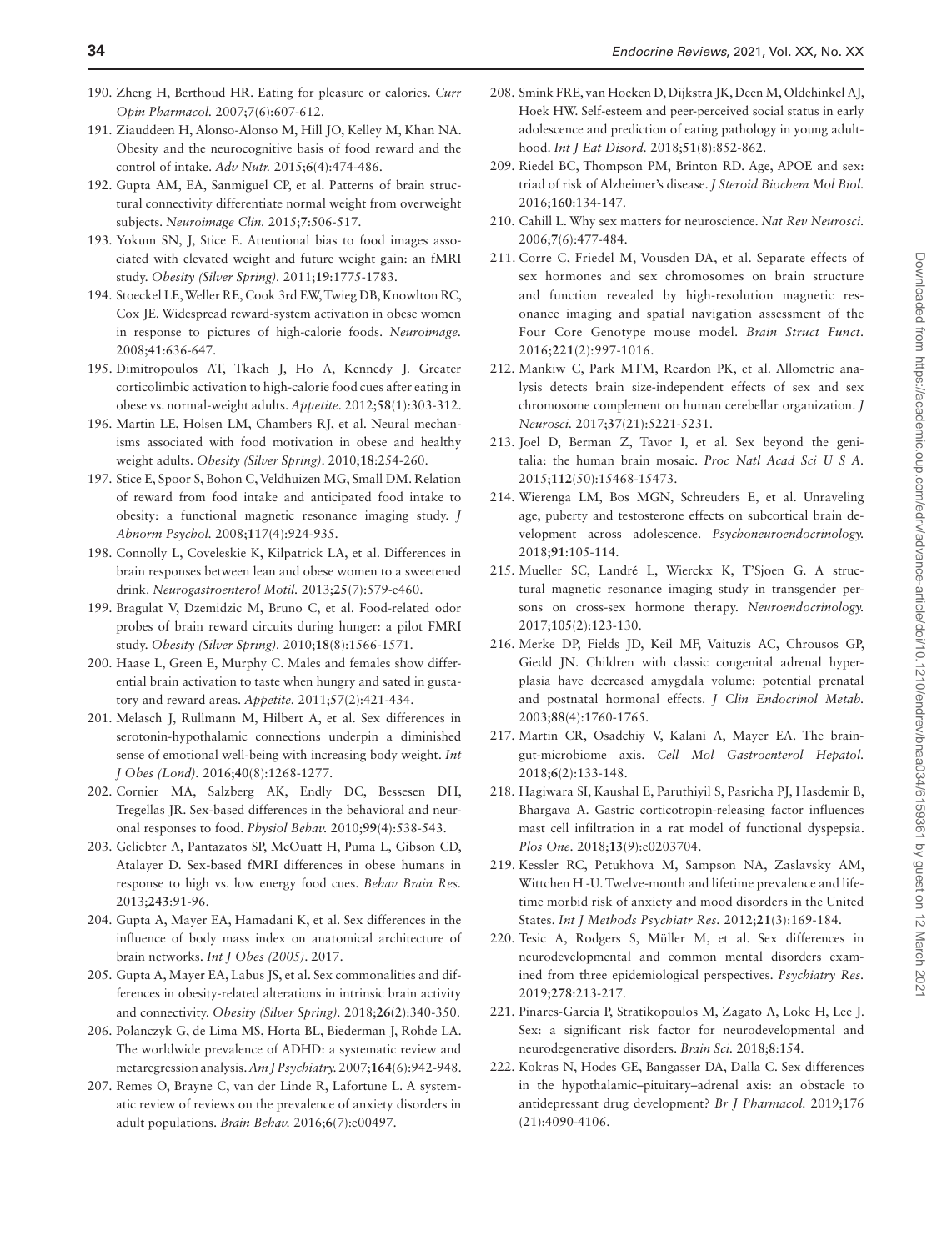190. Zheng H, Berthoud HR. Eating for pleasure or calories. *Curr Opin Pharmacol.* 2007;**7**(6):607-612.
191. Ziauddeen H, Alonso-Alonso M, Hill JO, Kelley M, Khan NA. Obesity and the neurocognitive basis of food reward and the control of intake. *Adv Nutr.* 2015;**6**(4):474-486.
192. Gupta AM, EA, Sanmiguel CP, et al. Patterns of brain structural connectivity differentiate normal weight from overweight subjects. *Neuroimage Clin.* 2015;**7**:506-517.
193. Yokum SN, J, Stice E. Attentional bias to food images associated with elevated weight and future weight gain: an fMRI study. *Obesity (Silver Spring).* 2011;**19**:1775-1783.
194. Stoeckel LE, Weller RE, Cook 3rd EW, Twieg DB, Knowlton RC, Cox JE. Widespread reward-system activation in obese women in response to pictures of high-calorie foods. *Neuroimage.* 2008;**41**:636-647.
195. Dimitropoulos AT, Tkach J, Ho A, Kennedy J. Greater corticolimbic activation to high-calorie food cues after eating in obese vs. normal-weight adults. *Appetite.* 2012;**58**(1):303-312.
196. Martin LE, Holsen LM, Chambers RJ, et al. Neural mechanisms associated with food motivation in obese and healthy weight adults. *Obesity (Silver Spring).* 2010;**18**:254-260.
197. Stice E, Spoor S, Bohon C, Veldhuizen MG, Small DM. Relation of reward from food intake and anticipated food intake to obesity: a functional magnetic resonance imaging study. *J Abnorm Psychol.* 2008;**117**(4):924-935.
198. Connolly L, Coveleskie K, Kilpatrick LA, et al. Differences in brain responses between lean and obese women to a sweetened drink. *Neurogastroenterol Motil.* 2013;**25**(7):579-e460.
199. Bragulat V, Dzemidzic M, Bruno C, et al. Food-related odor probes of brain reward circuits during hunger: a pilot FMRI study. *Obesity (Silver Spring).* 2010;**18**(8):1566-1571.
200. Haase L, Green E, Murphy C. Males and females show differential brain activation to taste when hungry and sated in gustatory and reward areas. *Appetite.* 2011;**57**(2):421-434.
201. Melasch J, Rullmann M, Hilbert A, et al. Sex differences in serotonin-hypothalamic connections underpin a diminished sense of emotional well-being with increasing body weight. *Int J Obes (Lond).* 2016;**40**(8):1268-1277.
202. Cornier MA, Salzberg AK, Endly DC, Bessesen DH, Tregellas JR. Sex-based differences in the behavioral and neuronal responses to food. *Physiol Behav.* 2010;**99**(4):538-543.
203. Geliebter A, Pantazatos SP, McOuatt H, Puma L, Gibson CD, Atalayer D. Sex-based fMRI differences in obese humans in response to high vs. low energy food cues. *Behav Brain Res.* 2013;**243**:91-96.
204. Gupta A, Mayer EA, Hamadani K, et al. Sex differences in the influence of body mass index on anatomical architecture of brain networks. *Int J Obes (2005).* 2017.
205. Gupta A, Mayer EA, Labus JS, et al. Sex commonalities and differences in obesity-related alterations in intrinsic brain activity and connectivity. *Obesity (Silver Spring).* 2018;**26**(2):340-350.
206. Polanczyk G, de Lima MS, Horta BL, Biederman J, Rohde LA. The worldwide prevalence of ADHD: a systematic review and metaregression analysis. *Am J Psychiatry.* 2007;**164**(6):942-948.
207. Remes O, Brayne C, van der Linde R, Lafortune L. A systematic review of reviews on the prevalence of anxiety disorders in adult populations. *Brain Behav.* 2016;**6**(7):e00497.
208. Smink FRE, van Hoeken D, Dijkstra JK, Deen M, Oldehinkel AJ, Hoek HW. Self-esteem and peer-perceived social status in early adolescence and prediction of eating pathology in young adulthood. *Int J Eat Disord.* 2018;**51**(8):852-862.
209. Riedel BC, Thompson PM, Brinton RD. Age, APOE and sex: triad of risk of Alzheimer's disease. *J Steroid Biochem Mol Biol.* 2016;**160**:134-147.
210. Cahill L. Why sex matters for neuroscience. *Nat Rev Neurosci.* 2006;**7**(6):477-484.
211. Corre C, Friedel M, Vousden DA, et al. Separate effects of sex hormones and sex chromosomes on brain structure and function revealed by high-resolution magnetic resonance imaging and spatial navigation assessment of the Four Core Genotype mouse model. *Brain Struct Funct.* 2016;**221**(2):997-1016.
212. Mankiw C, Park MTM, Reardon PK, et al. Allometric analysis detects brain size-independent effects of sex and sex chromosome complement on human cerebellar organization. *J Neurosci.* 2017;**37**(21):5221-5231.
213. Joel D, Berman Z, Tavor I, et al. Sex beyond the genitalia: the human brain mosaic. *Proc Natl Acad Sci U S A.* 2015;**112**(50):15468-15473.
214. Wierenga LM, Bos MGN, Schreuders E, et al. Unraveling age, puberty and testosterone effects on subcortical brain development across adolescence. *Psychoneuroendocrinology.* 2018;**91**:105-114.
215. Mueller SC, Landré L, Wierckx K, T'Sjoen G. A structural magnetic resonance imaging study in transgender persons on cross-sex hormone therapy. *Neuroendocrinology.* 2017;**105**(2):123-130.
216. Merke DP, Fields JD, Keil MF, Vaituzis AC, Chrousos GP, Giedd JN. Children with classic congenital adrenal hyperplasia have decreased amygdala volume: potential prenatal and postnatal hormonal effects. *J Clin Endocrinol Metab.* 2003;**88**(4):1760-1765.
217. Martin CR, Osadchiy V, Kalani A, Mayer EA. The brain-gut-microbiome axis. *Cell Mol Gastroenterol Hepatol.* 2018;**6**(2):133-148.
218. Hagiwara SI, Kaushal E, Paruthiyil S, Pasricha PJ, Hasdemir B, Bhargava A. Gastric corticotropin-releasing factor influences mast cell infiltration in a rat model of functional dyspepsia. *Plos One.* 2018;**13**(9):e0203704.
219. Kessler RC, Petukhova M, Sampson NA, Zaslavsky AM, Wittchen H -U. Twelve-month and lifetime prevalence and lifetime morbid risk of anxiety and mood disorders in the United States. *Int J Methods Psychiatr Res.* 2012;**21**(3):169-184.
220. Tesic A, Rodgers S, Müller M, et al. Sex differences in neurodevelopmental and common mental disorders examined from three epidemiological perspectives. *Psychiatry Res.* 2019;**278**:213-217.
221. Pinares-Garcia P, Stratikopoulos M, Zagato A, Loke H, Lee J. Sex: a significant risk factor for neurodevelopmental and neurodegenerative disorders. *Brain Sci.* 2018;**8**:154.
222. Kokras N, Hodes GE, Bangasser DA, Dalla C. Sex differences in the hypothalamic–pituitary–adrenal axis: an obstacle to antidepressant drug development? *Br J Pharmacol.* 2019;176 (21):4090-4106.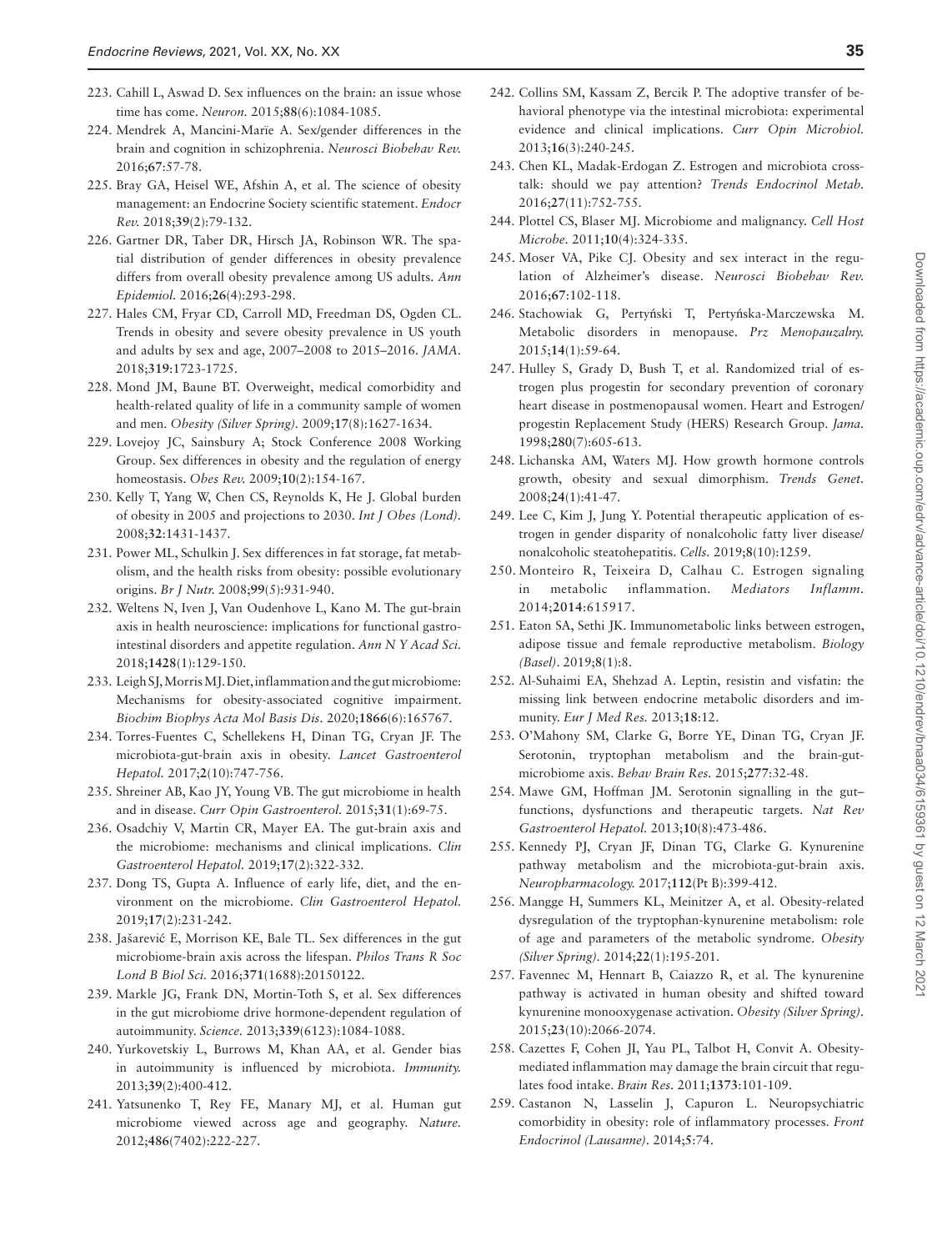223. Cahill L, Aswad D. Sex influences on the brain: an issue whose time has come. *Neuron.* 2015;**88**(6):1084-1085.
224. Mendrek A, Mancini-Marïe A. Sex/gender differences in the brain and cognition in schizophrenia. *Neurosci Biobehav Rev.* 2016;**67**:57-78.
225. Bray GA, Heisel WE, Afshin A, et al. The science of obesity management: an Endocrine Society scientific statement. *Endocr Rev.* 2018;**39**(2):79-132.
226. Gartner DR, Taber DR, Hirsch JA, Robinson WR. The spatial distribution of gender differences in obesity prevalence differs from overall obesity prevalence among US adults. *Ann Epidemiol.* 2016;**26**(4):293-298.
227. Hales CM, Fryar CD, Carroll MD, Freedman DS, Ogden CL. Trends in obesity and severe obesity prevalence in US youth and adults by sex and age, 2007–2008 to 2015–2016. *JAMA.* 2018;**319**:1723-1725.
228. Mond JM, Baune BT. Overweight, medical comorbidity and health-related quality of life in a community sample of women and men. *Obesity (Silver Spring).* 2009;**17**(8):1627-1634.
229. Lovejoy JC, Sainsbury A; Stock Conference 2008 Working Group. Sex differences in obesity and the regulation of energy homeostasis. *Obes Rev.* 2009;**10**(2):154-167.
230. Kelly T, Yang W, Chen CS, Reynolds K, He J. Global burden of obesity in 2005 and projections to 2030. *Int J Obes (Lond).* 2008;**32**:1431-1437.
231. Power ML, Schulkin J. Sex differences in fat storage, fat metabolism, and the health risks from obesity: possible evolutionary origins. *Br J Nutr.* 2008;**99**(5):931-940.
232. Weltens N, Iven J, Van Oudenhove L, Kano M. The gut-brain axis in health neuroscience: implications for functional gastrointestinal disorders and appetite regulation. *Ann N Y Acad Sci.* 2018;**1428**(1):129-150.
233. Leigh SJ, Morris MJ. Diet, inflammation and the gut microbiome: Mechanisms for obesity-associated cognitive impairment. *Biochim Biophys Acta Mol Basis Dis.* 2020;**1866**(6):165767.
234. Torres-Fuentes C, Schellekens H, Dinan TG, Cryan JF. The microbiota-gut-brain axis in obesity. *Lancet Gastroenterol Hepatol.* 2017;**2**(10):747-756.
235. Shreiner AB, Kao JY, Young VB. The gut microbiome in health and in disease. *Curr Opin Gastroenterol.* 2015;**31**(1):69-75.
236. Osadchiy V, Martin CR, Mayer EA. The gut-brain axis and the microbiome: mechanisms and clinical implications. *Clin Gastroenterol Hepatol.* 2019;**17**(2):322-332.
237. Dong TS, Gupta A. Influence of early life, diet, and the environment on the microbiome. *Clin Gastroenterol Hepatol.* 2019;**17**(2):231-242.
238. Jašarević E, Morrison KE, Bale TL. Sex differences in the gut microbiome-brain axis across the lifespan. *Philos Trans R Soc Lond B Biol Sci.* 2016;**371**(1688):20150122.
239. Markle JG, Frank DN, Mortin-Toth S, et al. Sex differences in the gut microbiome drive hormone-dependent regulation of autoimmunity. *Science.* 2013;**339**(6123):1084-1088.
240. Yurkovetskiy L, Burrows M, Khan AA, et al. Gender bias in autoimmunity is influenced by microbiota. *Immunity.* 2013;**39**(2):400-412.
241. Yatsunenko T, Rey FE, Manary MJ, et al. Human gut microbiome viewed across age and geography. *Nature.* 2012;**486**(7402):222-227.
242. Collins SM, Kassam Z, Bercik P. The adoptive transfer of behavioral phenotype via the intestinal microbiota: experimental evidence and clinical implications. *Curr Opin Microbiol.* 2013;**16**(3):240-245.
243. Chen KL, Madak-Erdogan Z. Estrogen and microbiota crosstalk: should we pay attention? *Trends Endocrinol Metab.* 2016;**27**(11):752-755.
244. Plottel CS, Blaser MJ. Microbiome and malignancy. *Cell Host Microbe.* 2011;**10**(4):324-335.
245. Moser VA, Pike CJ. Obesity and sex interact in the regulation of Alzheimer's disease. *Neurosci Biobehav Rev.* 2016;**67**:102-118.
246. Stachowiak G, Pertyński T, Pertyńska-Marczewska M. Metabolic disorders in menopause. *Prz Menopauzalny.* 2015;**14**(1):59-64.
247. Hulley S, Grady D, Bush T, et al. Randomized trial of estrogen plus progestin for secondary prevention of coronary heart disease in postmenopausal women. Heart and Estrogen/progestin Replacement Study (HERS) Research Group. *Jama.* 1998;**280**(7):605-613.
248. Lichanska AM, Waters MJ. How growth hormone controls growth, obesity and sexual dimorphism. *Trends Genet.* 2008;**24**(1):41-47.
249. Lee C, Kim J, Jung Y. Potential therapeutic application of estrogen in gender disparity of nonalcoholic fatty liver disease/nonalcoholic steatohepatitis. *Cells.* 2019;**8**(10):1259.
250. Monteiro R, Teixeira D, Calhau C. Estrogen signaling in metabolic inflammation. *Mediators Inflamm.* 2014;**2014**:615917.
251. Eaton SA, Sethi JK. Immunometabolic links between estrogen, adipose tissue and female reproductive metabolism. *Biology (Basel).* 2019;**8**(1):8.
252. Al-Suhaimi EA, Shehzad A. Leptin, resistin and visfatin: the missing link between endocrine metabolic disorders and immunity. *Eur J Med Res.* 2013;**18**:12.
253. O'Mahony SM, Clarke G, Borre YE, Dinan TG, Cryan JF. Serotonin, tryptophan metabolism and the brain-gut-microbiome axis. *Behav Brain Res.* 2015;**277**:32-48.
254. Mawe GM, Hoffman JM. Serotonin signalling in the gut–functions, dysfunctions and therapeutic targets. *Nat Rev Gastroenterol Hepatol.* 2013;**10**(8):473-486.
255. Kennedy PJ, Cryan JF, Dinan TG, Clarke G. Kynurenine pathway metabolism and the microbiota-gut-brain axis. *Neuropharmacology.* 2017;**112**(Pt B):399-412.
256. Mangge H, Summers KL, Meinitzer A, et al. Obesity-related dysregulation of the tryptophan-kynurenine metabolism: role of age and parameters of the metabolic syndrome. *Obesity (Silver Spring).* 2014;**22**(1):195-201.
257. Favennec M, Hennart B, Caiazzo R, et al. The kynurenine pathway is activated in human obesity and shifted toward kynurenine monooxygenase activation. *Obesity (Silver Spring).* 2015;**23**(10):2066-2074.
258. Cazettes F, Cohen JI, Yau PL, Talbot H, Convit A. Obesity-mediated inflammation may damage the brain circuit that regulates food intake. *Brain Res.* 2011;**1373**:101-109.
259. Castanon N, Lasselin J, Capuron L. Neuropsychiatric comorbidity in obesity: role of inflammatory processes. *Front Endocrinol (Lausanne).* 2014;**5**:74.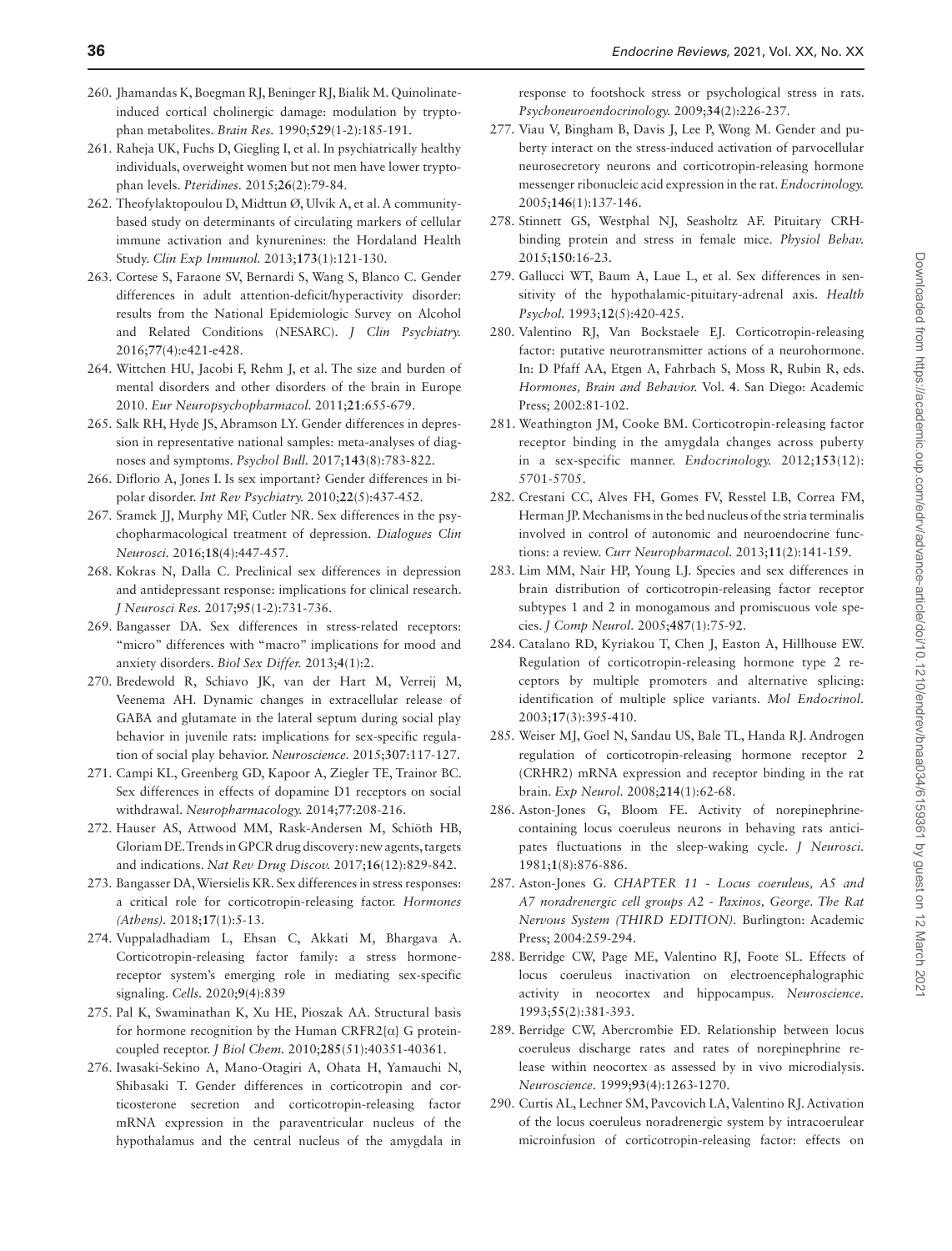260. Jhamandas K, Boegman RJ, Beninger RJ, Bialik M. Quinolinate-induced cortical cholinergic damage: modulation by tryptophan metabolites. *Brain Res.* 1990;**529**(1-2):185-191.
261. Raheja UK, Fuchs D, Giegling I, et al. In psychiatrically healthy individuals, overweight women but not men have lower tryptophan levels. *Pteridines.* 2015;**26**(2):79-84.
262. Theofylaktopoulou D, Midttun Ø, Ulvik A, et al. A community-based study on determinants of circulating markers of cellular immune activation and kynurenines: the Hordaland Health Study. *Clin Exp Immunol.* 2013;**173**(1):121-130.
263. Cortese S, Faraone SV, Bernardi S, Wang S, Blanco C. Gender differences in adult attention-deficit/hyperactivity disorder: results from the National Epidemiologic Survey on Alcohol and Related Conditions (NESARC). *J Clin Psychiatry.* 2016;**77**(4):e421-e428.
264. Wittchen HU, Jacobi F, Rehm J, et al. The size and burden of mental disorders and other disorders of the brain in Europe 2010. *Eur Neuropsychopharmacol.* 2011;**21**:655-679.
265. Salk RH, Hyde JS, Abramson LY. Gender differences in depression in representative national samples: meta-analyses of diagnoses and symptoms. *Psychol Bull.* 2017;**143**(8):783-822.
266. Diflorio A, Jones I. Is sex important? Gender differences in bipolar disorder. *Int Rev Psychiatry.* 2010;**22**(5):437-452.
267. Sramek JJ, Murphy MF, Cutler NR. Sex differences in the psychopharmacological treatment of depression. *Dialogues Clin Neurosci.* 2016;**18**(4):447-457.
268. Kokras N, Dalla C. Preclinical sex differences in depression and antidepressant response: implications for clinical research. *J Neurosci Res.* 2017;**95**(1-2):731-736.
269. Bangasser DA. Sex differences in stress-related receptors: "micro" differences with "macro" implications for mood and anxiety disorders. *Biol Sex Differ.* 2013;**4**(1):2.
270. Bredewold R, Schiavo JK, van der Hart M, Verreij M, Veenema AH. Dynamic changes in extracellular release of GABA and glutamate in the lateral septum during social play behavior in juvenile rats: implications for sex-specific regulation of social play behavior. *Neuroscience.* 2015;**307**:117-127.
271. Campi KL, Greenberg GD, Kapoor A, Ziegler TE, Trainor BC. Sex differences in effects of dopamine D1 receptors on social withdrawal. *Neuropharmacology.* 2014;**77**:208-216.
272. Hauser AS, Attwood MM, Rask-Andersen M, Schiöth HB, Gloriam DE. Trends in GPCR drug discovery: new agents, targets and indications. *Nat Rev Drug Discov.* 2017;**16**(12):829-842.
273. Bangasser DA, Wiersielis KR. Sex differences in stress responses: a critical role for corticotropin-releasing factor. *Hormones (Athens).* 2018;**17**(1):5-13.
274. Vuppaladhadiam L, Ehsan C, Akkati M, Bhargava A. Corticotropin-releasing factor family: a stress hormone-receptor system's emerging role in mediating sex-specific signaling. *Cells.* 2020;**9**(4):839
275. Pal K, Swaminathan K, Xu HE, Pioszak AA. Structural basis for hormone recognition by the Human CRFR2{α} G protein-coupled receptor. *J Biol Chem.* 2010;**285**(51):40351-40361.
276. Iwasaki-Sekino A, Mano-Otagiri A, Ohata H, Yamauchi N, Shibasaki T. Gender differences in corticotropin and corticosterone secretion and corticotropin-releasing factor mRNA expression in the paraventricular nucleus of the hypothalamus and the central nucleus of the amygdala in response to footshock stress or psychological stress in rats. *Psychoneuroendocrinology.* 2009;**34**(2):226-237.
277. Viau V, Bingham B, Davis J, Lee P, Wong M. Gender and puberty interact on the stress-induced activation of parvocellular neurosecretory neurons and corticotropin-releasing hormone messenger ribonucleic acid expression in the rat. *Endocrinology.* 2005;**146**(1):137-146.
278. Stinnett GS, Westphal NJ, Seasholtz AF. Pituitary CRH-binding protein and stress in female mice. *Physiol Behav.* 2015;**150**:16-23.
279. Gallucci WT, Baum A, Laue L, et al. Sex differences in sensitivity of the hypothalamic-pituitary-adrenal axis. *Health Psychol.* 1993;**12**(5):420-425.
280. Valentino RJ, Van Bockstaele EJ. Corticotropin-releasing factor: putative neurotransmitter actions of a neurohormone. In: D Pfaff AA, Etgen A, Fahrbach S, Moss R, Rubin R, eds. *Hormones, Brain and Behavior.* Vol. **4**. San Diego: Academic Press; 2002:81-102.
281. Weathington JM, Cooke BM. Corticotropin-releasing factor receptor binding in the amygdala changes across puberty in a sex-specific manner. *Endocrinology.* 2012;**153**(12): 5701-5705.
282. Crestani CC, Alves FH, Gomes FV, Resstel LB, Correa FM, Herman JP. Mechanisms in the bed nucleus of the stria terminalis involved in control of autonomic and neuroendocrine functions: a review. *Curr Neuropharmacol.* 2013;**11**(2):141-159.
283. Lim MM, Nair HP, Young LJ. Species and sex differences in brain distribution of corticotropin-releasing factor receptor subtypes 1 and 2 in monogamous and promiscuous vole species. *J Comp Neurol.* 2005;**487**(1):75-92.
284. Catalano RD, Kyriakou T, Chen J, Easton A, Hillhouse EW. Regulation of corticotropin-releasing hormone type 2 receptors by multiple promoters and alternative splicing: identification of multiple splice variants. *Mol Endocrinol.* 2003;**17**(3):395-410.
285. Weiser MJ, Goel N, Sandau US, Bale TL, Handa RJ. Androgen regulation of corticotropin-releasing hormone receptor 2 (CRHR2) mRNA expression and receptor binding in the rat brain. *Exp Neurol.* 2008;**214**(1):62-68.
286. Aston-Jones G, Bloom FE. Activity of norepinephrine-containing locus coeruleus neurons in behaving rats anticipates fluctuations in the sleep-waking cycle. *J Neurosci.* 1981;**1**(8):876-886.
287. Aston-Jones G. *CHAPTER 11 - Locus coeruleus, A5 and A7 noradrenergic cell groups A2 - Paxinos, George. The Rat Nervous System (THIRD EDITION).* Burlington: Academic Press; 2004:259-294.
288. Berridge CW, Page ME, Valentino RJ, Foote SL. Effects of locus coeruleus inactivation on electroencephalographic activity in neocortex and hippocampus. *Neuroscience.* 1993;**55**(2):381-393.
289. Berridge CW, Abercrombie ED. Relationship between locus coeruleus discharge rates and rates of norepinephrine release within neocortex as assessed by in vivo microdialysis. *Neuroscience.* 1999;**93**(4):1263-1270.
290. Curtis AL, Lechner SM, Pavcovich LA, Valentino RJ. Activation of the locus coeruleus noradrenergic system by intracoerulear microinfusion of corticotropin-releasing factor: effects on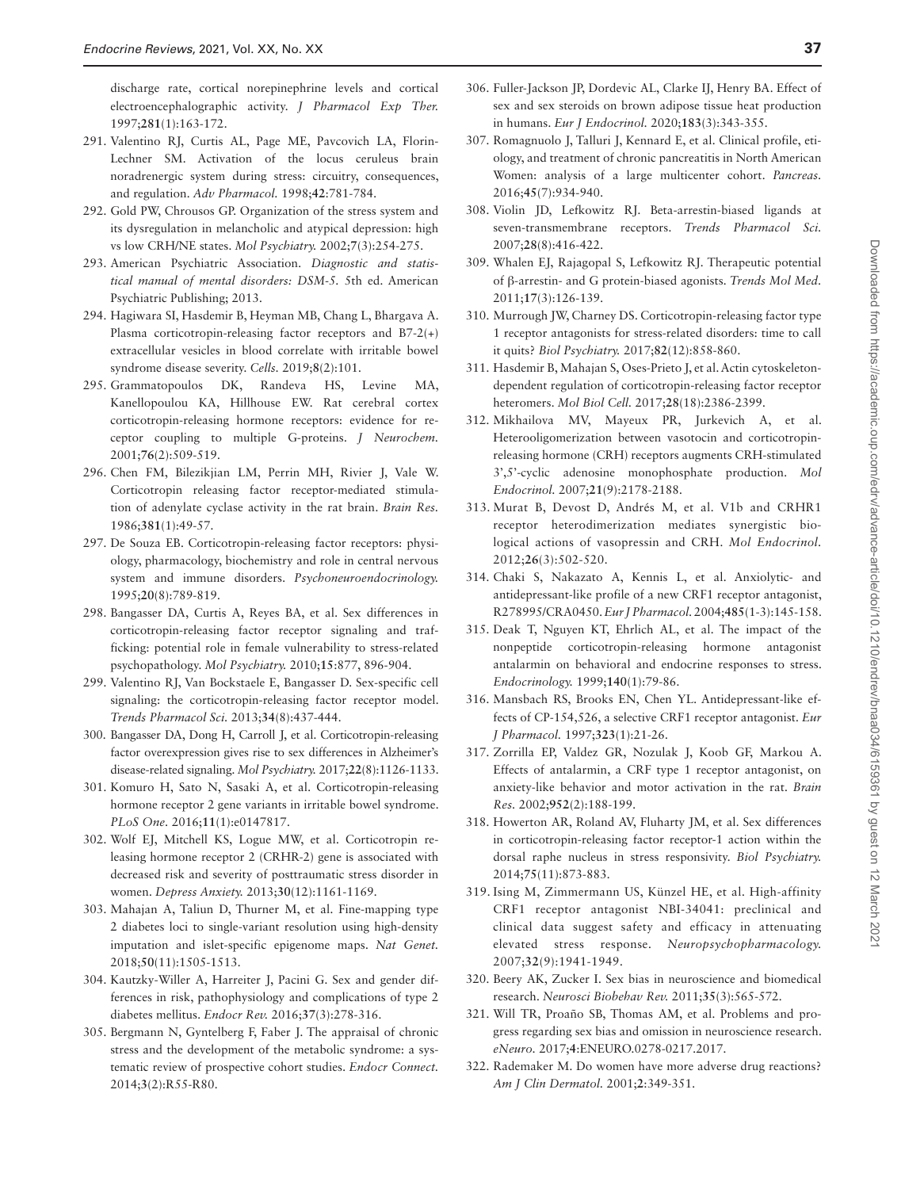discharge rate, cortical norepinephrine levels and cortical electroencephalographic activity. *J Pharmacol Exp Ther.* 1997;**281**(1):163-172.

291. Valentino RJ, Curtis AL, Page ME, Pavcovich LA, Florin-Lechner SM. Activation of the locus ceruleus brain noradrenergic system during stress: circuitry, consequences, and regulation. *Adv Pharmacol.* 1998;**42**:781-784.
292. Gold PW, Chrousos GP. Organization of the stress system and its dysregulation in melancholic and atypical depression: high vs low CRH/NE states. *Mol Psychiatry.* 2002;**7**(3):254-275.
293. American Psychiatric Association. *Diagnostic and statistical manual of mental disorders: DSM-5.* 5th ed. American Psychiatric Publishing; 2013.
294. Hagiwara SI, Hasdemir B, Heyman MB, Chang L, Bhargava A. Plasma corticotropin-releasing factor receptors and B7-2(+) extracellular vesicles in blood correlate with irritable bowel syndrome disease severity. *Cells.* 2019;**8**(2):101.
295. Grammatopoulos DK, Randeva HS, Levine MA, Kanellopoulou KA, Hillhouse EW. Rat cerebral cortex corticotropin-releasing hormone receptors: evidence for receptor coupling to multiple G-proteins. *J Neurochem.* 2001;**76**(2):509-519.
296. Chen FM, Bilezikjian LM, Perrin MH, Rivier J, Vale W. Corticotropin releasing factor receptor-mediated stimulation of adenylate cyclase activity in the rat brain. *Brain Res.* 1986;**381**(1):49-57.
297. De Souza EB. Corticotropin-releasing factor receptors: physiology, pharmacology, biochemistry and role in central nervous system and immune disorders. *Psychoneuroendocrinology.* 1995;**20**(8):789-819.
298. Bangasser DA, Curtis A, Reyes BA, et al. Sex differences in corticotropin-releasing factor receptor signaling and trafficking: potential role in female vulnerability to stress-related psychopathology. *Mol Psychiatry.* 2010;**15**:877, 896-904.
299. Valentino RJ, Van Bockstaele E, Bangasser D. Sex-specific cell signaling: the corticotropin-releasing factor receptor model. *Trends Pharmacol Sci.* 2013;**34**(8):437-444.
300. Bangasser DA, Dong H, Carroll J, et al. Corticotropin-releasing factor overexpression gives rise to sex differences in Alzheimer's disease-related signaling. *Mol Psychiatry.* 2017;**22**(8):1126-1133.
301. Komuro H, Sato N, Sasaki A, et al. Corticotropin-releasing hormone receptor 2 gene variants in irritable bowel syndrome. *PLoS One.* 2016;**11**(1):e0147817.
302. Wolf EJ, Mitchell KS, Logue MW, et al. Corticotropin releasing hormone receptor 2 (CRHR-2) gene is associated with decreased risk and severity of posttraumatic stress disorder in women. *Depress Anxiety.* 2013;**30**(12):1161-1169.
303. Mahajan A, Taliun D, Thurner M, et al. Fine-mapping type 2 diabetes loci to single-variant resolution using high-density imputation and islet-specific epigenome maps. *Nat Genet.* 2018;**50**(11):1505-1513.
304. Kautzky-Willer A, Harreiter J, Pacini G. Sex and gender differences in risk, pathophysiology and complications of type 2 diabetes mellitus. *Endocr Rev.* 2016;**37**(3):278-316.
305. Bergmann N, Gyntelberg F, Faber J. The appraisal of chronic stress and the development of the metabolic syndrome: a systematic review of prospective cohort studies. *Endocr Connect.* 2014;**3**(2):R55-R80.
306. Fuller-Jackson JP, Dordevic AL, Clarke IJ, Henry BA. Effect of sex and sex steroids on brown adipose tissue heat production in humans. *Eur J Endocrinol.* 2020;**183**(3):343-355.
307. Romagnuolo J, Talluri J, Kennard E, et al. Clinical profile, etiology, and treatment of chronic pancreatitis in North American Women: analysis of a large multicenter cohort. *Pancreas.* 2016;**45**(7):934-940.
308. Violin JD, Lefkowitz RJ. Beta-arrestin-biased ligands at seven-transmembrane receptors. *Trends Pharmacol Sci.* 2007;**28**(8):416-422.
309. Whalen EJ, Rajagopal S, Lefkowitz RJ. Therapeutic potential of β-arrestin- and G protein-biased agonists. *Trends Mol Med.* 2011;**17**(3):126-139.
310. Murrough JW, Charney DS. Corticotropin-releasing factor type 1 receptor antagonists for stress-related disorders: time to call it quits? *Biol Psychiatry.* 2017;**82**(12):858-860.
311. Hasdemir B, Mahajan S, Oses-Prieto J, et al. Actin cytoskeleton-dependent regulation of corticotropin-releasing factor receptor heteromers. *Mol Biol Cell.* 2017;**28**(18):2386-2399.
312. Mikhailova MV, Mayeux PR, Jurkevich A, et al. Heterooligomerization between vasotocin and corticotropin-releasing hormone (CRH) receptors augments CRH-stimulated 3',5'-cyclic adenosine monophosphate production. *Mol Endocrinol.* 2007;**21**(9):2178-2188.
313. Murat B, Devost D, Andrés M, et al. V1b and CRHR1 receptor heterodimerization mediates synergistic biological actions of vasopressin and CRH. *Mol Endocrinol.* 2012;**26**(3):502-520.
314. Chaki S, Nakazato A, Kennis L, et al. Anxiolytic- and antidepressant-like profile of a new CRF1 receptor antagonist, R278995/CRA0450. *Eur J Pharmacol.* 2004;**485**(1-3):145-158.
315. Deak T, Nguyen KT, Ehrlich AL, et al. The impact of the nonpeptide corticotropin-releasing hormone antagonist antalarmin on behavioral and endocrine responses to stress. *Endocrinology.* 1999;**140**(1):79-86.
316. Mansbach RS, Brooks EN, Chen YL. Antidepressant-like effects of CP-154,526, a selective CRF1 receptor antagonist. *Eur J Pharmacol.* 1997;**323**(1):21-26.
317. Zorrilla EP, Valdez GR, Nozulak J, Koob GF, Markou A. Effects of antalarmin, a CRF type 1 receptor antagonist, on anxiety-like behavior and motor activation in the rat. *Brain Res.* 2002;**952**(2):188-199.
318. Howerton AR, Roland AV, Fluharty JM, et al. Sex differences in corticotropin-releasing factor receptor-1 action within the dorsal raphe nucleus in stress responsivity. *Biol Psychiatry.* 2014;**75**(11):873-883.
319. Ising M, Zimmermann US, Künzel HE, et al. High-affinity CRF1 receptor antagonist NBI-34041: preclinical and clinical data suggest safety and efficacy in attenuating elevated stress response. *Neuropsychopharmacology.* 2007;**32**(9):1941-1949.
320. Beery AK, Zucker I. Sex bias in neuroscience and biomedical research. *Neurosci Biobehav Rev.* 2011;**35**(3):565-572.
321. Will TR, Proaño SB, Thomas AM, et al. Problems and progress regarding sex bias and omission in neuroscience research. *eNeuro.* 2017;**4**:ENEURO.0278-0217.2017.
322. Rademaker M. Do women have more adverse drug reactions? *Am J Clin Dermatol.* 2001;**2**:349-351.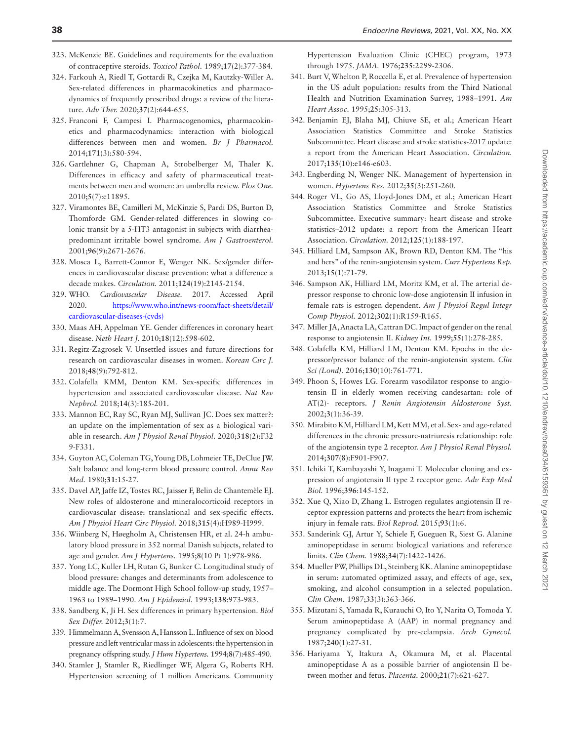323. McKenzie BE. Guidelines and requirements for the evaluation of contraceptive steroids. *Toxicol Pathol.* 1989;**17**(2):377-384.
324. Farkouh A, Riedl T, Gottardi R, Czejka M, Kautzky-Willer A. Sex-related differences in pharmacokinetics and pharmacodynamics of frequently prescribed drugs: a review of the literature. *Adv Ther.* 2020;**37**(2):644-655.
325. Franconi F, Campesi I. Pharmacogenomics, pharmacokinetics and pharmacodynamics: interaction with biological differences between men and women. *Br J Pharmacol.* 2014;**171**(3):580-594.
326. Gartlehner G, Chapman A, Strobelberger M, Thaler K. Differences in efficacy and safety of pharmaceutical treatments between men and women: an umbrella review. *Plos One.* 2010;**5**(7):e11895.
327. Viramontes BE, Camilleri M, McKinzie S, Pardi DS, Burton D, Thomforde GM. Gender-related differences in slowing colonic transit by a 5-HT3 antagonist in subjects with diarrhea-predominant irritable bowel syndrome. *Am J Gastroenterol.* 2001;**96**(9):2671-2676.
328. Mosca L, Barrett-Connor E, Wenger NK. Sex/gender differences in cardiovascular disease prevention: what a difference a decade makes. *Circulation.* 2011;**124**(19):2145-2154.
329. WHO. *Cardiovascular Disease.* 2017. Accessed April 2020. https://www.who.int/news-room/fact-sheets/detail/cardiovascular-diseases-(cvds)
330. Maas AH, Appelman YE. Gender differences in coronary heart disease. *Neth Heart J.* 2010;**18**(12):598-602.
331. Regitz-Zagrosek V. Unsettled issues and future directions for research on cardiovascular diseases in women. *Korean Circ J.* 2018;**48**(9):792-812.
332. Colafella KMM, Denton KM. Sex-specific differences in hypertension and associated cardiovascular disease. *Nat Rev Nephrol.* 2018;**14**(3):185-201.
333. Mannon EC, Ray SC, Ryan MJ, Sullivan JC. Does sex matter?: an update on the implementation of sex as a biological variable in research. *Am J Physiol Renal Physiol.* 2020;**318**(2):F329-F331.
334. Guyton AC, Coleman TG, Young DB, Lohmeier TE, DeClue JW. Salt balance and long-term blood pressure control. *Annu Rev Med.* 1980;**31**:15-27.
335. Davel AP, Jaffe IZ, Tostes RC, Jaisser F, Belin de Chantemèle EJ. New roles of aldosterone and mineralocorticoid receptors in cardiovascular disease: translational and sex-specific effects. *Am J Physiol Heart Circ Physiol.* 2018;**315**(4):H989-H999.
336. Wiinberg N, Høegholm A, Christensen HR, et al. 24-h ambulatory blood pressure in 352 normal Danish subjects, related to age and gender. *Am J Hypertens.* 1995;**8**(10 Pt 1):978-986.
337. Yong LC, Kuller LH, Rutan G, Bunker C. Longitudinal study of blood pressure: changes and determinants from adolescence to middle age. The Dormont High School follow-up study, 1957–1963 to 1989–1990. *Am J Epidemiol.* 1993;**138**:973-983.
338. Sandberg K, Ji H. Sex differences in primary hypertension. *Biol Sex Differ.* 2012;**3**(1):7.
339. Himmelmann A, Svensson A, Hansson L. Influence of sex on blood pressure and left ventricular mass in adolescents: the hypertension in pregnancy offspring study. *J Hum Hypertens.* 1994;**8**(7):485-490.
340. Stamler J, Stamler R, Riedlinger WF, Algera G, Roberts RH. Hypertension screening of 1 million Americans. Community Hypertension Evaluation Clinic (CHEC) program, 1973 through 1975. *JAMA.* 1976;**235**:2299-2306.
341. Burt V, Whelton P, Roccella E, et al. Prevalence of hypertension in the US adult population: results from the Third National Health and Nutrition Examination Survey, 1988–1991. *Am Heart Assoc.* 1995;**25**:305-313.
342. Benjamin EJ, Blaha MJ, Chiuve SE, et al.; American Heart Association Statistics Committee and Stroke Statistics Subcommittee. Heart disease and stroke statistics-2017 update: a report from the American Heart Association. *Circulation.* 2017;**135**(10):e146-e603.
343. Engberding N, Wenger NK. Management of hypertension in women. *Hypertens Res.* 2012;**35**(3):251-260.
344. Roger VL, Go AS, Lloyd-Jones DM, et al.; American Heart Association Statistics Committee and Stroke Statistics Subcommittee. Executive summary: heart disease and stroke statistics–2012 update: a report from the American Heart Association. *Circulation.* 2012;**125**(1):188-197.
345. Hilliard LM, Sampson AK, Brown RD, Denton KM. The "his and hers" of the renin-angiotensin system. *Curr Hypertens Rep.* 2013;**15**(1):71-79.
346. Sampson AK, Hilliard LM, Moritz KM, et al. The arterial depressor response to chronic low-dose angiotensin II infusion in female rats is estrogen dependent. *Am J Physiol Regul Integr Comp Physiol.* 2012;**302**(1):R159-R165.
347. Miller JA, Anacta LA, Cattran DC. Impact of gender on the renal response to angiotensin II. *Kidney Int.* 1999;**55**(1):278-285.
348. Colafella KM, Hilliard LM, Denton KM. Epochs in the depressor/pressor balance of the renin-angiotensin system. *Clin Sci (Lond).* 2016;**130**(10):761-771.
349. Phoon S, Howes LG. Forearm vasodilator response to angiotensin II in elderly women receiving candesartan: role of AT(2)- receptors. *J Renin Angiotensin Aldosterone Syst.* 2002;**3**(1):36-39.
350. Mirabito KM, Hilliard LM, Kett MM, et al. Sex- and age-related differences in the chronic pressure-natriuresis relationship: role of the angiotensin type 2 receptor. *Am J Physiol Renal Physiol.* 2014;**307**(8):F901-F907.
351. Ichiki T, Kambayashi Y, Inagami T. Molecular cloning and expression of angiotensin II type 2 receptor gene. *Adv Exp Med Biol.* 1996;**396**:145-152.
352. Xue Q, Xiao D, Zhang L. Estrogen regulates angiotensin II receptor expression patterns and protects the heart from ischemic injury in female rats. *Biol Reprod.* 2015;**93**(1):6.
353. Sanderink GJ, Artur Y, Schiele F, Gueguen R, Siest G. Alanine aminopeptidase in serum: biological variations and reference limits. *Clin Chem.* 1988;**34**(7):1422-1426.
354. Mueller PW, Phillips DL, Steinberg KK. Alanine aminopeptidase in serum: automated optimized assay, and effects of age, sex, smoking, and alcohol consumption in a selected population. *Clin Chem.* 1987;**33**(3):363-366.
355. Mizutani S, Yamada R, Kurauchi O, Ito Y, Narita O, Tomoda Y. Serum aminopeptidase A (AAP) in normal pregnancy and pregnancy complicated by pre-eclampsia. *Arch Gynecol.* 1987;**240**(1):27-31.
356. Hariyama Y, Itakura A, Okamura M, et al. Placental aminopeptidase A as a possible barrier of angiotensin II between mother and fetus. *Placenta.* 2000;**21**(7):621-627.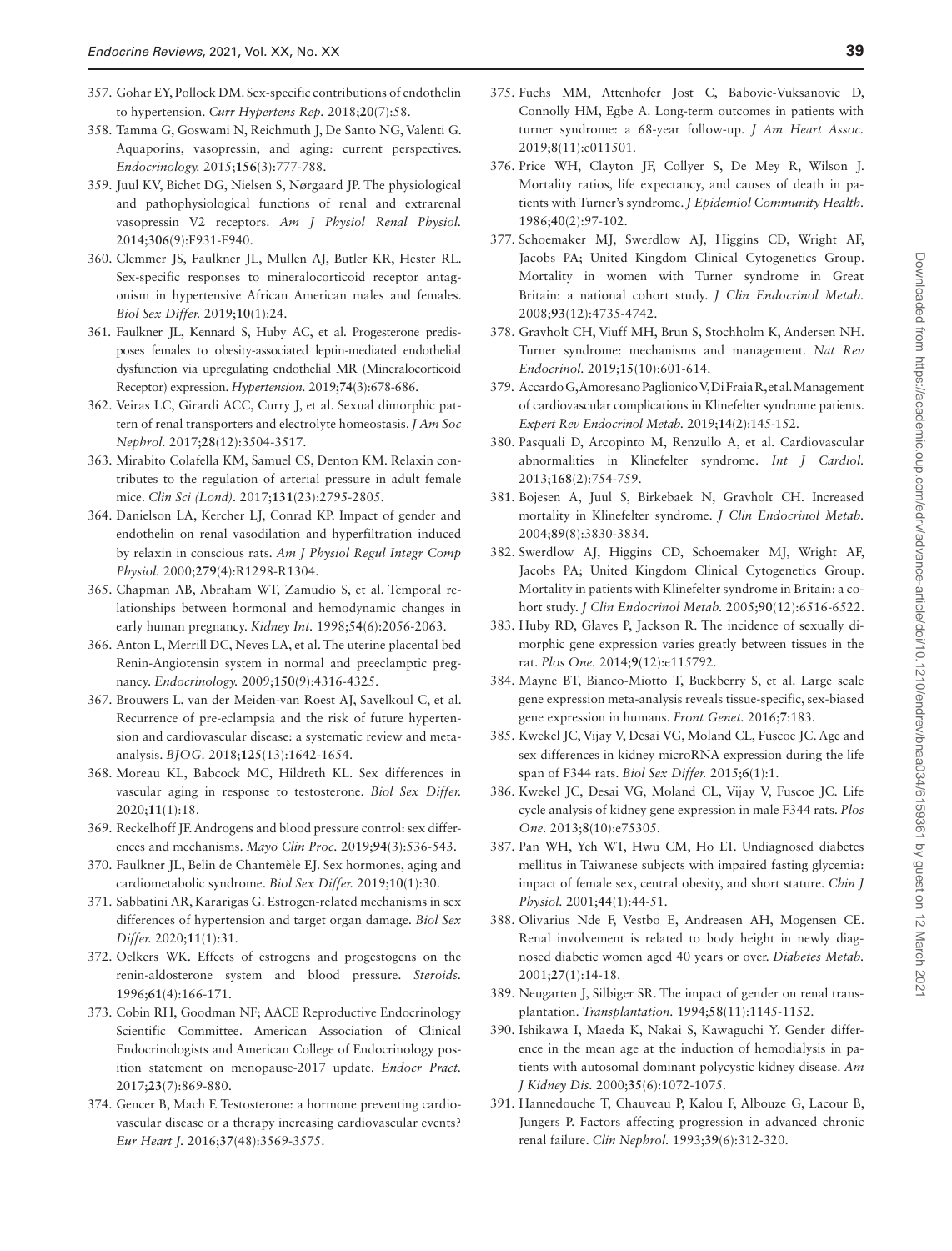357. Gohar EY, Pollock DM. Sex-specific contributions of endothelin to hypertension. *Curr Hypertens Rep.* 2018;**20**(7):58.
358. Tamma G, Goswami N, Reichmuth J, De Santo NG, Valenti G. Aquaporins, vasopressin, and aging: current perspectives. *Endocrinology.* 2015;**156**(3):777-788.
359. Juul KV, Bichet DG, Nielsen S, Nørgaard JP. The physiological and pathophysiological functions of renal and extrarenal vasopressin V2 receptors. *Am J Physiol Renal Physiol.* 2014;**306**(9):F931-F940.
360. Clemmer JS, Faulkner JL, Mullen AJ, Butler KR, Hester RL. Sex-specific responses to mineralocorticoid receptor antagonism in hypertensive African American males and females. *Biol Sex Differ.* 2019;**10**(1):24.
361. Faulkner JL, Kennard S, Huby AC, et al. Progesterone predisposes females to obesity-associated leptin-mediated endothelial dysfunction via upregulating endothelial MR (Mineralocorticoid Receptor) expression. *Hypertension.* 2019;**74**(3):678-686.
362. Veiras LC, Girardi ACC, Curry J, et al. Sexual dimorphic pattern of renal transporters and electrolyte homeostasis. *J Am Soc Nephrol.* 2017;**28**(12):3504-3517.
363. Mirabito Colafella KM, Samuel CS, Denton KM. Relaxin contributes to the regulation of arterial pressure in adult female mice. *Clin Sci (Lond).* 2017;**131**(23):2795-2805.
364. Danielson LA, Kercher LJ, Conrad KP. Impact of gender and endothelin on renal vasodilation and hyperfiltration induced by relaxin in conscious rats. *Am J Physiol Regul Integr Comp Physiol.* 2000;**279**(4):R1298-R1304.
365. Chapman AB, Abraham WT, Zamudio S, et al. Temporal relationships between hormonal and hemodynamic changes in early human pregnancy. *Kidney Int.* 1998;**54**(6):2056-2063.
366. Anton L, Merrill DC, Neves LA, et al. The uterine placental bed Renin-Angiotensin system in normal and preeclamptic pregnancy. *Endocrinology.* 2009;**150**(9):4316-4325.
367. Brouwers L, van der Meiden-van Roest AJ, Savelkoul C, et al. Recurrence of pre-eclampsia and the risk of future hypertension and cardiovascular disease: a systematic review and meta-analysis. *BJOG.* 2018;**125**(13):1642-1654.
368. Moreau KL, Babcock MC, Hildreth KL. Sex differences in vascular aging in response to testosterone. *Biol Sex Differ.* 2020;**11**(1):18.
369. Reckelhoff JF. Androgens and blood pressure control: sex differences and mechanisms. *Mayo Clin Proc.* 2019;**94**(3):536-543.
370. Faulkner JL, Belin de Chantemèle EJ. Sex hormones, aging and cardiometabolic syndrome. *Biol Sex Differ.* 2019;**10**(1):30.
371. Sabbatini AR, Kararigas G. Estrogen-related mechanisms in sex differences of hypertension and target organ damage. *Biol Sex Differ.* 2020;**11**(1):31.
372. Oelkers WK. Effects of estrogens and progestogens on the renin-aldosterone system and blood pressure. *Steroids.* 1996;**61**(4):166-171.
373. Cobin RH, Goodman NF; AACE Reproductive Endocrinology Scientific Committee. American Association of Clinical Endocrinologists and American College of Endocrinology position statement on menopause-2017 update. *Endocr Pract.* 2017;**23**(7):869-880.
374. Gencer B, Mach F. Testosterone: a hormone preventing cardiovascular disease or a therapy increasing cardiovascular events? *Eur Heart J.* 2016;**37**(48):3569-3575.
375. Fuchs MM, Attenhofer Jost C, Babovic-Vuksanovic D, Connolly HM, Egbe A. Long-term outcomes in patients with turner syndrome: a 68-year follow-up. *J Am Heart Assoc.* 2019;**8**(11):e011501.
376. Price WH, Clayton JF, Collyer S, De Mey R, Wilson J. Mortality ratios, life expectancy, and causes of death in patients with Turner's syndrome. *J Epidemiol Community Health.* 1986;**40**(2):97-102.
377. Schoemaker MJ, Swerdlow AJ, Higgins CD, Wright AF, Jacobs PA; United Kingdom Clinical Cytogenetics Group. Mortality in women with Turner syndrome in Great Britain: a national cohort study. *J Clin Endocrinol Metab.* 2008;**93**(12):4735-4742.
378. Gravholt CH, Viuff MH, Brun S, Stochholm K, Andersen NH. Turner syndrome: mechanisms and management. *Nat Rev Endocrinol.* 2019;**15**(10):601-614.
379. Accardo G, Amoresano Paglionico V, Di Fraia R, et al. Management of cardiovascular complications in Klinefelter syndrome patients. *Expert Rev Endocrinol Metab.* 2019;**14**(2):145-152.
380. Pasquali D, Arcopinto M, Renzullo A, et al. Cardiovascular abnormalities in Klinefelter syndrome. *Int J Cardiol.* 2013;**168**(2):754-759.
381. Bojesen A, Juul S, Birkebaek N, Gravholt CH. Increased mortality in Klinefelter syndrome. *J Clin Endocrinol Metab.* 2004;**89**(8):3830-3834.
382. Swerdlow AJ, Higgins CD, Schoemaker MJ, Wright AF, Jacobs PA; United Kingdom Clinical Cytogenetics Group. Mortality in patients with Klinefelter syndrome in Britain: a cohort study. *J Clin Endocrinol Metab.* 2005;**90**(12):6516-6522.
383. Huby RD, Glaves P, Jackson R. The incidence of sexually dimorphic gene expression varies greatly between tissues in the rat. *Plos One.* 2014;**9**(12):e115792.
384. Mayne BT, Bianco-Miotto T, Buckberry S, et al. Large scale gene expression meta-analysis reveals tissue-specific, sex-biased gene expression in humans. *Front Genet.* 2016;**7**:183.
385. Kwekel JC, Vijay V, Desai VG, Moland CL, Fuscoe JC. Age and sex differences in kidney microRNA expression during the life span of F344 rats. *Biol Sex Differ.* 2015;**6**(1):1.
386. Kwekel JC, Desai VG, Moland CL, Vijay V, Fuscoe JC. Life cycle analysis of kidney gene expression in male F344 rats. *Plos One.* 2013;**8**(10):e75305.
387. Pan WH, Yeh WT, Hwu CM, Ho LT. Undiagnosed diabetes mellitus in Taiwanese subjects with impaired fasting glycemia: impact of female sex, central obesity, and short stature. *Chin J Physiol.* 2001;**44**(1):44-51.
388. Olivarius Nde F, Vestbo E, Andreasen AH, Mogensen CE. Renal involvement is related to body height in newly diagnosed diabetic women aged 40 years or over. *Diabetes Metab.* 2001;**27**(1):14-18.
389. Neugarten J, Silbiger SR. The impact of gender on renal transplantation. *Transplantation.* 1994;**58**(11):1145-1152.
390. Ishikawa I, Maeda K, Nakai S, Kawaguchi Y. Gender difference in the mean age at the induction of hemodialysis in patients with autosomal dominant polycystic kidney disease. *Am J Kidney Dis.* 2000;**35**(6):1072-1075.
391. Hannedouche T, Chauveau P, Kalou F, Albouze G, Lacour B, Jungers P. Factors affecting progression in advanced chronic renal failure. *Clin Nephrol.* 1993;**39**(6):312-320.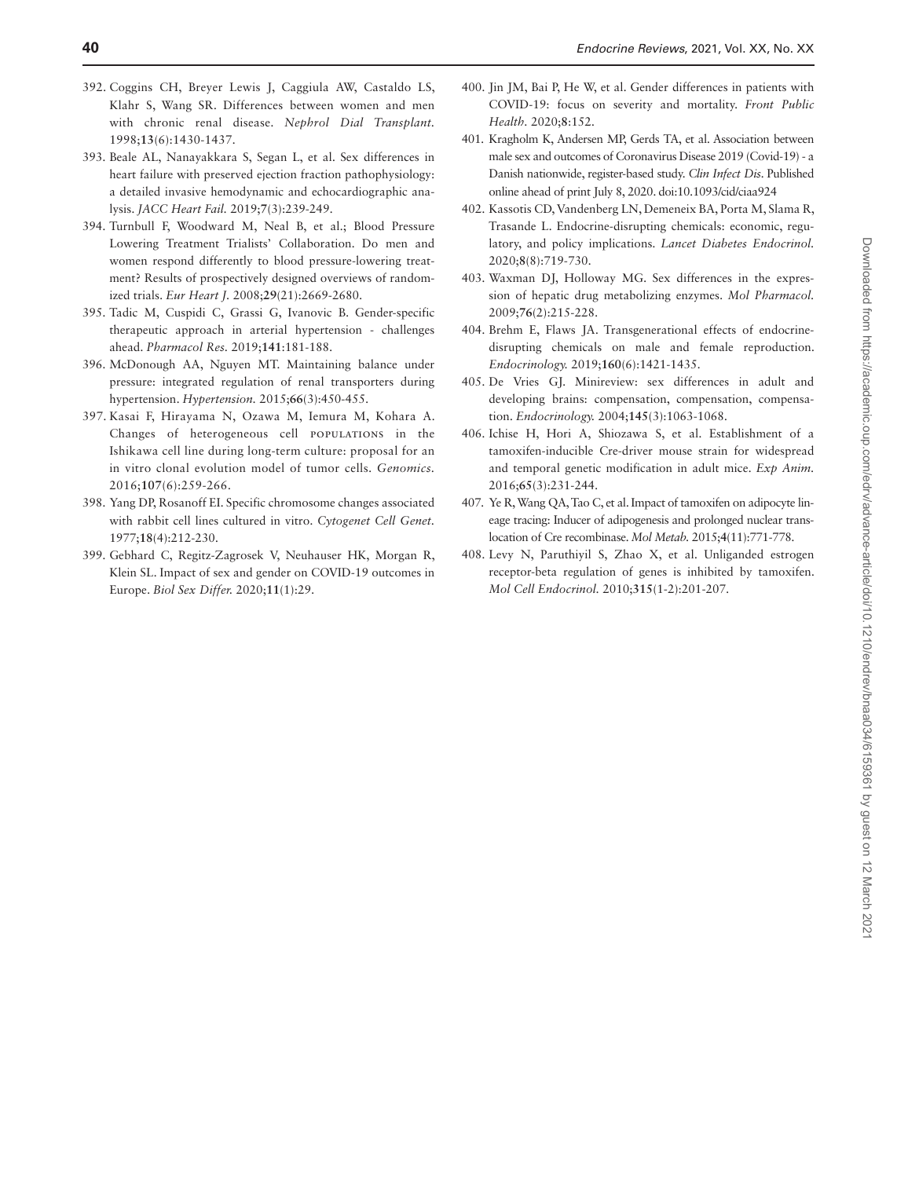392. Coggins CH, Breyer Lewis J, Caggiula AW, Castaldo LS, Klahr S, Wang SR. Differences between women and men with chronic renal disease. *Nephrol Dial Transplant.* 1998;**13**(6):1430-1437.
393. Beale AL, Nanayakkara S, Segan L, et al. Sex differences in heart failure with preserved ejection fraction pathophysiology: a detailed invasive hemodynamic and echocardiographic analysis. *JACC Heart Fail.* 2019;**7**(3):239-249.
394. Turnbull F, Woodward M, Neal B, et al.; Blood Pressure Lowering Treatment Trialists' Collaboration. Do men and women respond differently to blood pressure-lowering treatment? Results of prospectively designed overviews of randomized trials. *Eur Heart J.* 2008;**29**(21):2669-2680.
395. Tadic M, Cuspidi C, Grassi G, Ivanovic B. Gender-specific therapeutic approach in arterial hypertension - challenges ahead. *Pharmacol Res.* 2019;**141**:181-188.
396. McDonough AA, Nguyen MT. Maintaining balance under pressure: integrated regulation of renal transporters during hypertension. *Hypertension.* 2015;**66**(3):450-455.
397. Kasai F, Hirayama N, Ozawa M, Iemura M, Kohara A. Changes of heterogeneous cell populations in the Ishikawa cell line during long-term culture: proposal for an in vitro clonal evolution model of tumor cells. *Genomics.* 2016;**107**(6):259-266.
398. Yang DP, Rosanoff EI. Specific chromosome changes associated with rabbit cell lines cultured in vitro. *Cytogenet Cell Genet.* 1977;**18**(4):212-230.
399. Gebhard C, Regitz-Zagrosek V, Neuhauser HK, Morgan R, Klein SL. Impact of sex and gender on COVID-19 outcomes in Europe. *Biol Sex Differ.* 2020;**11**(1):29.
400. Jin JM, Bai P, He W, et al. Gender differences in patients with COVID-19: focus on severity and mortality. *Front Public Health.* 2020;**8**:152.
401. Kragholm K, Andersen MP, Gerds TA, et al. Association between male sex and outcomes of Coronavirus Disease 2019 (Covid-19) - a Danish nationwide, register-based study. *Clin Infect Dis.* Published online ahead of print July 8, 2020. doi:10.1093/cid/ciaa924
402. Kassotis CD, Vandenberg LN, Demeneix BA, Porta M, Slama R, Trasande L. Endocrine-disrupting chemicals: economic, regulatory, and policy implications. *Lancet Diabetes Endocrinol.* 2020;**8**(8):719-730.
403. Waxman DJ, Holloway MG. Sex differences in the expression of hepatic drug metabolizing enzymes. *Mol Pharmacol.* 2009;**76**(2):215-228.
404. Brehm E, Flaws JA. Transgenerational effects of endocrine-disrupting chemicals on male and female reproduction. *Endocrinology.* 2019;**160**(6):1421-1435.
405. De Vries GJ. Minireview: sex differences in adult and developing brains: compensation, compensation, compensation. *Endocrinology.* 2004;**145**(3):1063-1068.
406. Ichise H, Hori A, Shiozawa S, et al. Establishment of a tamoxifen-inducible Cre-driver mouse strain for widespread and temporal genetic modification in adult mice. *Exp Anim.* 2016;**65**(3):231-244.
407. Ye R, Wang QA, Tao C, et al. Impact of tamoxifen on adipocyte lineage tracing: Inducer of adipogenesis and prolonged nuclear translocation of Cre recombinase. *Mol Metab.* 2015;**4**(11):771-778.
408. Levy N, Paruthiyil S, Zhao X, et al. Unliganded estrogen receptor-beta regulation of genes is inhibited by tamoxifen. *Mol Cell Endocrinol.* 2010;**315**(1-2):201-207.